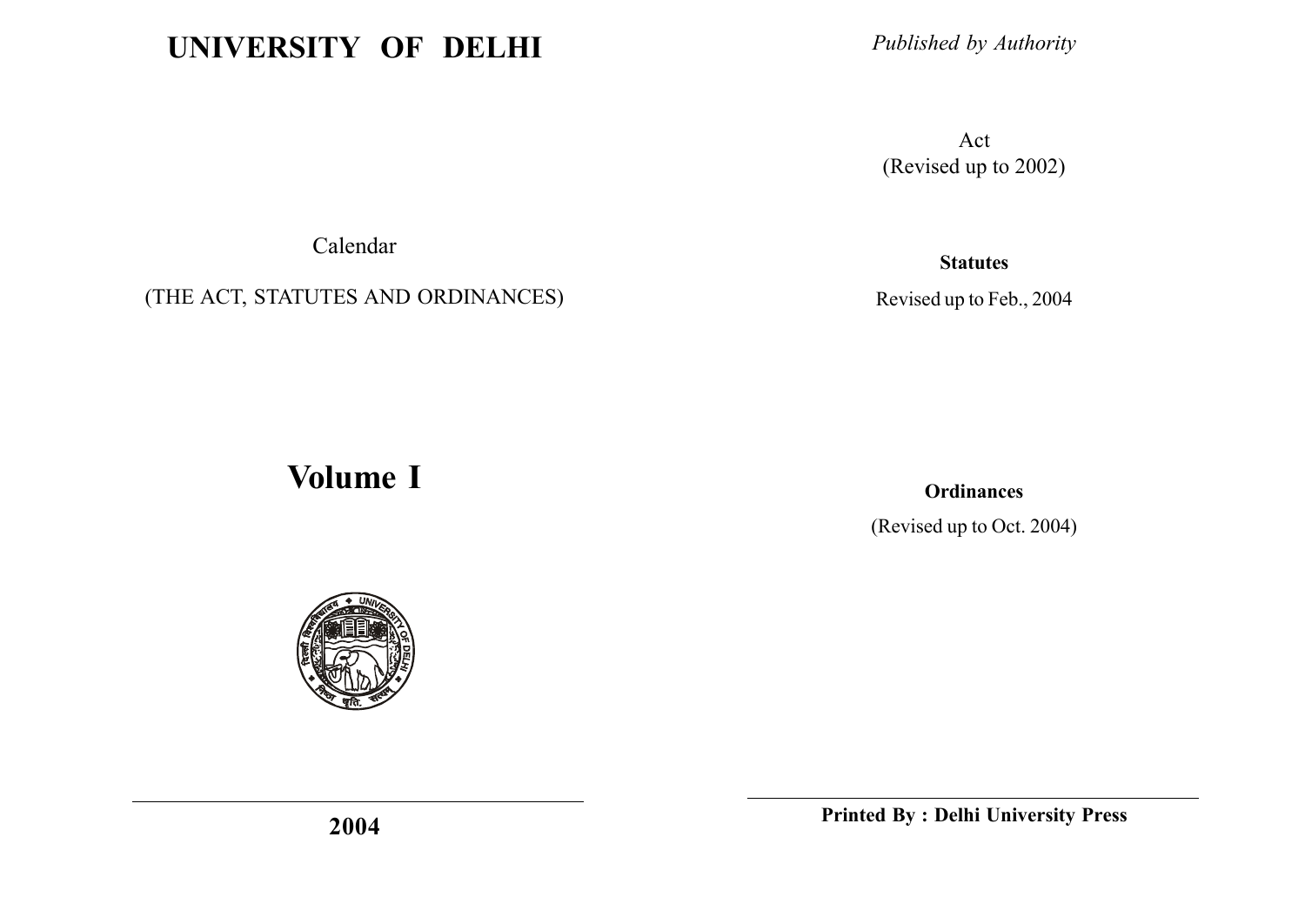# UNIVERSITY OF DELHI

Calendar

(THE ACT, STATUTES AND ORDINANCES)

## Volume I

**2004**

*Published by Authority*

Act
(Revised up to 2002)

**Statutes**

Revised up to Feb., 2004

**Ordinances**

(Revised up to Oct. 2004)

**Printed By : Delhi University Press**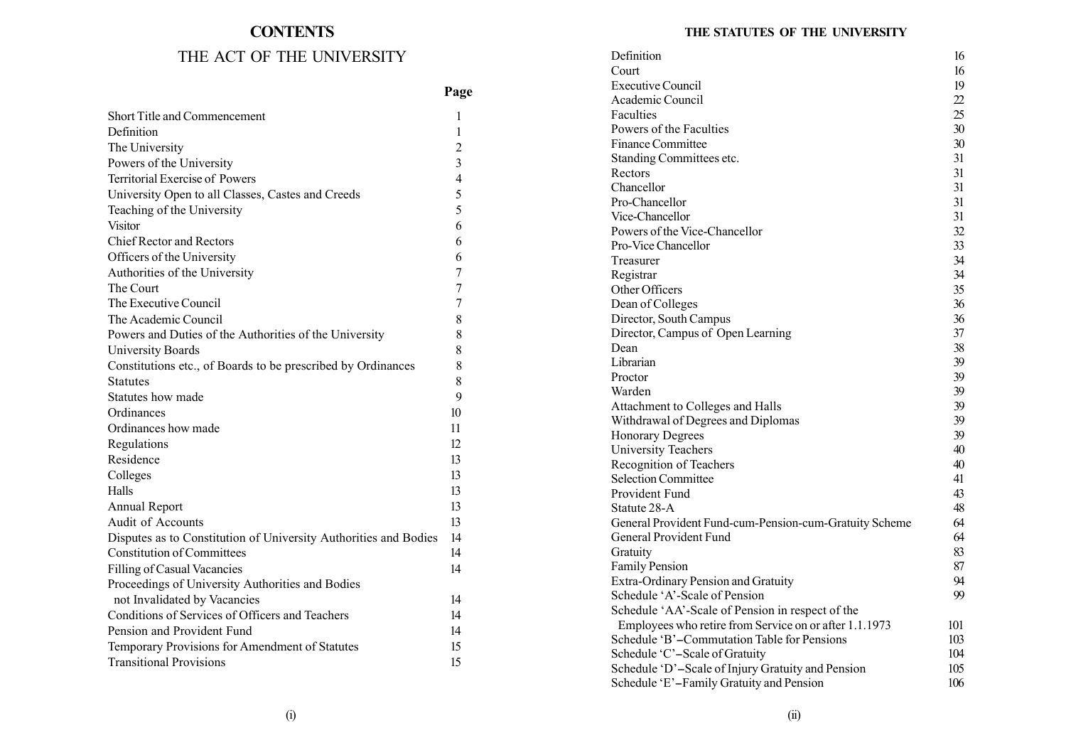# CONTENTS

## THE ACT OF THE UNIVERSITY

| | Page |
|---|---|
| Short Title and Commencement | 1 |
| Definition | 1 |
| The University | 2 |
| Powers of the University | 3 |
| Territorial Exercise of Powers | 4 |
| University Open to all Classes, Castes and Creeds | 5 |
| Teaching of the University | 5 |
| Visitor | 6 |
| Chief Rector and Rectors | 6 |
| Officers of the University | 6 |
| Authorities of the University | 7 |
| The Court | 7 |
| The Executive Council | 7 |
| The Academic Council | 8 |
| Powers and Duties of the Authorities of the University | 8 |
| University Boards | 8 |
| Constitutions etc., of Boards to be prescribed by Ordinances | 8 |
| Statutes | 8 |
| Statutes how made | 9 |
| Ordinances | 10 |
| Ordinances how made | 11 |
| Regulations | 12 |
| Residence | 13 |
| Colleges | 13 |
| Halls | 13 |
| Annual Report | 13 |
| Audit of Accounts | 13 |
| Disputes as to Constitution of University Authorities and Bodies | 14 |
| Constitution of Committees | 14 |
| Filling of Casual Vacancies | 14 |
| Proceedings of University Authorities and Bodies not Invalidated by Vacancies | 14 |
| Conditions of Services of Officers and Teachers | 14 |
| Pension and Provident Fund | 14 |
| Temporary Provisions for Amendment of Statutes | 15 |
| Transitional Provisions | 15 |

## THE STATUTES OF THE UNIVERSITY

| | |
|---|---|
| Definition | 16 |
| Court | 16 |
| Executive Council | 19 |
| Academic Council | 22 |
| Faculties | 25 |
| Powers of the Faculties | 30 |
| Finance Committee | 30 |
| Standing Committees etc. | 31 |
| Rectors | 31 |
| Chancellor | 31 |
| Pro-Chancellor | 31 |
| Vice-Chancellor | 31 |
| Powers of the Vice-Chancellor | 32 |
| Pro-Vice Chancellor | 33 |
| Treasurer | 34 |
| Registrar | 34 |
| Other Officers | 35 |
| Dean of Colleges | 36 |
| Director, South Campus | 36 |
| Director, Campus of Open Learning | 37 |
| Dean | 38 |
| Librarian | 39 |
| Proctor | 39 |
| Warden | 39 |
| Attachment to Colleges and Halls | 39 |
| Withdrawal of Degrees and Diplomas | 39 |
| Honorary Degrees | 39 |
| University Teachers | 40 |
| Recognition of Teachers | 40 |
| Selection Committee | 41 |
| Provident Fund | 43 |
| Statute 28-A | 48 |
| General Provident Fund-cum-Pension-cum-Gratuity Scheme | 64 |
| General Provident Fund | 64 |
| Gratuity | 83 |
| Family Pension | 87 |
| Extra-Ordinary Pension and Gratuity | 94 |
| Schedule 'A'-Scale of Pension | 99 |
| Schedule 'AA'-Scale of Pension in respect of the Employees who retire from Service on or after 1.1.1973 | 101 |
| Schedule 'B'–Commutation Table for Pensions | 103 |
| Schedule 'C'–Scale of Gratuity | 104 |
| Schedule 'D'–Scale of Injury Gratuity and Pension | 105 |
| Schedule 'E'–Family Gratuity and Pension | 106 |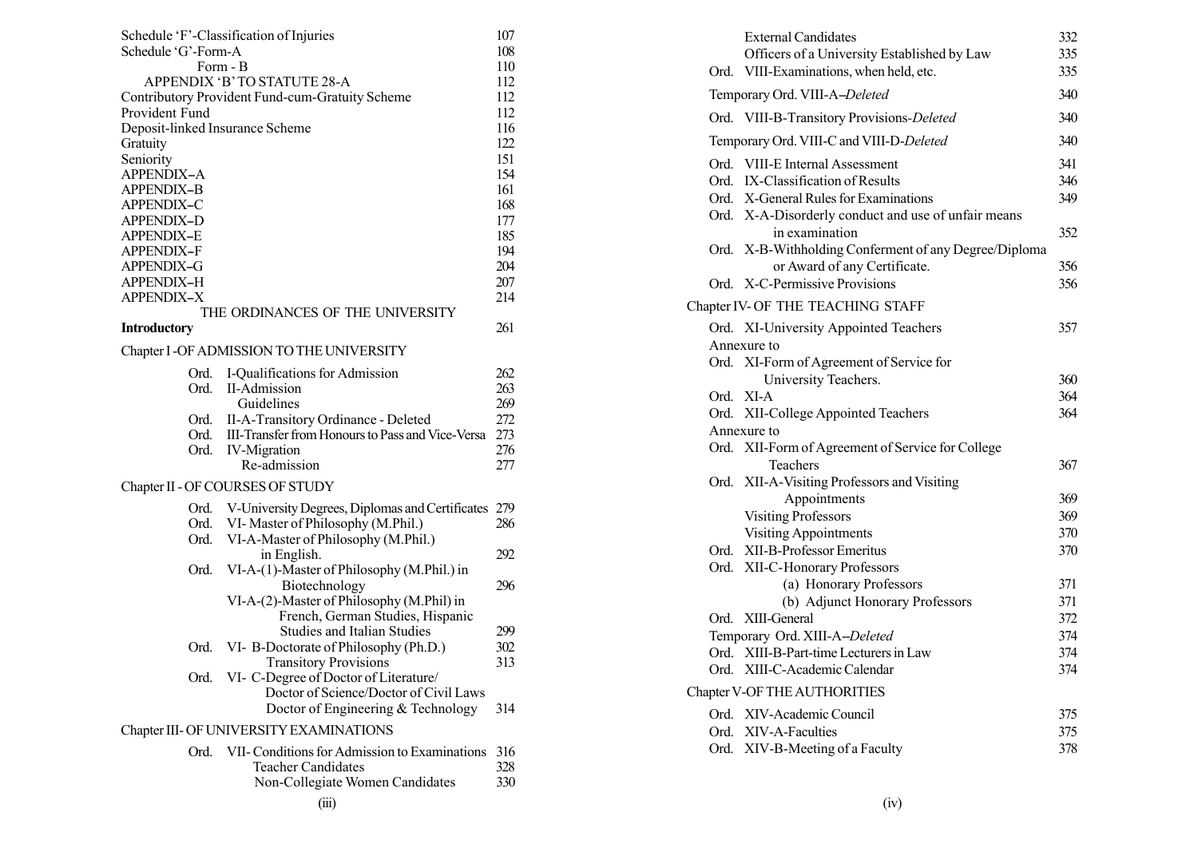| | |
|---|---|
| Schedule 'F'-Classification of Injuries | 107 |
| Schedule 'G'-Form-A | 108 |
| Form - B | 110 |
| APPENDIX 'B' TO STATUTE 28-A | 112 |
| Contributory Provident Fund-cum-Gratuity Scheme | 112 |
| Provident Fund | 112 |
| Deposit-linked Insurance Scheme | 116 |
| Gratuity | 122 |
| Seniority | 151 |
| APPENDIX–A | 154 |
| APPENDIX–B | 161 |
| APPENDIX–C | 168 |
| APPENDIX–D | 177 |
| APPENDIX–E | 185 |
| APPENDIX–F | 194 |
| APPENDIX–G | 204 |
| APPENDIX–H | 207 |
| APPENDIX–X | 214 |

THE ORDINANCES OF THE UNIVERSITY

| | |
|---|---|
| **Introductory** | 261 |

Chapter I -OF ADMISSION TO THE UNIVERSITY

| | |
|---|---|
| Ord. I-Qualifications for Admission | 262 |
| Ord. II-Admission | 263 |
| Guidelines | 269 |
| Ord. II-A-Transitory Ordinance - Deleted | 272 |
| Ord. III-Transfer from Honours to Pass and Vice-Versa | 273 |
| Ord. IV-Migration | 276 |
| Re-admission | 277 |

Chapter II - OF COURSES OF STUDY

| | |
|---|---|
| Ord. V-University Degrees, Diplomas and Certificates | 279 |
| Ord. VI- Master of Philosophy (M.Phil.) | 286 |
| Ord. VI-A-Master of Philosophy (M.Phil.) in English. | 292 |
| Ord. VI-A-(1)-Master of Philosophy (M.Phil.) in Biotechnology | 296 |
| VI-A-(2)-Master of Philosophy (M.Phil) in French, German Studies, Hispanic Studies and Italian Studies | 299 |
| Ord. VI- B-Doctorate of Philosophy (Ph.D.) | 302 |
| Transitory Provisions | 313 |
| Ord. VI- C-Degree of Doctor of Literature/ Doctor of Science/Doctor of Civil Laws Doctor of Engineering & Technology | 314 |

Chapter III- OF UNIVERSITY EXAMINATIONS

| | |
|---|---|
| Ord. VII- Conditions for Admission to Examinations | 316 |
| Teacher Candidates | 328 |
| Non-Collegiate Women Candidates | 330 |
| External Candidates | 332 |
| Officers of a University Established by Law | 335 |
| Ord. VIII-Examinations, when held, etc. | 335 |
| Temporary Ord. VIII-A–*Deleted* | 340 |
| Ord. VIII-B-Transitory Provisions-*Deleted* | 340 |
| Temporary Ord. VIII-C and VIII-D-*Deleted* | 340 |
| Ord. VIII-E Internal Assessment | 341 |
| Ord. IX-Classification of Results | 346 |
| Ord. X-General Rules for Examinations | 349 |
| Ord. X-A-Disorderly conduct and use of unfair means in examination | 352 |
| Ord. X-B-Withholding Conferment of any Degree/Diploma or Award of any Certificate. | 356 |
| Ord. X-C-Permissive Provisions | 356 |

Chapter IV- OF THE TEACHING STAFF

| | |
|---|---|
| Ord. XI-University Appointed Teachers | 357 |
| Annexure to Ord. XI-Form of Agreement of Service for University Teachers. | 360 |
| Ord. XI-A | 364 |
| Ord. XII-College Appointed Teachers | 364 |
| Annexure to Ord. XII-Form of Agreement of Service for College Teachers | 367 |
| Ord. XII-A-Visiting Professors and Visiting Appointments | 369 |
| Visiting Professors | 369 |
| Visiting Appointments | 370 |
| Ord. XII-B-Professor Emeritus | 370 |
| Ord. XII-C-Honorary Professors | |
| (a) Honorary Professors | 371 |
| (b) Adjunct Honorary Professors | 371 |
| Ord. XIII-General | 372 |
| Temporary Ord. XIII-A--*Deleted* | 374 |
| Ord. XIII-B-Part-time Lecturers in Law | 374 |
| Ord. XIII-C-Academic Calendar | 374 |

Chapter V-OF THE AUTHORITIES

| | |
|---|---|
| Ord. XIV-Academic Council | 375 |
| Ord. XIV-A-Faculties | 375 |
| Ord. XIV-B-Meeting of a Faculty | 378 |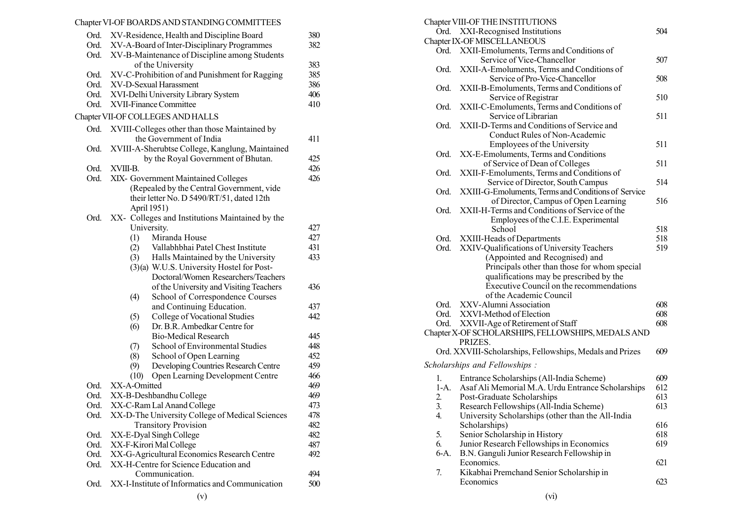Chapter VI-OF BOARDS AND STANDING COMMITTEES

| | | |
|---|---|---|
| Ord. | XV-Residence, Health and Discipline Board | 380 |
| Ord. | XV-A-Board of Inter-Disciplinary Programmes | 382 |
| Ord. | XV-B-Maintenance of Discipline among Students of the University | 383 |
| Ord. | XV-C-Prohibition of and Punishment for Ragging | 385 |
| Ord. | XV-D-Sexual Harassment | 386 |
| Ord. | XVI-Delhi University Library System | 406 |
| Ord. | XVII-Finance Committee | 410 |

Chapter VII-OF COLLEGES AND HALLS

| | | |
|---|---|---|
| Ord. | XVIII-Colleges other than those Maintained by the Government of India | 411 |
| Ord. | XVIII-A-Sherubtse College, Kanglung, Maintained by the Royal Government of Bhutan. | 425 |
| Ord. | XVIII-B. | 426 |
| Ord. | XIX- Government Maintained Colleges (Repealed by the Central Government, vide their letter No. D 5490/RT/51, dated 12th April 1951) | 426 |
| Ord. | XX- Colleges and Institutions Maintained by the University. | 427 |
| | (1) Miranda House | 427 |
| | (2) Vallabhbhai Patel Chest Institute | 431 |
| | (3) Halls Maintained by the University | 433 |
| | (3)(a) W.U.S. University Hostel for Post-Doctoral/Women Researchers/Teachers of the University and Visiting Teachers | 436 |
| | (4) School of Correspondence Courses and Continuing Education. | 437 |
| | (5) College of Vocational Studies | 442 |
| | (6) Dr. B.R. Ambedkar Centre for Bio-Medical Research | 445 |
| | (7) School of Environmental Studies | 448 |
| | (8) School of Open Learning | 452 |
| | (9) Developing Countries Research Centre | 459 |
| | (10) Open Learning Development Centre | 466 |
| Ord. | XX-A-Omitted | 469 |
| Ord. | XX-B-Deshbandhu College | 469 |
| Ord. | XX-C-Ram Lal Anand College | 473 |
| Ord. | XX-D-The University College of Medical Sciences | 478 |
| | Transitory Provision | 482 |
| Ord. | XX-E-Dyal Singh College | 482 |
| Ord. | XX-F-Kirori Mal College | 487 |
| Ord. | XX-G-Agricultural Economics Research Centre | 492 |
| Ord. | XX-H-Centre for Science Education and Communication. | 494 |
| Ord. | XX-I-Institute of Informatics and Communication | 500 |

Chapter VIII-OF THE INSTITUTIONS

| | | |
|---|---|---|
| Ord. | XXI-Recognised Institutions | 504 |

Chapter IX-OF MISCELLANEOUS

| | | |
|---|---|---|
| Ord. | XXII-Emoluments, Terms and Conditions of Service of Vice-Chancellor | 507 |
| Ord. | XXII-A-Emoluments, Terms and Conditions of Service of Pro-Vice-Chancellor | 508 |
| Ord. | XXII-B-Emoluments, Terms and Conditions of Service of Registrar | 510 |
| Ord. | XXII-C-Emoluments, Terms and Conditions of Service of Librarian | 511 |
| Ord. | XXII-D-Terms and Conditions of Service and Conduct Rules of Non-Academic Employees of the University | 511 |
| Ord. | XX-E-Emoluments, Terms and Conditions of Service of Dean of Colleges | 511 |
| Ord. | XXII-F-Emoluments, Terms and Conditions of Service of Director, South Campus | 514 |
| Ord. | XXIII-G-Emoluments, Terms and Conditions of Service of Director, Campus of Open Learning | 516 |
| Ord. | XXII-H-Terms and Conditions of Service of the Employees of the C.I.E. Experimental School | 518 |
| Ord. | XXIII-Heads of Departments | 518 |
| Ord. | XXIV-Qualifications of University Teachers (Appointed and Recognised) and Principals other than those for whom special qualifications may be prescribed by the Executive Council on the recommendations of the Academic Council | 519 |
| Ord. | XXV-Alumni Association | 608 |
| Ord. | XXVI-Method of Election | 608 |
| Ord. | XXVII-Age of Retirement of Staff | 608 |

Chapter X-OF SCHOLARSHIPS, FELLOWSHIPS, MEDALS AND PRIZES.

| | |
|---|---|
| Ord. XXVIII-Scholarships, Fellowships, Medals and Prizes | 609 |

*Scholarships and Fellowships :*

| | | |
|---|---|---|
| 1. | Entrance Scholarships (All-India Scheme) | 609 |
| 1-A. | Asaf Ali Memorial M.A. Urdu Entrance Scholarships | 612 |
| 2. | Post-Graduate Scholarships | 613 |
| 3. | Research Fellowships (All-India Scheme) | 613 |
| 4. | University Scholarships (other than the All-India Scholarships) | 616 |
| 5. | Senior Scholarship in History | 618 |
| 6. | Junior Research Fellowships in Economics | 619 |
| 6-A. | B.N. Ganguli Junior Research Fellowship in Economics. | 621 |
| 7. | Kikabhai Premchand Senior Scholarship in Economics | 623 |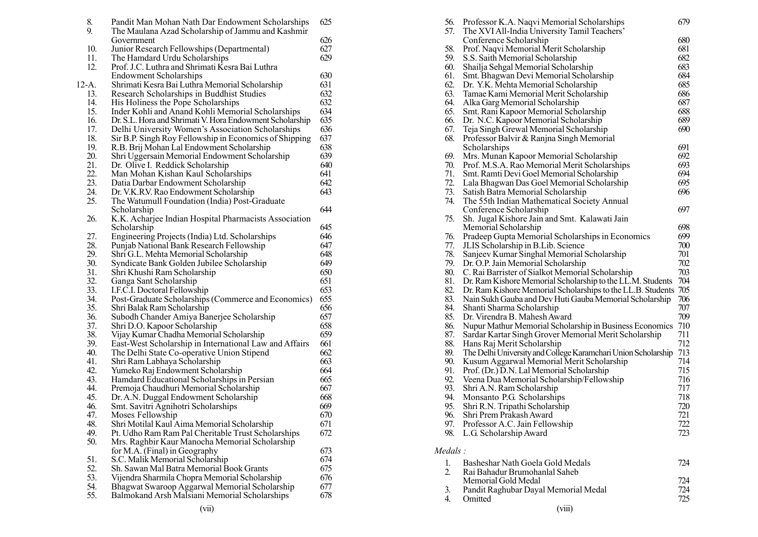| No. | Title | Page |
|---|---|---|
| 8. | Pandit Man Mohan Nath Dar Endowment Scholarships | 625 |
| 9. | The Maulana Azad Scholarship of Jammu and Kashmir Government | 626 |
| 10. | Junior Research Fellowships (Departmental) | 627 |
| 11. | The Hamdard Urdu Scholarships | 629 |
| 12. | Prof. J.C. Luthra and Shrimati Kesra Bai Luthra Endowment Scholarships | 630 |
| 12-A. | Shrimati Kesra Bai Luthra Memorial Scholarship | 631 |
| 13. | Research Scholarships in Buddhist Studies | 632 |
| 14. | His Holiness the Pope Scholarships | 632 |
| 15. | Inder Kohli and Anand Kohli Memorial Scholarships | 634 |
| 16. | Dr. S.L. Hora and Shrimati V. Hora Endowment Scholarship | 635 |
| 17. | Delhi University Women's Association Scholarships | 636 |
| 18. | Sir B.P. Singh Roy Fellowship in Economics of Shipping | 637 |
| 19. | R.B. Brij Mohan Lal Endowment Scholarship | 638 |
| 20. | Shri Uggersain Memorial Endowment Scholarship | 639 |
| 21. | Dr. Olive I. Reddick Scholarship | 640 |
| 22. | Man Mohan Kishan Kaul Scholarships | 641 |
| 23. | Datia Darbar Endowment Scholarship | 642 |
| 24. | Dr. V.K.R.V. Rao Endowment Scholarship | 643 |
| 25. | The Watumull Foundation (India) Post-Graduate Scholarship | 644 |
| 26. | K.K. Acharjee Indian Hospital Pharmacists Association Scholarship | 645 |
| 27. | Engineering Projects (India) Ltd. Scholarships | 646 |
| 28. | Punjab National Bank Research Fellowship | 647 |
| 29. | Shri G.L. Mehta Memorial Scholarship | 648 |
| 30. | Syndicate Bank Golden Jubilee Scholarship | 649 |
| 31. | Shri Khushi Ram Scholarship | 650 |
| 32. | Ganga Sant Scholarship | 651 |
| 33. | I.F.C.I. Doctoral Fellowship | 653 |
| 34. | Post-Graduate Scholarships (Commerce and Economics) | 655 |
| 35. | Shri Balak Ram Scholarship | 656 |
| 36. | Subodh Chander Amiya Banerjee Scholarship | 657 |
| 37. | Shri D.O. Kapoor Scholarship | 658 |
| 38. | Vijay Kumar Chadha Memorial Scholarship | 659 |
| 39. | East-West Scholarship in International Law and Affairs | 661 |
| 40. | The Delhi State Co-operative Union Stipend | 662 |
| 41. | Shri Ram Labhaya Scholarship | 663 |
| 42. | Yumeko Raj Endowment Scholarship | 664 |
| 43. | Hamdard Educational Scholarships in Persian | 665 |
| 44. | Premoja Chaudhuri Memorial Scholarship | 667 |
| 45. | Dr. A.N. Duggal Endowment Scholarship | 668 |
| 46. | Smt. Savitri Agnihotri Scholarships | 669 |
| 47. | Moses Fellowship | 670 |
| 48. | Shri Motilal Kaul Aima Memorial Scholarship | 671 |
| 49. | Pt. Udho Ram Ram Pal Cheritable Trust Scholarships | 672 |
| 50. | Mrs. Raghbir Kaur Manocha Memorial Scholarship for M.A. (Final) in Geography | 673 |
| 51. | S.C. Malik Memorial Scholarship | 674 |
| 52. | Sh. Sawan Mal Batra Memorial Book Grants | 675 |
| 53. | Vijendra Sharmila Chopra Memorial Scholarship | 676 |
| 54. | Bhagwat Swaroop Aggarwal Memorial Scholarship | 677 |
| 55. | Balmokand Arsh Malsiani Memorial Scholarships | 678 |
| 56. | Professor K.A. Naqvi Memorial Scholarships | 679 |
| 57. | The XVI All-India University Tamil Teachers' Conference Scholarship | 680 |
| 58. | Prof. Naqvi Memorial Merit Scholarship | 681 |
| 59. | S.S. Saith Memorial Scholarship | 682 |
| 60. | Shailja Sehgal Memorial Scholarship | 683 |
| 61. | Smt. Bhagwan Devi Memorial Scholarship | 684 |
| 62. | Dr. Y.K. Mehta Memorial Scholarship | 685 |
| 63. | Tamae Kami Memorial Merit Scholarship | 686 |
| 64. | Alka Garg Memorial Scholarship | 687 |
| 65. | Smt. Rani Kapoor Memorial Scholarship | 688 |
| 66. | Dr. N.C. Kapoor Memorial Scholarship | 689 |
| 67. | Teja Singh Grewal Memorial Scholarship | 690 |
| 68. | Professor Balvir & Ranjna Singh Memorial Scholarships | 691 |
| 69. | Mrs. Munan Kapoor Memorial Scholarship | 692 |
| 70. | Prof. M.S.A. Rao Memorial Merit Scholarships | 693 |
| 71. | Smt. Ramti Devi Goel Memorial Scholarship | 694 |
| 72. | Lala Bhagwan Das Goel Memorial Scholarship | 695 |
| 73. | Satish Batra Memorial Scholarship | 696 |
| 74. | The 55th Indian Mathematical Society Annual Conference Scholarship | 697 |
| 75. | Sh. Jugal Kishore Jain and Smt. Kalawati Jain Memorial Scholarship | 698 |
| 76. | Pradeep Gupta Memorial Scholarships in Economics | 699 |
| 77. | JLIS Scholarship in B.Lib. Science | 700 |
| 78. | Sanjeev Kumar Singhal Memorial Scholarship | 701 |
| 79. | Dr. O.P. Jain Memorial Scholarship | 702 |
| 80. | C. Rai Barrister of Sialkot Memorial Scholarship | 703 |
| 81. | Dr. Ram Kishore Memorial Scholarship to the LL.M. Students | 704 |
| 82. | Dr. Ram Kishore Memorial Scholarships to the LL.B. Students | 705 |
| 83. | Nain Sukh Gauba and Dev Huti Gauba Memorial Scholarship | 706 |
| 84. | Shanti Sharma Scholarship | 707 |
| 85. | Dr. Virendra B. Mahesh Award | 709 |
| 86. | Nupur Mathur Memorial Scholarship in Business Economics | 710 |
| 87. | Sardar Kartar Singh Grover Memorial Merit Scholarship | 711 |
| 88. | Hans Raj Merit Scholarship | 712 |
| 89. | The Delhi University and College Karamchari Union Scholarship | 713 |
| 90. | Kusum Aggarwal Memorial Merit Scholarship | 714 |
| 91. | Prof. (Dr.) D.N. Lal Memorial Scholarship | 715 |
| 92. | Veena Dua Memorial Scholarship/Fellowship | 716 |
| 93. | Shri A.N. Ram Scholarship | 717 |
| 94. | Monsanto P.G. Scholarships | 718 |
| 95. | Shri R.N. Tripathi Scholarship | 720 |
| 96. | Shri Prem Prakash Award | 721 |
| 97. | Professor A.C. Jain Fellowship | 722 |
| 98. | L.G. Scholarship Award | 723 |

*Medals :*

| No. | Title | Page |
|---|---|---|
| 1. | Basheshar Nath Goela Gold Medals | 724 |
| 2. | Rai Bahadur Brumohanlal Saheb Memorial Gold Medal | 724 |
| 3. | Pandit Raghubar Dayal Memorial Medal | 724 |
| 4. | Omitted | 725 |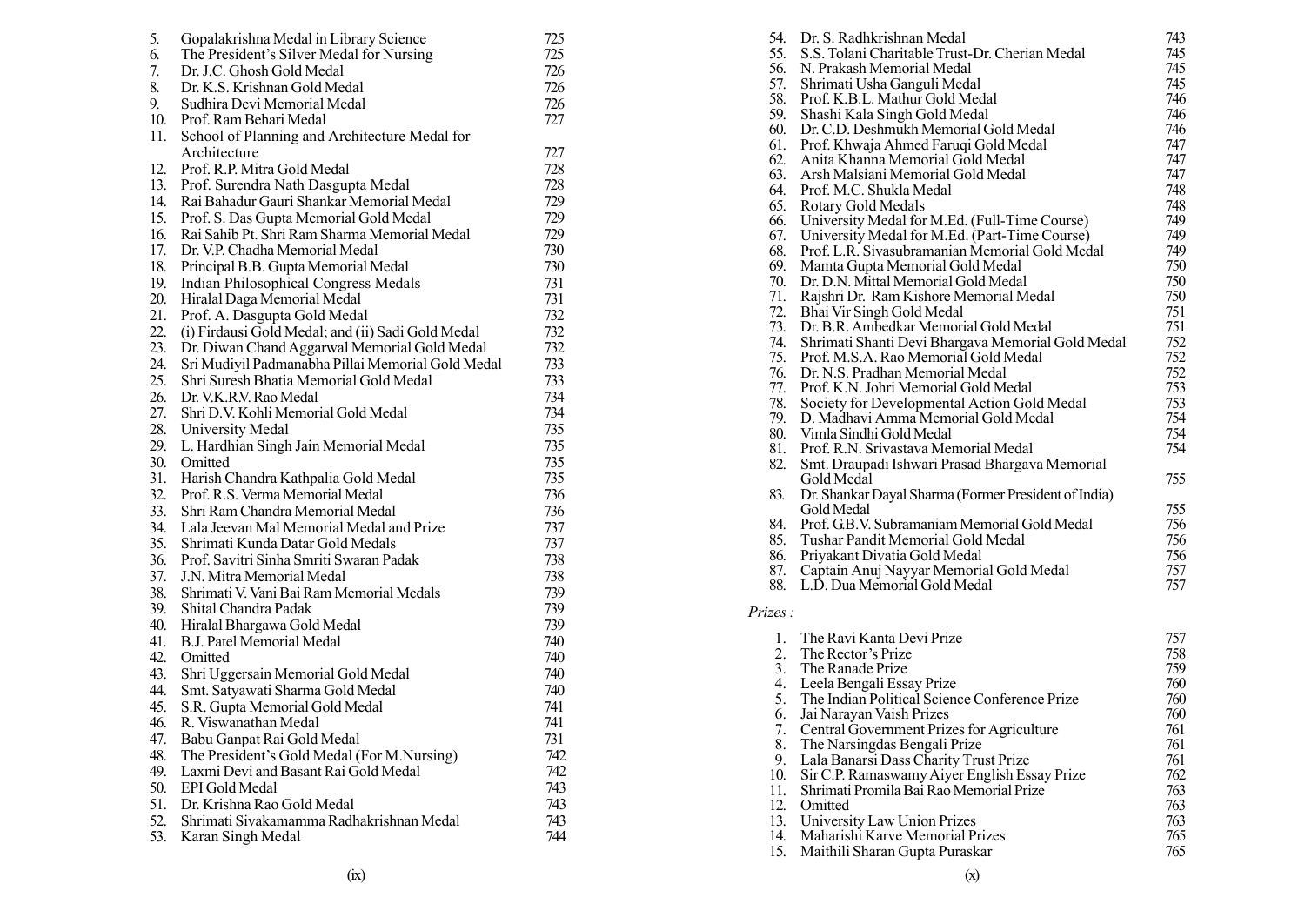| | | |
|---|---|---|
| 5. | Gopalakrishna Medal in Library Science | 725 |
| 6. | The President's Silver Medal for Nursing | 725 |
| 7. | Dr. J.C. Ghosh Gold Medal | 726 |
| 8. | Dr. K.S. Krishnan Gold Medal | 726 |
| 9. | Sudhira Devi Memorial Medal | 726 |
| 10. | Prof. Ram Behari Medal | 727 |
| 11. | School of Planning and Architecture Medal for Architecture | 727 |
| 12. | Prof. R.P. Mitra Gold Medal | 728 |
| 13. | Prof. Surendra Nath Dasgupta Medal | 728 |
| 14. | Rai Bahadur Gauri Shankar Memorial Medal | 729 |
| 15. | Prof. S. Das Gupta Memorial Gold Medal | 729 |
| 16. | Rai Sahib Pt. Shri Ram Sharma Memorial Medal | 729 |
| 17. | Dr. V.P. Chadha Memorial Medal | 730 |
| 18. | Principal B.B. Gupta Memorial Medal | 730 |
| 19. | Indian Philosophical Congress Medals | 731 |
| 20. | Hiralal Daga Memorial Medal | 731 |
| 21. | Prof. A. Dasgupta Gold Medal | 732 |
| 22. | (i) Firdausi Gold Medal; and (ii) Sadi Gold Medal | 732 |
| 23. | Dr. Diwan Chand Aggarwal Memorial Gold Medal | 732 |
| 24. | Sri Mudiyil Padmanabha Pillai Memorial Gold Medal | 733 |
| 25. | Shri Suresh Bhatia Memorial Gold Medal | 733 |
| 26. | Dr. V.K.R.V. Rao Medal | 734 |
| 27. | Shri D.V. Kohli Memorial Gold Medal | 734 |
| 28. | University Medal | 735 |
| 29. | L. Hardhian Singh Jain Memorial Medal | 735 |
| 30. | Omitted | 735 |
| 31. | Harish Chandra Kathpalia Gold Medal | 735 |
| 32. | Prof. R.S. Verma Memorial Medal | 736 |
| 33. | Shri Ram Chandra Memorial Medal | 736 |
| 34. | Lala Jeevan Mal Memorial Medal and Prize | 737 |
| 35. | Shrimati Kunda Datar Gold Medals | 737 |
| 36. | Prof. Savitri Sinha Smriti Swaran Padak | 738 |
| 37. | J.N. Mitra Memorial Medal | 738 |
| 38. | Shrimati V. Vani Bai Ram Memorial Medals | 739 |
| 39. | Shital Chandra Padak | 739 |
| 40. | Hiralal Bhargawa Gold Medal | 739 |
| 41. | B.J. Patel Memorial Medal | 740 |
| 42. | Omitted | 740 |
| 43. | Shri Uggersain Memorial Gold Medal | 740 |
| 44. | Smt. Satyawati Sharma Gold Medal | 740 |
| 45. | S.R. Gupta Memorial Gold Medal | 741 |
| 46. | R. Viswanathan Medal | 741 |
| 47. | Babu Ganpat Rai Gold Medal | 731 |
| 48. | The President's Gold Medal (For M.Nursing) | 742 |
| 49. | Laxmi Devi and Basant Rai Gold Medal | 742 |
| 50. | EPI Gold Medal | 743 |
| 51. | Dr. Krishna Rao Gold Medal | 743 |
| 52. | Shrimati Sivakamamma Radhakrishnan Medal | 743 |
| 53. | Karan Singh Medal | 744 |
| 54. | Dr. S. Radhkrishnan Medal | 743 |
| 55. | S.S. Tolani Charitable Trust-Dr. Cherian Medal | 745 |
| 56. | N. Prakash Memorial Medal | 745 |
| 57. | Shrimati Usha Ganguli Medal | 745 |
| 58. | Prof. K.B.L. Mathur Gold Medal | 746 |
| 59. | Shashi Kala Singh Gold Medal | 746 |
| 60. | Dr. C.D. Deshmukh Memorial Gold Medal | 746 |
| 61. | Prof. Khwaja Ahmed Faruqi Gold Medal | 747 |
| 62. | Anita Khanna Memorial Gold Medal | 747 |
| 63. | Arsh Malsiani Memorial Gold Medal | 747 |
| 64. | Prof. M.C. Shukla Medal | 748 |
| 65. | Rotary Gold Medals | 748 |
| 66. | University Medal for M.Ed. (Full-Time Course) | 749 |
| 67. | University Medal for M.Ed. (Part-Time Course) | 749 |
| 68. | Prof. L.R. Sivasubramanian Memorial Gold Medal | 749 |
| 69. | Mamta Gupta Memorial Gold Medal | 750 |
| 70. | Dr. D.N. Mittal Memorial Gold Medal | 750 |
| 71. | Rajshri Dr. Ram Kishore Memorial Medal | 750 |
| 72. | Bhai Vir Singh Gold Medal | 751 |
| 73. | Dr. B.R. Ambedkar Memorial Gold Medal | 751 |
| 74. | Shrimati Shanti Devi Bhargava Memorial Gold Medal | 752 |
| 75. | Prof. M.S.A. Rao Memorial Gold Medal | 752 |
| 76. | Dr. N.S. Pradhan Memorial Medal | 752 |
| 77. | Prof. K.N. Johri Memorial Gold Medal | 753 |
| 78. | Society for Developmental Action Gold Medal | 753 |
| 79. | D. Madhavi Amma Memorial Gold Medal | 754 |
| 80. | Vimla Sindhi Gold Medal | 754 |
| 81. | Prof. R.N. Srivastava Memorial Medal | 754 |
| 82. | Smt. Draupadi Ishwari Prasad Bhargava Memorial Gold Medal | 755 |
| 83. | Dr. Shankar Dayal Sharma (Former President of India) Gold Medal | 755 |
| 84. | Prof. G.B.V. Subramaniam Memorial Gold Medal | 756 |
| 85. | Tushar Pandit Memorial Gold Medal | 756 |
| 86. | Priyakant Divatia Gold Medal | 756 |
| 87. | Captain Anuj Nayyar Memorial Gold Medal | 757 |
| 88. | L.D. Dua Memorial Gold Medal | 757 |

*Prizes :*

| | | |
|---|---|---|
| 1. | The Ravi Kanta Devi Prize | 757 |
| 2. | The Rector's Prize | 758 |
| 3. | The Ranade Prize | 759 |
| 4. | Leela Bengali Essay Prize | 760 |
| 5. | The Indian Political Science Conference Prize | 760 |
| 6. | Jai Narayan Vaish Prizes | 760 |
| 7. | Central Government Prizes for Agriculture | 761 |
| 8. | The Narsingdas Bengali Prize | 761 |
| 9. | Lala Banarsi Dass Charity Trust Prize | 761 |
| 10. | Sir C.P. Ramaswamy Aiyer English Essay Prize | 762 |
| 11. | Shrimati Promila Bai Rao Memorial Prize | 763 |
| 12. | Omitted | 763 |
| 13. | University Law Union Prizes | 763 |
| 14. | Maharishi Karve Memorial Prizes | 765 |
| 15. | Maithili Sharan Gupta Puraskar | 765 |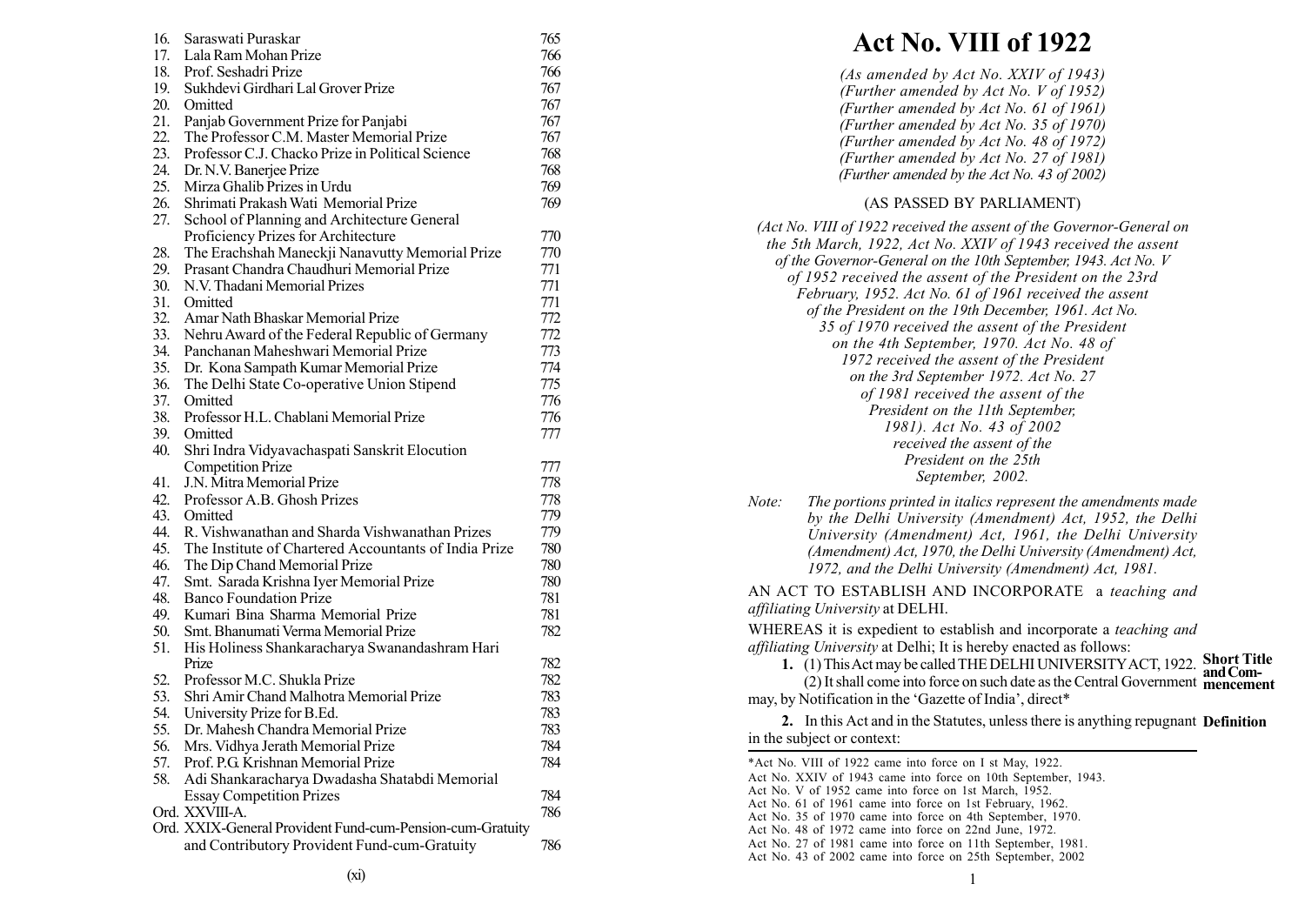| | | |
|---|---|---|
| 16. | Saraswati Puraskar | 765 |
| 17. | Lala Ram Mohan Prize | 766 |
| 18. | Prof. Seshadri Prize | 766 |
| 19. | Sukhdevi Girdhari Lal Grover Prize | 767 |
| 20. | Omitted | 767 |
| 21. | Panjab Government Prize for Panjabi | 767 |
| 22. | The Professor C.M. Master Memorial Prize | 767 |
| 23. | Professor C.J. Chacko Prize in Political Science | 768 |
| 24. | Dr. N.V. Banerjee Prize | 768 |
| 25. | Mirza Ghalib Prizes in Urdu | 769 |
| 26. | Shrimati Prakash Wati Memorial Prize | 769 |
| 27. | School of Planning and Architecture General Proficiency Prizes for Architecture | 770 |
| 28. | The Erachshah Maneckji Nanavutty Memorial Prize | 770 |
| 29. | Prasant Chandra Chaudhuri Memorial Prize | 771 |
| 30. | N.V. Thadani Memorial Prizes | 771 |
| 31. | Omitted | 771 |
| 32. | Amar Nath Bhaskar Memorial Prize | 772 |
| 33. | Nehru Award of the Federal Republic of Germany | 772 |
| 34. | Panchanan Maheshwari Memorial Prize | 773 |
| 35. | Dr. Kona Sampath Kumar Memorial Prize | 774 |
| 36. | The Delhi State Co-operative Union Stipend | 775 |
| 37. | Omitted | 776 |
| 38. | Professor H.L. Chablani Memorial Prize | 776 |
| 39. | Omitted | 777 |
| 40. | Shri Indra Vidyavachaspati Sanskrit Elocution Competition Prize | 777 |
| 41. | J.N. Mitra Memorial Prize | 778 |
| 42. | Professor A.B. Ghosh Prizes | 778 |
| 43. | Omitted | 779 |
| 44. | R. Vishwanathan and Sharda Vishwanathan Prizes | 779 |
| 45. | The Institute of Chartered Accountants of India Prize | 780 |
| 46. | The Dip Chand Memorial Prize | 780 |
| 47. | Smt. Sarada Krishna Iyer Memorial Prize | 780 |
| 48. | Banco Foundation Prize | 781 |
| 49. | Kumari Bina Sharma Memorial Prize | 781 |
| 50. | Smt. Bhanumati Verma Memorial Prize | 782 |
| 51. | His Holiness Shankaracharya Swanandashram Hari Prize | 782 |
| 52. | Professor M.C. Shukla Prize | 782 |
| 53. | Shri Amir Chand Malhotra Memorial Prize | 783 |
| 54. | University Prize for B.Ed. | 783 |
| 55. | Dr. Mahesh Chandra Memorial Prize | 783 |
| 56. | Mrs. Vidhya Jerath Memorial Prize | 784 |
| 57. | Prof. P.G. Krishnan Memorial Prize | 784 |
| 58. | Adi Shankaracharya Dwadasha Shatabdi Memorial Essay Competition Prizes | 784 |
| Ord. XXVIII-A. | | 786 |
| Ord. XXIX- | General Provident Fund-cum-Pension-cum-Gratuity and Contributory Provident Fund-cum-Gratuity | 786 |

# Act No. VIII of 1922

*(As amended by Act No. XXIV of 1943)*
*(Further amended by Act No. V of 1952)*
*(Further amended by Act No. 61 of 1961)*
*(Further amended by Act No. 35 of 1970)*
*(Further amended by Act No. 48 of 1972)*
*(Further amended by Act No. 27 of 1981)*
*(Further amended by the Act No. 43 of 2002)*

(AS PASSED BY PARLIAMENT)

*(Act No. VIII of 1922 received the assent of the Governor-General on the 5th March, 1922, Act No. XXIV of 1943 received the assent of the Governor-General on the 10th September, 1943. Act No. V of 1952 received the assent of the President on the 23rd February, 1952. Act No. 61 of 1961 received the assent of the President on the 19th December, 1961. Act No. 35 of 1970 received the assent of the President on the 4th September, 1970. Act No. 48 of 1972 received the assent of the President on the 3rd September 1972. Act No. 27 of 1981 received the assent of the President on the 11th September, 1981). Act No. 43 of 2002 received the assent of the President on the 25th September, 2002.*

*Note: The portions printed in italics represent the amendments made by the Delhi University (Amendment) Act, 1952, the Delhi University (Amendment) Act, 1961, the Delhi University (Amendment) Act, 1970, the Delhi University (Amendment) Act, 1972, and the Delhi University (Amendment) Act, 1981.*

AN ACT TO ESTABLISH AND INCORPORATE a *teaching and affiliating University* at DELHI.

WHEREAS it is expedient to establish and incorporate a *teaching and affiliating University* at Delhi; It is hereby enacted as follows:

**Short Title and Commencement**

**1.** (1) This Act may be called THE DELHI UNIVERSITY ACT, 1922.

(2) It shall come into force on such date as the Central Government may, by Notification in the 'Gazette of India', direct*

**Definition**

**2.** In this Act and in the Statutes, unless there is anything repugnant in the subject or context:

---

*Act No. VIII of 1922 came into force on I st May, 1922.
Act No. XXIV of 1943 came into force on 10th September, 1943.
Act No. V of 1952 came into force on 1st March, 1952.
Act No. 61 of 1961 came into force on 1st February, 1962.
Act No. 35 of 1970 came into force on 4th September, 1970.
Act No. 48 of 1972 came into force on 22nd June, 1972.
Act No. 27 of 1981 came into force on 11th September, 1981.
Act No. 43 of 2002 came into force on 25th September, 2002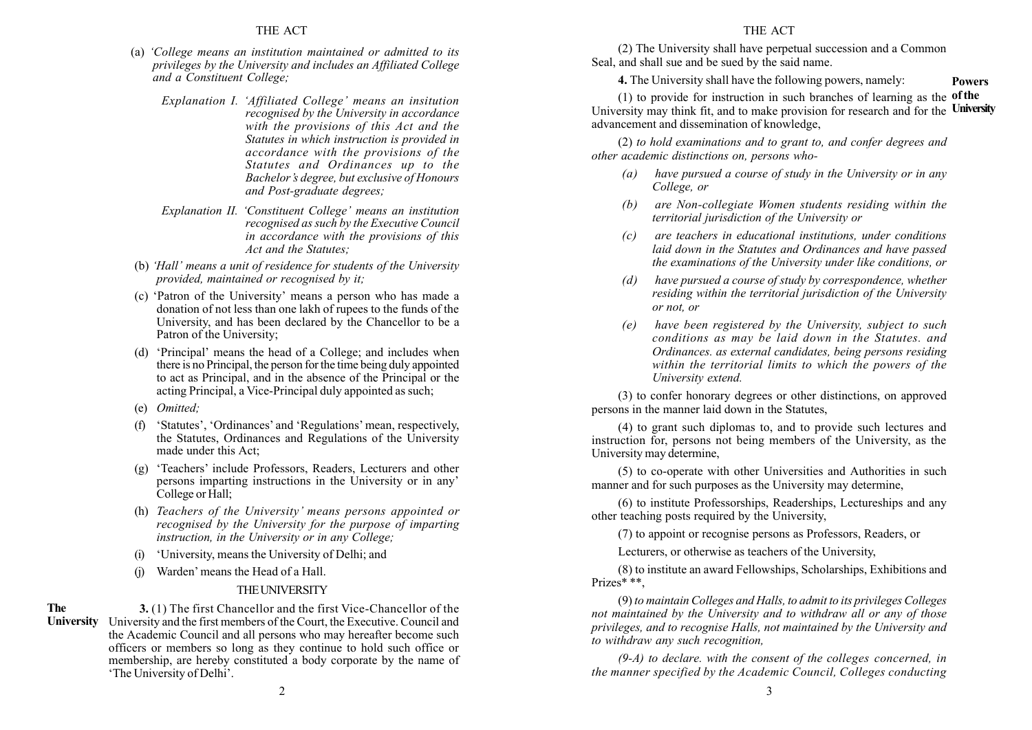(a) *'College means an institution maintained or admitted to its privileges by the University and includes an Affiliated College and a Constituent College;*

*Explanation I. 'Affiliated College' means an insitution recognised by the University in accordance with the provisions of this Act and the Statutes in which instruction is provided in accordance with the provisions of the Statutes and Ordinances up to the Bachelor's degree, but exclusive of Honours and Post-graduate degrees;*

*Explanation II. 'Constituent College' means an institution recognised as such by the Executive Council in accordance with the provisions of this Act and the Statutes;*

(b) *'Hall' means a unit of residence for students of the University provided, maintained or recognised by it;*

(c) 'Patron of the University' means a person who has made a donation of not less than one lakh of rupees to the funds of the University, and has been declared by the Chancellor to be a Patron of the University;

(d) 'Principal' means the head of a College; and includes when there is no Principal, the person for the time being duly appointed to act as Principal, and in the absence of the Principal or the acting Principal, a Vice-Principal duly appointed as such;

(e) *Omitted;*

(f) 'Statutes', 'Ordinances' and 'Regulations' mean, respectively, the Statutes, Ordinances and Regulations of the University made under this Act;

(g) 'Teachers' include Professors, Readers, Lecturers and other persons imparting instructions in the University or in any' College or Hall;

(h) *Teachers of the University' means persons appointed or recognised by the University for the purpose of imparting instruction, in the University or in any College;*

(i) 'University, means the University of Delhi; and

(j) Warden' means the Head of a Hall.

## THE UNIVERSITY

**The University**

**3.** (1) The first Chancellor and the first Vice-Chancellor of the University and the first members of the Court, the Executive. Council and the Academic Council and all persons who may hereafter become such officers or members so long as they continue to hold such office or membership, are hereby constituted a body corporate by the name of 'The University of Delhi'.

(2) The University shall have perpetual succession and a Common Seal, and shall sue and be sued by the said name.

**Powers of the University**

**4.** The University shall have the following powers, namely:

(1) to provide for instruction in such branches of learning as the University may think fit, and to make provision for research and for the advancement and dissemination of knowledge,

(2) *to hold examinations and to grant to, and confer degrees and other academic distinctions on, persons who-*

*(a) have pursued a course of study in the University or in any College, or*

*(b) are Non-collegiate Women students residing within the territorial jurisdiction of the University or*

*(c) are teachers in educational institutions, under conditions laid down in the Statutes and Ordinances and have passed the examinations of the University under like conditions, or*

*(d) have pursued a course of study by correspondence, whether residing within the territorial jurisdiction of the University or not, or*

*(e) have been registered by the University, subject to such conditions as may be laid down in the Statutes. and Ordinances. as external candidates, being persons residing within the territorial limits to which the powers of the University extend.*

(3) to confer honorary degrees or other distinctions, on approved persons in the manner laid down in the Statutes,

(4) to grant such diplomas to, and to provide such lectures and instruction for, persons not being members of the University, as the University may determine,

(5) to co-operate with other Universities and Authorities in such manner and for such purposes as the University may determine,

(6) to institute Professorships, Readerships, Lectureships and any other teaching posts required by the University,

(7) to appoint or recognise persons as Professors, Readers, or

Lecturers, or otherwise as teachers of the University,

(8) to institute an award Fellowships, Scholarships, Exhibitions and Prizes* **,

(9) *to maintain Colleges and Halls, to admit to its privileges Colleges not maintained by the University and to withdraw all or any of those privileges, and to recognise Halls, not maintained by the University and to withdraw any such recognition,*

*(9-A) to declare. with the consent of the colleges concerned, in the manner specified by the Academic Council, Colleges conducting*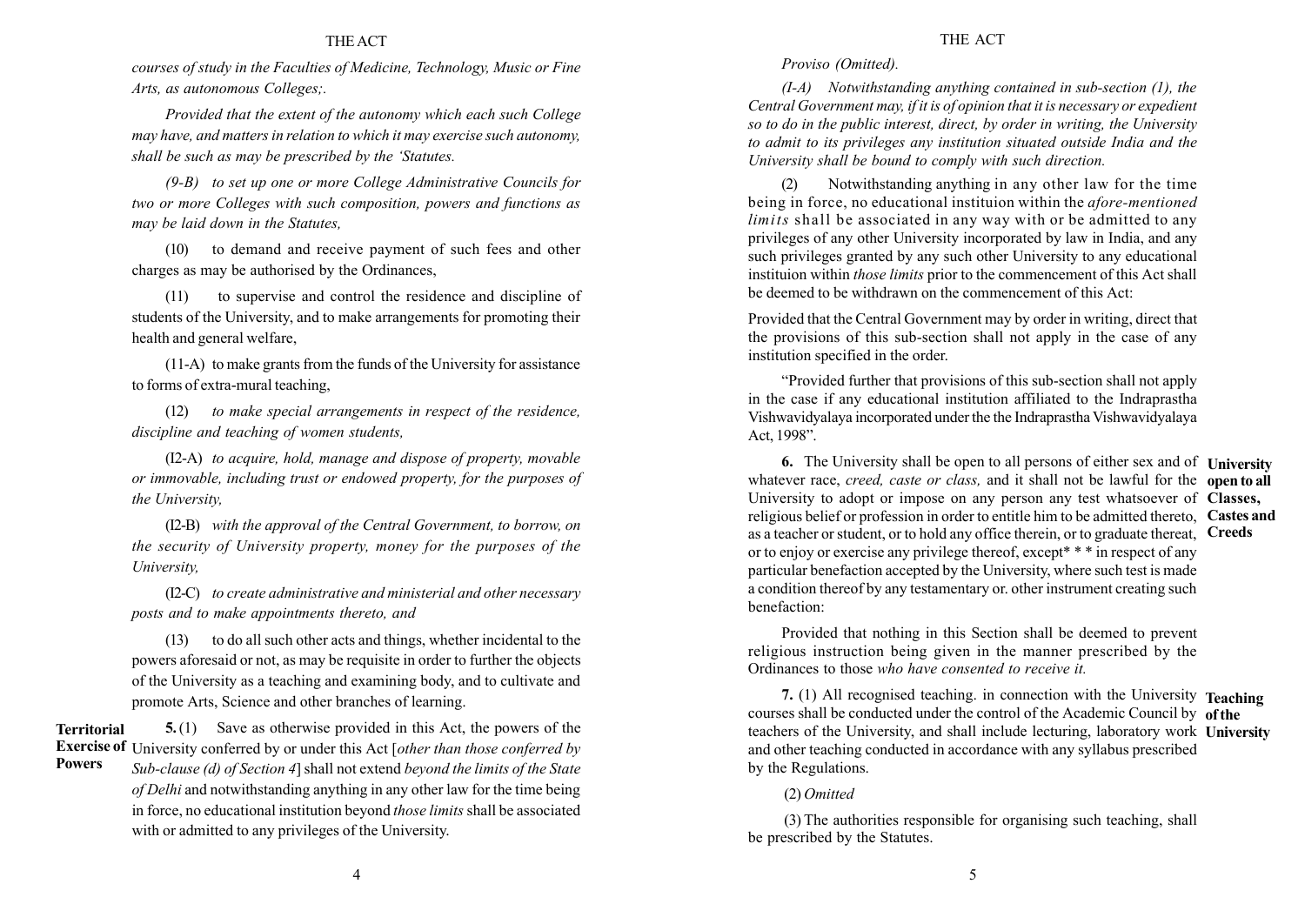*courses of study in the Faculties of Medicine, Technology, Music or Fine Arts, as autonomous Colleges;.*

*Provided that the extent of the autonomy which each such College may have, and matters in relation to which it may exercise such autonomy, shall be such as may be prescribed by the 'Statutes.*

*(9-B) to set up one or more College Administrative Councils for two or more Colleges with such composition, powers and functions as may be laid down in the Statutes,*

(10) to demand and receive payment of such fees and other charges as may be authorised by the Ordinances,

(11) to supervise and control the residence and discipline of students of the University, and to make arrangements for promoting their health and general welfare,

(11-A) to make grants from the funds of the University for assistance to forms of extra-mural teaching,

(12) *to make special arrangements in respect of the residence, discipline and teaching of women students,*

(I2-A) *to acquire, hold, manage and dispose of property, movable or immovable, including trust or endowed property, for the purposes of the University,*

(I2-B) *with the approval of the Central Government, to borrow, on the security of University property, money for the purposes of the University,*

(I2-C) *to create administrative and ministerial and other necessary posts and to make appointments thereto, and*

(13) to do all such other acts and things, whether incidental to the powers aforesaid or not, as may be requisite in order to further the objects of the University as a teaching and examining body, and to cultivate and promote Arts, Science and other branches of learning.

**Territorial Exercise of Powers**

**5.** (1) Save as otherwise provided in this Act, the powers of the University conferred by or under this Act [*other than those conferred by Sub-clause (d) of Section 4*] shall not extend *beyond the limits of the State of Delhi* and notwithstanding anything in any other law for the time being in force, no educational institution beyond *those limits* shall be associated with or admitted to any privileges of the University.

*Proviso (Omitted).*

*(I-A) Notwithstanding anything contained in sub-section (1), the Central Government may, if it is of opinion that it is necessary or expedient so to do in the public interest, direct, by order in writing, the University to admit to its privileges any institution situated outside India and the University shall be bound to comply with such direction.*

(2) Notwithstanding anything in any other law for the time being in force, no educational instituion within the *afore-mentioned limits* shall be associated in any way with or be admitted to any privileges of any other University incorporated by law in India, and any such privileges granted by any such other University to any educational instituion within *those limits* prior to the commencement of this Act shall be deemed to be withdrawn on the commencement of this Act:

Provided that the Central Government may by order in writing, direct that the provisions of this sub-section shall not apply in the case of any institution specified in the order.

"Provided further that provisions of this sub-section shall not apply in the case if any educational institution affiliated to the Indraprastha Vishwavidyalaya incorporated under the the Indraprastha Vishwavidyalaya Act, 1998".

**University open to all Classes, Castes and Creeds**

**6.** The University shall be open to all persons of either sex and of whatever race, *creed, caste or class,* and it shall not be lawful for the University to adopt or impose on any person any test whatsoever of religious belief or profession in order to entitle him to be admitted thereto, as a teacher or student, or to hold any office therein, or to graduate thereat, or to enjoy or exercise any privilege thereof, except* * * in respect of any particular benefaction accepted by the University, where such test is made a condition thereof by any testamentary or. other instrument creating such benefaction:

Provided that nothing in this Section shall be deemed to prevent religious instruction being given in the manner prescribed by the Ordinances to those *who have consented to receive it.*

**Teaching of the University**

**7.** (1) All recognised teaching. in connection with the University courses shall be conducted under the control of the Academic Council by teachers of the University, and shall include lecturing, laboratory work and other teaching conducted in accordance with any syllabus prescribed by the Regulations.

(2) *Omitted*

(3) The authorities responsible for organising such teaching, shall be prescribed by the Statutes.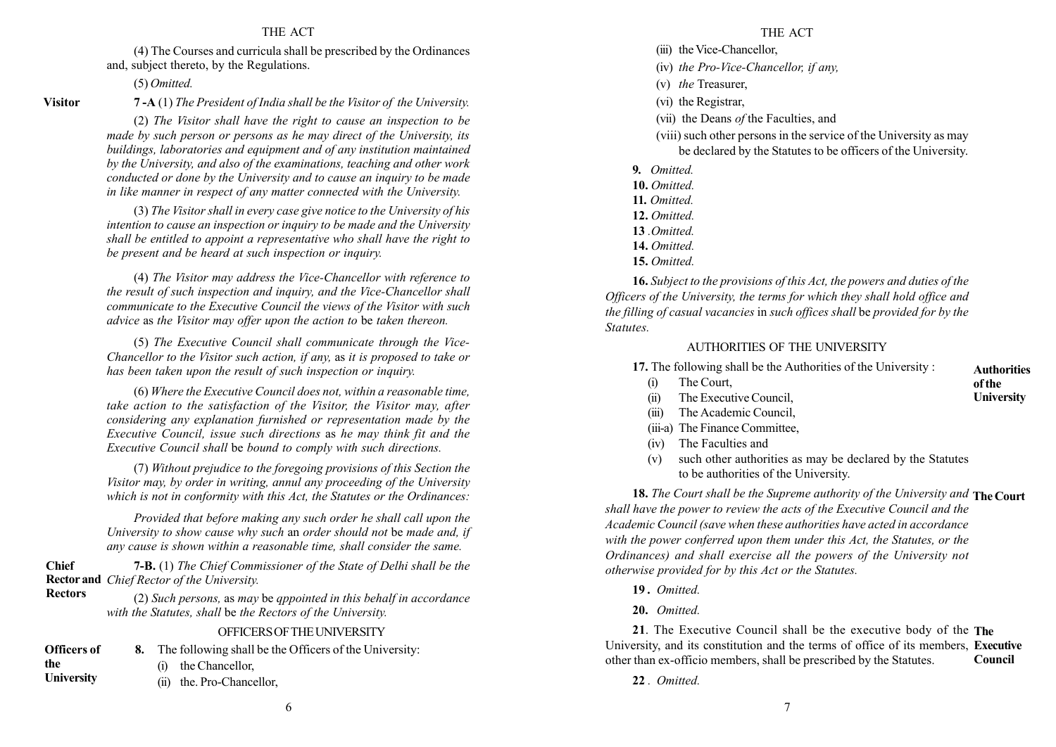(4) The Courses and curricula shall be prescribed by the Ordinances and, subject thereto, by the Regulations.

(5) *Omitted.*

**Visitor**

**7-A** (1) *The President of India shall be the Visitor of the University.*

(2) *The Visitor shall have the right to cause an inspection to be made by such person or persons as he may direct of the University, its buildings, laboratories and equipment and of any institution maintained by the University, and also of the examinations, teaching and other work conducted or done by the University and to cause an inquiry to be made in like manner in respect of any matter connected with the University.*

(3) *The Visitor shall in every case give notice to the University of his intention to cause an inspection or inquiry to be made and the University shall be entitled to appoint a representative who shall have the right to be present and be heard at such inspection or inquiry.*

(4) *The Visitor may address the Vice-Chancellor with reference to the result of such inspection and inquiry, and the Vice-Chancellor shall communicate to the Executive Council the views of the Visitor with such advice* as *the Visitor may offer upon the action to* be *taken thereon.*

(5) *The Executive Council shall communicate through the Vice-Chancellor to the Visitor such action, if any,* as *it is proposed to take or has been taken upon the result of such inspection or inquiry.*

(6) *Where the Executive Council does not, within a reasonable time, take action to the satisfaction of the Visitor, the Visitor may, after considering any explanation furnished or representation made by the Executive Council, issue such directions* as *he may think fit and the Executive Council shall* be *bound to comply with such directions.*

(7) *Without prejudice to the foregoing provisions of this Section the Visitor may, by order in writing, annul any proceeding of the University which is not in conformity with this Act, the Statutes or the Ordinances:*

*Provided that before making any such order he shall call upon the University to show cause why such* an *order should not* be *made and, if any cause is shown within a reasonable time, shall consider the same.*

**Chief Rector and Rectors**

**7-B.** (1) *The Chief Commissioner of the State of Delhi shall be the Chief Rector of the University.*

(2) *Such persons,* as *may* be *qppointed in this behalf in accordance with the Statutes, shall* be *the Rectors of the University.*

## OFFICERS OF THE UNIVERSITY

**Officers of the University**

**8.** The following shall be the Officers of the University:

(i) the Chancellor,

(ii) the. Pro-Chancellor,

(iii) the Vice-Chancellor,

(iv) *the Pro-Vice-Chancellor, if any,*

(v) *the* Treasurer,

(vi) the Registrar,

(vii) the Deans *of* the Faculties, and

(viii) such other persons in the service of the University as may be declared by the Statutes to be officers of the University.

**9.** *Omitted.*

**10.** *Omitted.*

**11.** *Omitted.*

**12.** *Omitted.*

**13** *.Omitted.*

**14.** *Omitted.*

**15.** *Omitted.*

**16.** *Subject to the provisions of this Act, the powers and duties of the Officers of the University, the terms for which they shall hold office and the filling of casual vacancies* in *such offices shall* be *provided for by the Statutes.*

## AUTHORITIES OF THE UNIVERSITY

**Authorities of the University**

**17.** The following shall be the Authorities of the University :

(i) The Court,

(ii) The Executive Council,

(iii) The Academic Council,

(iii-a) The Finance Committee,

(iv) The Faculties and

(v) such other authorities as may be declared by the Statutes to be authorities of the University.

**The Court**

**18.** *The Court shall be the Supreme authority of the University and shall have the power to review the acts of the Executive Council and the Academic Council (save when these authorities have acted in accordance with the power conferred upon them under this Act, the Statutes, or the Ordinances) and shall exercise all the powers of the University not otherwise provided for by this Act or the Statutes.*

**19 .** *Omitted.*

**20.** *Omitted.*

**The Executive Council**

**21**. The Executive Council shall be the executive body of the University, and its constitution and the terms of office of its members, other than ex-officio members, shall be prescribed by the Statutes.

**22** . *Omitted.*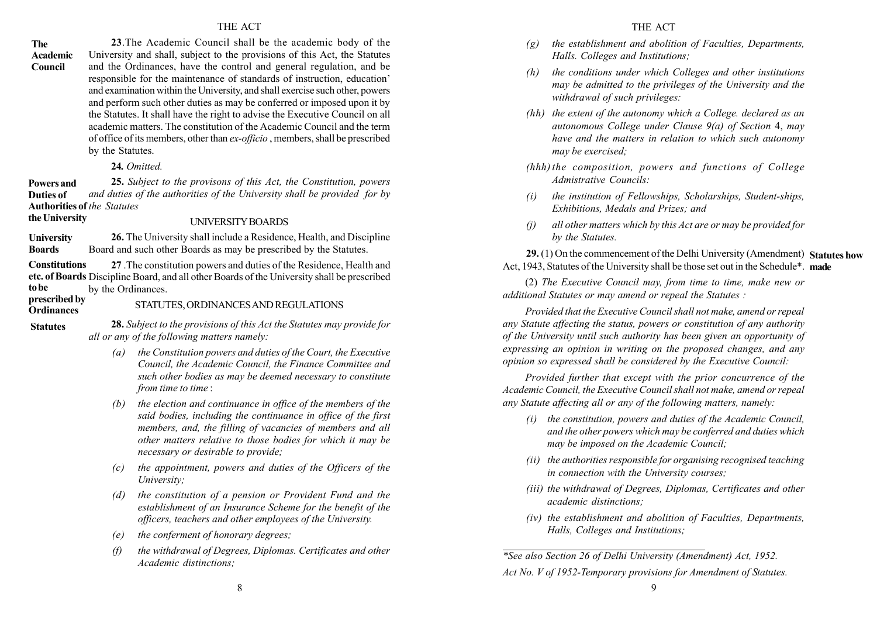**The Academic Council**

**23**.The Academic Council shall be the academic body of the University and shall, subject to the provisions of this Act, the Statutes and the Ordinances, have the control and general regulation, and be responsible for the maintenance of standards of instruction, education' and examination within the University, and shall exercise such other, powers and perform such other duties as may be conferred or imposed upon it by the Statutes. It shall have the right to advise the Executive Council on all academic matters. The constitution of the Academic Council and the term of office of its members, other than *ex-officio* , members, shall be prescribed by the Statutes.

**24.** *Omitted.*

**Powers and Duties of Authorities of the University**

**25.** *Subject to the provisons of this Act, the Constitution, powers and duties of the authorities of the University shall be provided for by the Statutes*

## UNIVERSITY BOARDS

**University Boards**

**26.** The University shall include a Residence, Health, and Discipline Board and such other Boards as may be prescribed by the Statutes.

**Constitutions etc. of Boards to be prescribed by Ordinances**

**27** .The constitution powers and duties of the Residence, Health and Discipline Board, and all other Boards of the University shall be prescribed by the Ordinances.

## STATUTES, ORDINANCES AND REGULATIONS

**Statutes**

**28.** *Subject to the provisions of this Act the Statutes may provide for all or any of the following matters namely:*

*(a) the Constitution powers and duties of the Court, the Executive Council, the Academic Council, the Finance Committee and such other bodies as may be deemed necessary to constitute from time to time* :

*(b) the election and continuance in office of the members of the said bodies, including the continuance in office of the first members, and, the filling of vacancies of members and all other matters relative to those bodies for which it may be necessary or desirable to provide;*

*(c) the appointment, powers and duties of the Officers of the University;*

*(d) the constitution of a pension or Provident Fund and the establishment of an Insurance Scheme for the benefit of the officers, teachers and other employees of the University.*

*(e) the conferment of honorary degrees;*

*(f) the withdrawal of Degrees, Diplomas. Certificates and other Academic distinctions;*

*(g) the establishment and abolition of Faculties, Departments, Halls. Colleges and Institutions;*

*(h) the conditions under which Colleges and other institutions may be admitted to the privileges of the University and the withdrawal of such privileges:*

*(hh) the extent of the autonomy which a College. declared as an autonomous College under Clause 9(a) of Section* 4, *may have and the matters in relation to which such autonomy may be exercised;*

*(hhh) the composition, powers and functions of College Admistrative Councils:*

*(i) the institution of Fellowships, Scholarships, Student-ships, Exhibitions, Medals and Prizes; and*

*(j) all other matters which by this Act are or may be provided for by the Statutes.*

**Statutes how made**

**29.** (1) On the commencement of the Delhi University (Amendment) Act, 1943, Statutes of the University shall be those set out in the Schedule*.

(2) *The Executive Council may, from time to time, make new or additional Statutes or may amend or repeal the Statutes :*

*Provided that the Executive Council shall not make, amend or repeal any Statute affecting the status, powers or constitution of any authority of the University until such authority has been given an opportunity of expressing an opinion in writing on the proposed changes, and any opinion so expressed shall be considered by the Executive Council:*

*Provided further that except with the prior concurrence of the Academic Council, the Executive Council shall not make, amend or repeal any Statute affecting all or any of the following matters, namely:*

*(i) the constitution, powers and duties of the Academic Council, and the other powers which may be conferred and duties which may be imposed on the Academic Council;*

*(ii) the authorities responsible for organising recognised teaching in connection with the University courses;*

*(iii) the withdrawal of Degrees, Diplomas, Certificates and other academic distinctions;*

*(iv) the establishment and abolition of Faculties, Departments, Halls, Colleges and Institutions;*

---

**See also Section 26 of Delhi University (Amendment) Act, 1952.*

*Act No. V of 1952-Temporary provisions for Amendment of Statutes.*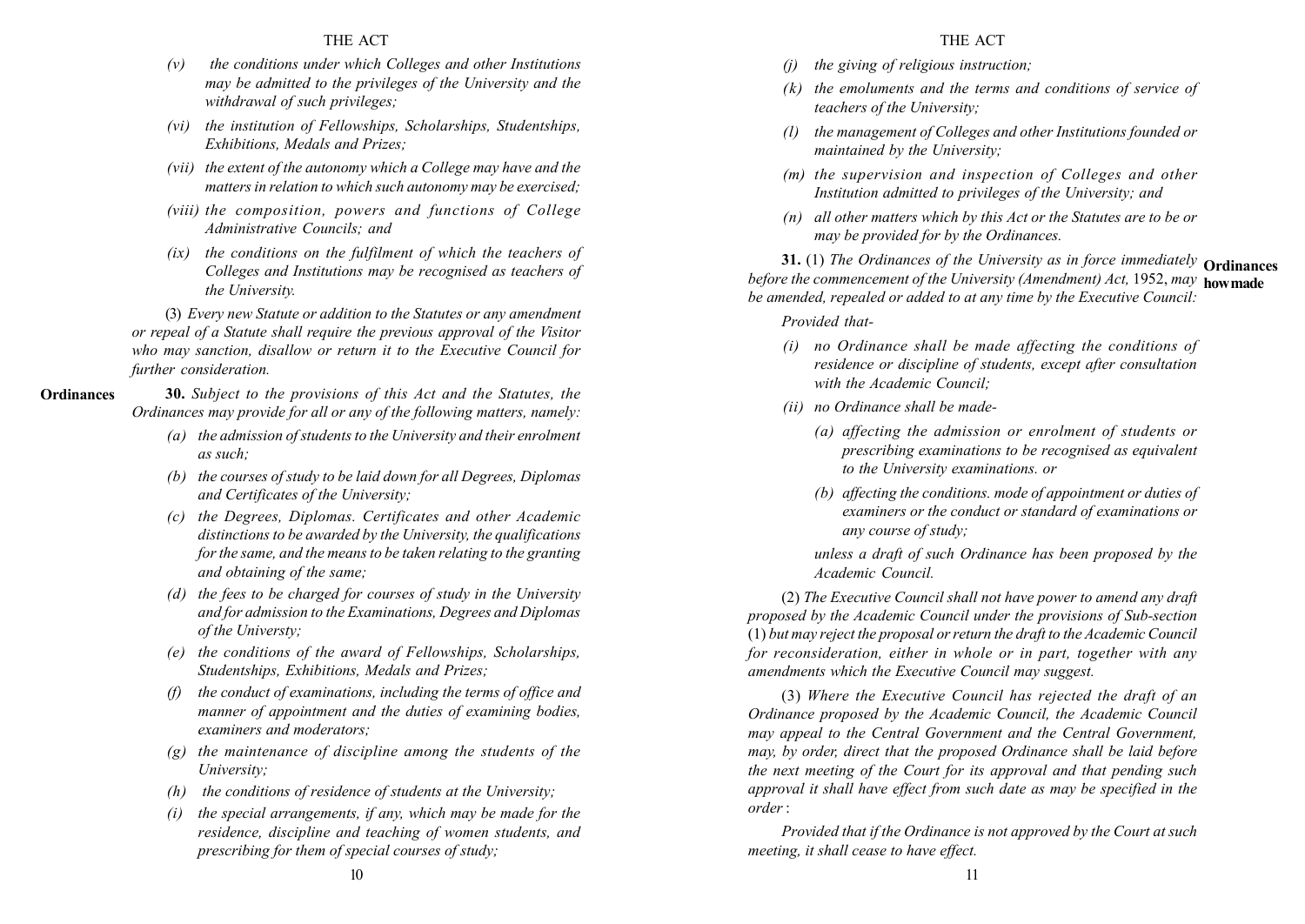*(v) the conditions under which Colleges and other Institutions may be admitted to the privileges of the University and the withdrawal of such privileges;*

*(vi) the institution of Fellowships, Scholarships, Studentships, Exhibitions, Medals and Prizes;*

*(vii) the extent of the autonomy which a College may have and the matters in relation to which such autonomy may be exercised;*

*(viii) the composition, powers and functions of College Administrative Councils; and*

*(ix) the conditions on the fulfilment of which the teachers of Colleges and Institutions may be recognised as teachers of the University.*

(3) *Every new Statute or addition to the Statutes or any amendment or repeal of a Statute shall require the previous approval of the Visitor who may sanction, disallow or return it to the Executive Council for further consideration.*

**Ordinances**

**30.** *Subject to the provisions of this Act and the Statutes, the Ordinances may provide for all or any of the following matters, namely:*

*(a) the admission of students to the University and their enrolment as such;*

*(b) the courses of study to be laid down for all Degrees, Diplomas and Certificates of the University;*

*(c) the Degrees, Diplomas. Certificates and other Academic distinctions to be awarded by the University, the qualifications for the same, and the means to be taken relating to the granting and obtaining of the same;*

*(d) the fees to be charged for courses of study in the University and for admission to the Examinations, Degrees and Diplomas of the Universty;*

*(e) the conditions of the award of Fellowships, Scholarships, Studentships, Exhibitions, Medals and Prizes;*

*(f) the conduct of examinations, including the terms of office and manner of appointment and the duties of examining bodies, examiners and moderators;*

*(g) the maintenance of discipline among the students of the University;*

*(h) the conditions of residence of students at the University;*

*(i) the special arrangements, if any, which may be made for the residence, discipline and teaching of women students, and prescribing for them of special courses of study;*

*(j) the giving of religious instruction;*

*(k) the emoluments and the terms and conditions of service of teachers of the University;*

*(l) the management of Colleges and other Institutions founded or maintained by the University;*

*(m) the supervision and inspection of Colleges and other Institution admitted to privileges of the University; and*

*(n) all other matters which by this Act or the Statutes are to be or may be provided for by the Ordinances.*

**Ordinances how made**

**31.** (1) *The Ordinances of the University as in force immediately before the commencement of the University (Amendment) Act,* 1952, *may be amended, repealed or added to at any time by the Executive Council:*

*Provided that-*

*(i) no Ordinance shall be made affecting the conditions of residence or discipline of students, except after consultation with the Academic Council;*

*(ii) no Ordinance shall be made-*

*(a) affecting the admission or enrolment of students or prescribing examinations to be recognised as equivalent to the University examinations. or*

*(b) affecting the conditions. mode of appointment or duties of examiners or the conduct or standard of examinations or any course of study;*

*unless a draft of such Ordinance has been proposed by the Academic Council.*

(2) *The Executive Council shall not have power to amend any draft proposed by the Academic Council under the provisions of Sub-section* (1) *but may reject the proposal or return the draft to the Academic Council for reconsideration, either in whole or in part, together with any amendments which the Executive Council may suggest.*

(3) *Where the Executive Council has rejected the draft of an Ordinance proposed by the Academic Council, the Academic Council may appeal to the Central Government and the Central Government, may, by order, direct that the proposed Ordinance shall be laid before the next meeting of the Court for its approval and that pending such approval it shall have effect from such date as may be specified in the order* :

*Provided that if the Ordinance is not approved by the Court at such meeting, it shall cease to have effect.*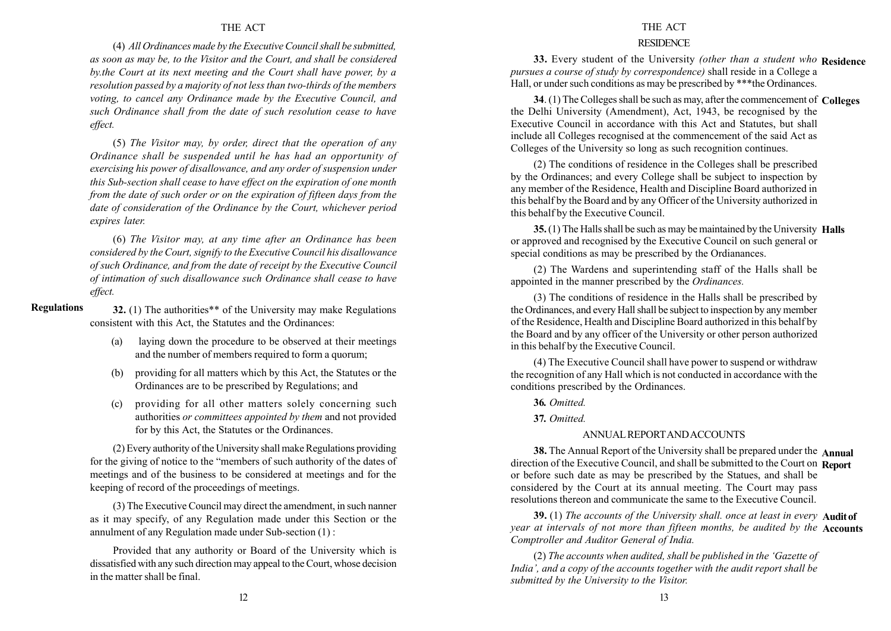(4) *All Ordinances made by the Executive Council shall be submitted, as soon as may be, to the Visitor and the Court, and shall be considered by.the Court at its next meeting and the Court shall have power, by a resolution passed by a majority of not less than two-thirds of the members voting, to cancel any Ordinance made by the Executive Council, and such Ordinance shall from the date of such resolution cease to have effect.*

(5) *The Visitor may, by order, direct that the operation of any Ordinance shall be suspended until he has had an opportunity of exercising his power of disallowance, and any order of suspension under this Sub-section shall cease to have effect on the expiration of one month from the date of such order or on the expiration of fifteen days from the date of consideration of the Ordinance by the Court, whichever period expires later.*

(6) *The Visitor may, at any time after an Ordinance has been considered by the Court, signify to the Executive Council his disallowance of such Ordinance, and from the date of receipt by the Executive Council of intimation of such disallowance such Ordinance shall cease to have effect.*

**Regulations**

**32.** (1) The authorities** of the University may make Regulations consistent with this Act, the Statutes and the Ordinances:

(a) laying down the procedure to be observed at their meetings and the number of members required to form a quorum;

(b) providing for all matters which by this Act, the Statutes or the Ordinances are to be prescribed by Regulations; and

(c) providing for all other matters solely concerning such authorities *or committees appointed by them* and not provided for by this Act, the Statutes or the Ordinances.

(2) Every authority of the University shall make Regulations providing for the giving of notice to the "members of such authority of the dates of meetings and of the business to be considered at meetings and for the keeping of record of the proceedings of meetings.

(3) The Executive Council may direct the amendment, in such nanner as it may specify, of any Regulation made under this Section or the annulment of any Regulation made under Sub-section (1) :

Provided that any authority or Board of the University which is dissatisfied with any such direction may appeal to the Court, whose decision in the matter shall be final.

## RESIDENCE

**Residence**

**33.** Every student of the University *(other than a student who pursues a course of study by correspondence)* shall reside in a College a Hall, or under such conditions as may be prescribed by ***the Ordinances.

**Colleges**

**34**. (1) The Colleges shall be such as may, after the commencement of the Delhi University (Amendment), Act, 1943, be recognised by the Executive Council in accordance with this Act and Statutes, but shall include all Colleges recognised at the commencement of the said Act as Colleges of the University so long as such recognition continues.

(2) The conditions of residence in the Colleges shall be prescribed by the Ordinances; and every College shall be subject to inspection by any member of the Residence, Health and Discipline Board authorized in this behalf by the Board and by any Officer of the University authorized in this behalf by the Executive Council.

**Halls**

**35.** (1) The Halls shall be such as may be maintained by the University or approved and recognised by the Executive Council on such general or special conditions as may be prescribed by the Ordinances.

(2) The Wardens and superintending staff of the Halls shall be appointed in the manner prescribed by the *Ordinances.*

(3) The conditions of residence in the Halls shall be prescribed by the Ordinances, and every Hall shall be subject to inspection by any member of the Residence, Health and Discipline Board authorized in this behalf by the Board and by any officer of the University or other person authorized in this behalf by the Executive Council.

(4) The Executive Council shall have power to suspend or withdraw the recognition of any Hall which is not conducted in accordance with the conditions prescribed by the Ordinances.

**36.** *Omitted.*

**37.** *Omitted.*

## ANNUAL REPORT AND ACCOUNTS

**Annual Report**

**38.** The Annual Report of the University shall be prepared under the direction of the Executive Council, and shall be submitted to the Court on or before such date as may be prescribed by the Statues, and shall be considered by the Court at its annual meeting. The Court may pass resolutions thereon and communicate the same to the Executive Council.

**Audit of Accounts**

**39.** (1) *The accounts of the University shall. once at least in every year at intervals of not more than fifteen months, be audited by the Comptroller and Auditor General of India.*

(2) *The accounts when audited, shall be published in the 'Gazette of India', and a copy of the accounts together with the audit report shall be submitted by the University to the Visitor.*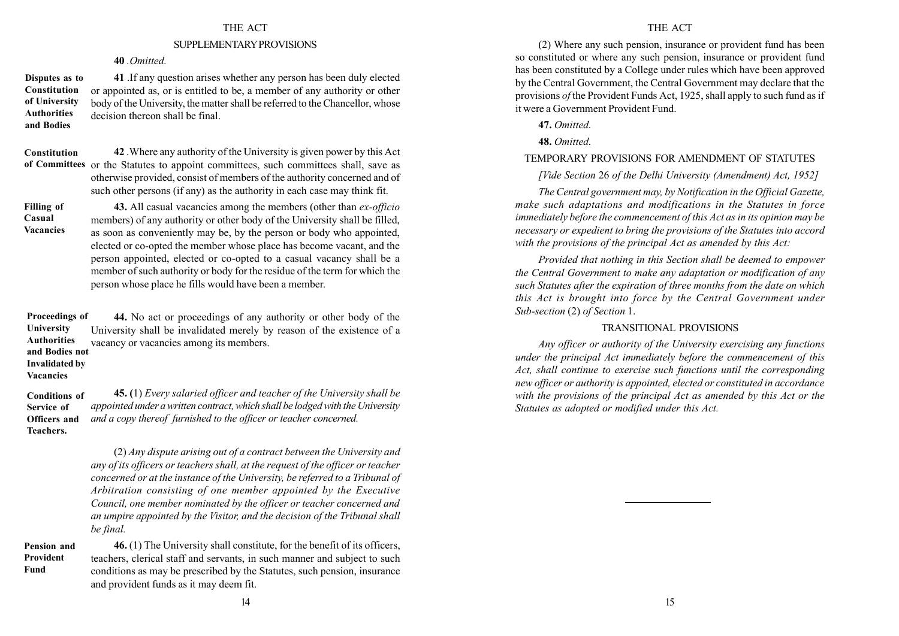## SUPPLEMENTARY PROVISIONS

**40** *.Omitted.*

**Disputes as to Constitution of University Authorities and Bodies**

**41** .If any question arises whether any person has been duly elected or appointed as, or is entitled to be, a member of any authority or other body of the University, the matter shall be referred to the Chancellor, whose decision thereon shall be final.

**Constitution of Committees**

**42** .Where any authority of the University is given power by this Act or the Statutes to appoint committees, such committees shall, save as otherwise provided, consist of members of the authority concerned and of such other persons (if any) as the authority in each case may think fit.

**Filling of Casual Vacancies**

**43.** All casual vacancies among the members (other than *ex-officio* members) of any authority or other body of the University shall be filled, as soon as conveniently may be, by the person or body who appointed, elected or co-opted the member whose place has become vacant, and the person appointed, elected or co-opted to a casual vacancy shall be a member of such authority or body for the residue of the term for which the person whose place he fills would have been a member.

**Proceedings of University Authorities and Bodies not Invalidated by Vacancies**

**44.** No act or proceedings of any authority or other body of the University shall be invalidated merely by reason of the existence of a vacancy or vacancies among its members.

**Conditions of Service of Officers and Teachers.**

**45. (**1) *Every salaried officer and teacher of the University shall be appointed under a written contract, which shall be lodged with the University and a copy thereof furnished to the officer or teacher concerned.*

(2) *Any dispute arising out of a contract between the University and any of its officers or teachers shall, at the request of the officer or teacher concerned or at the instance of the University, be referred to a Tribunal of Arbitration consisting of one member appointed by the Executive Council, one member nominated by the officer or teacher concerned and an umpire appointed by the Visitor, and the decision of the Tribunal shall be final.*

**Pension and Provident Fund**

**46.** (1) The University shall constitute, for the benefit of its officers, teachers, clerical staff and servants, in such manner and subject to such conditions as may be prescribed by the Statutes, such pension, insurance and provident funds as it may deem fit.

(2) Where any such pension, insurance or provident fund has been so constituted or where any such pension, insurance or provident fund has been constituted by a College under rules which have been approved by the Central Government, the Central Government may declare that the provisions *of* the Provident Funds Act, 1925, shall apply to such fund as if it were a Government Provident Fund.

**47.** *Omitted.*

**48.** *Omitted.*

## TEMPORARY PROVISIONS FOR AMENDMENT OF STATUTES

*[Vide Section* 26 *of the Delhi University (Amendment) Act, 1952]*

*The Central government may, by Notification in the Official Gazette, make such adaptations and modifications in the Statutes in force immediately before the commencement of this Act as in its opinion may be necessary or expedient to bring the provisions of the Statutes into accord with the provisions of the principal Act as amended by this Act:*

*Provided that nothing in this Section shall be deemed to empower the Central Government to make any adaptation or modification of any such Statutes after the expiration of three months from the date on which this Act is brought into force by the Central Government under Sub-section* (2) *of Section* 1.

## TRANSITIONAL PROVISIONS

*Any officer or authority of the University exercising any functions under the principal Act immediately before the commencement of this Act, shall continue to exercise such functions until the corresponding new officer or authority is appointed, elected or constituted in accordance with the provisions of the principal Act as amended by this Act or the Statutes as adopted or modified under this Act.*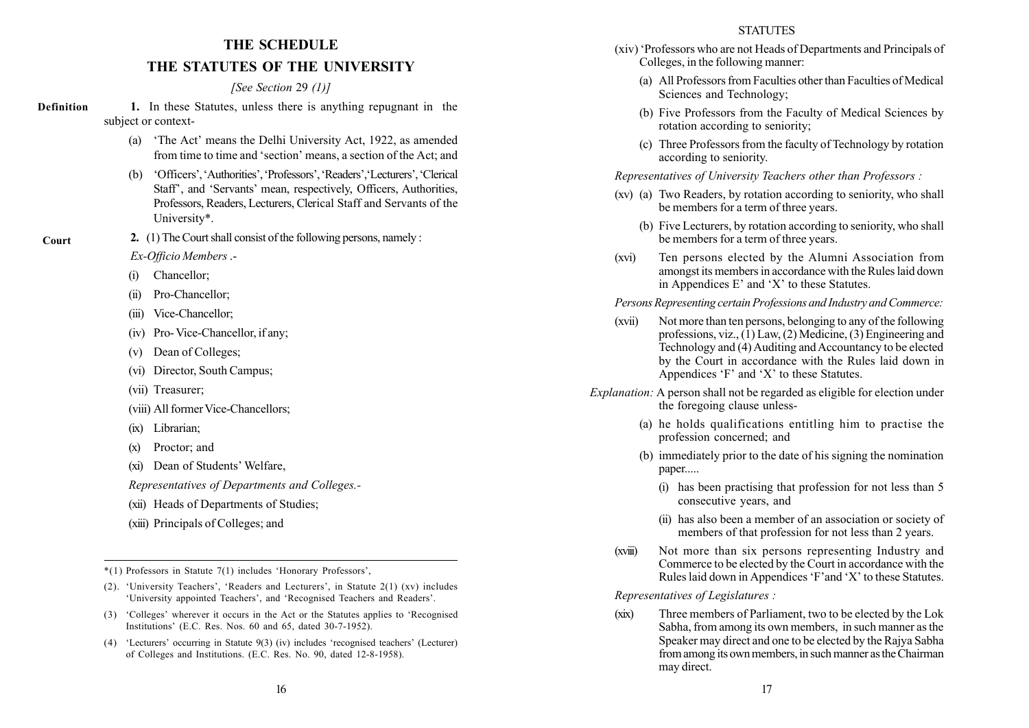# THE SCHEDULE

## THE STATUTES OF THE UNIVERSITY

*[See Section 29 (1)]*

**Definition**

**1.** In these Statutes, unless there is anything repugnant in the subject or context-

(a) 'The Act' means the Delhi University Act, 1922, as amended from time to time and 'section' means, a section of the Act; and

(b) 'Officers', 'Authorities', 'Professors', 'Readers', 'Lecturers', 'Clerical Staff", and 'Servants' mean, respectively, Officers, Authorities, Professors, Readers, Lecturers, Clerical Staff and Servants of the University*.

**Court**

**2.** (1) The Court shall consist of the following persons, namely :

*Ex-Officio Members* .-

(i) Chancellor;

(ii) Pro-Chancellor;

(iii) Vice-Chancellor;

(iv) Pro- Vice-Chancellor, if any;

(v) Dean of Colleges;

(vi) Director, South Campus;

(vii) Treasurer;

(viii) All former Vice-Chancellors;

(ix) Librarian;

(x) Proctor; and

(xi) Dean of Students' Welfare,

*Representatives of Departments and Colleges.-*

(xii) Heads of Departments of Studies;

(xiii) Principals of Colleges; and

(xiv) 'Professors who are not Heads of Departments and Principals of Colleges, in the following manner:

(a) All Professors from Faculties other than Faculties of Medical Sciences and Technology;

(b) Five Professors from the Faculty of Medical Sciences by rotation according to seniority;

(c) Three Professors from the faculty of Technology by rotation according to seniority.

*Representatives of University Teachers other than Professors :*

(xv) (a) Two Readers, by rotation according to seniority, who shall be members for a term of three years.

(b) Five Lecturers, by rotation according to seniority, who shall be members for a term of three years.

(xvi) Ten persons elected by the Alumni Association from amongst its members in accordance with the Rules laid down in Appendices E' and 'X' to these Statutes.

*Persons Representing certain Professions and Industry and Commerce:*

(xvii) Not more than ten persons, belonging to any of the following professions, viz., (1) Law, (2) Medicine, (3) Engineering and Technology and (4) Auditing and Accountancy to be elected by the Court in accordance with the Rules laid down in Appendices 'F' and 'X' to these Statutes.

*Explanation:* A person shall not be regarded as eligible for election under the foregoing clause unless-

(a) he holds qualifications entitling him to practise the profession concerned; and

(b) immediately prior to the date of his signing the nomination paper.....

(i) has been practising that profession for not less than 5 consecutive years, and

(ii) has also been a member of an association or society of members of that profession for not less than 2 years.

(xviii) Not more than six persons representing Industry and Commerce to be elected by the Court in accordance with the Rules laid down in Appendices 'F'and 'X' to these Statutes.

*Representatives of Legislatures :*

(xix) Three members of Parliament, two to be elected by the Lok Sabha, from among its own members, in such manner as the Speaker may direct and one to be elected by the Rajya Sabha from among its own members, in such manner as the Chairman may direct.

---

*(1) Professors in Statute 7(1) includes 'Honorary Professors',

(2). 'University Teachers', 'Readers and Lecturers', in Statute 2(1) (xv) includes 'University appointed Teachers', and 'Recognised Teachers and Readers'.

(3) 'Colleges' wherever it occurs in the Act or the Statutes applies to 'Recognised Institutions' (E.C. Res. Nos. 60 and 65, dated 30-7-1952).

(4) 'Lecturers' occurring in Statute 9(3) (iv) includes 'recognised teachers' (Lecturer) of Colleges and Institutions. (E.C. Res. No. 90, dated 12-8-1958).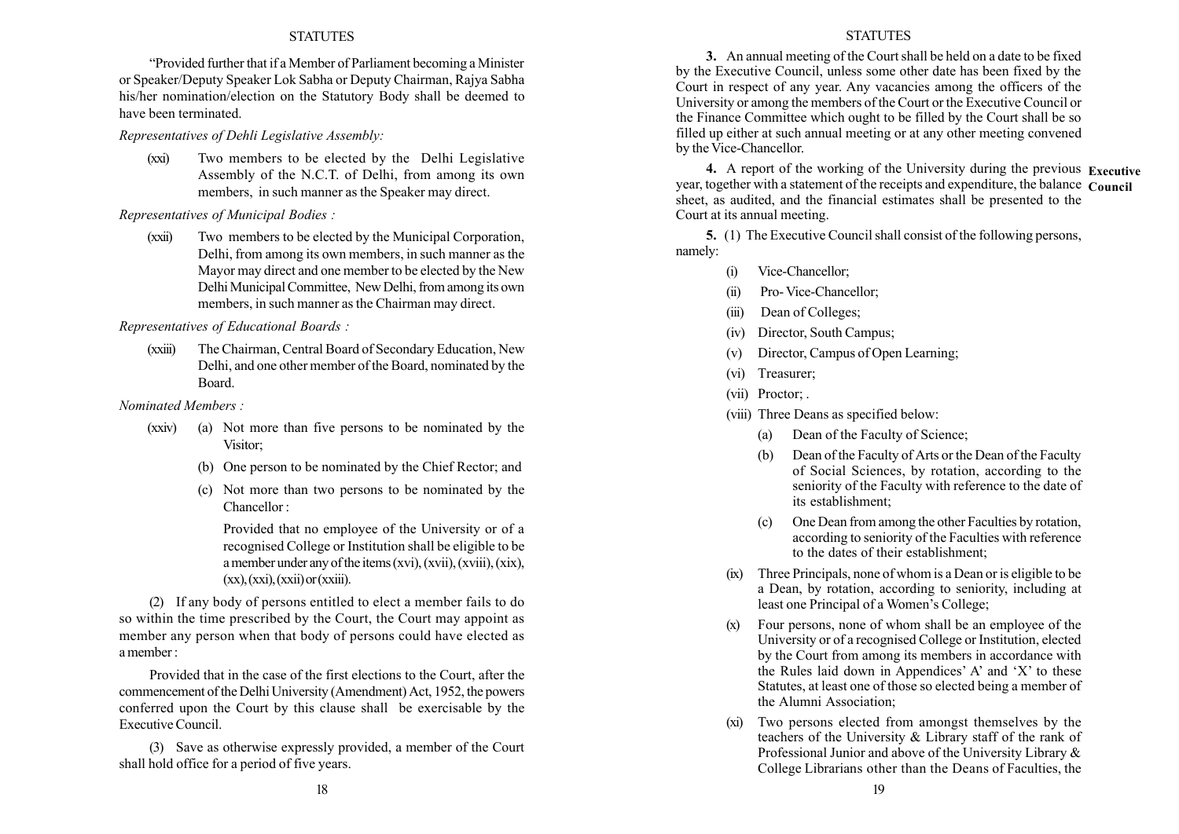"Provided further that if a Member of Parliament becoming a Minister or Speaker/Deputy Speaker Lok Sabha or Deputy Chairman, Rajya Sabha his/her nomination/election on the Statutory Body shall be deemed to have been terminated.

*Representatives of Dehli Legislative Assembly:*

(xxi) Two members to be elected by the Delhi Legislative Assembly of the N.C.T. of Delhi, from among its own members, in such manner as the Speaker may direct.

*Representatives of Municipal Bodies :*

(xxii) Two members to be elected by the Municipal Corporation, Delhi, from among its own members, in such manner as the Mayor may direct and one member to be elected by the New Delhi Municipal Committee, New Delhi, from among its own members, in such manner as the Chairman may direct.

*Representatives of Educational Boards :*

(xxiii) The Chairman, Central Board of Secondary Education, New Delhi, and one other member of the Board, nominated by the Board.

*Nominated Members :*

(xxiv) (a) Not more than five persons to be nominated by the Visitor;

(b) One person to be nominated by the Chief Rector; and

(c) Not more than two persons to be nominated by the Chancellor :

Provided that no employee of the University or of a recognised College or Institution shall be eligible to be a member under any of the items (xvi), (xvii), (xviii), (xix), (xx), (xxi), (xxii) or (xxiii).

(2) If any body of persons entitled to elect a member fails to do so within the time prescribed by the Court, the Court may appoint as member any person when that body of persons could have elected as a member :

Provided that in the case of the first elections to the Court, after the commencement of the Delhi University (Amendment) Act, 1952, the powers conferred upon the Court by this clause shall be exercisable by the Executive Council.

(3) Save as otherwise expressly provided, a member of the Court shall hold office for a period of five years.

**3.** An annual meeting of the Court shall be held on a date to be fixed by the Executive Council, unless some other date has been fixed by the Court in respect of any year. Any vacancies among the officers of the University or among the members of the Court or the Executive Council or the Finance Committee which ought to be filled by the Court shall be so filled up either at such annual meeting or at any other meeting convened by the Vice-Chancellor.

**4.** A report of the working of the University during the previous year, together with a statement of the receipts and expenditure, the balance sheet, as audited, and the financial estimates shall be presented to the Court at its annual meeting.

**Executive Council**

**5.** (1) The Executive Council shall consist of the following persons, namely:

(i) Vice-Chancellor;

(ii) Pro- Vice-Chancellor;

(iii) Dean of Colleges;

(iv) Director, South Campus;

(v) Director, Campus of Open Learning;

(vi) Treasurer;

(vii) Proctor; .

(viii) Three Deans as specified below:

(a) Dean of the Faculty of Science;

(b) Dean of the Faculty of Arts or the Dean of the Faculty of Social Sciences, by rotation, according to the seniority of the Faculty with reference to the date of its establishment;

(c) One Dean from among the other Faculties by rotation, according to seniority of the Faculties with reference to the dates of their establishment;

(ix) Three Principals, none of whom is a Dean or is eligible to be a Dean, by rotation, according to seniority, including at least one Principal of a Women's College;

(x) Four persons, none of whom shall be an employee of the University or of a recognised College or Institution, elected by the Court from among its members in accordance with the Rules laid down in Appendices' A' and 'X' to these Statutes, at least one of those so elected being a member of the Alumni Association;

(xi) Two persons elected from amongst themselves by the teachers of the University & Library staff of the rank of Professional Junior and above of the University Library & College Librarians other than the Deans of Faculties, the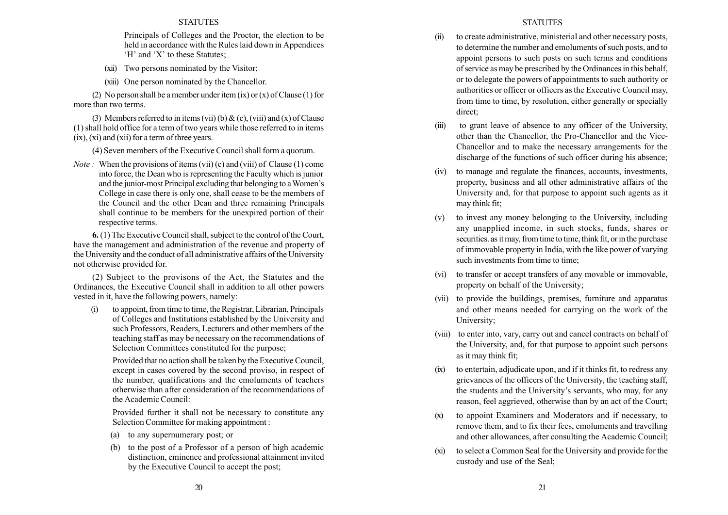Principals of Colleges and the Proctor, the election to be held in accordance with the Rules laid down in Appendices 'H' and 'X' to these Statutes;

(xii) Two persons nominated by the Visitor;

(xiii) One person nominated by the Chancellor.

(2) No person shall be a member under item (ix) or (x) of Clause (1) for more than two terms.

(3) Members referred to in items (vii) (b) & (c), (viii) and (x) of Clause (1) shall hold office for a term of two years while those referred to in items (ix), (xi) and (xii) for a term of three years.

(4) Seven members of the Executive Council shall form a quorum.

*Note :* When the provisions of items (vii) (c) and (viii) of Clause (1) come into force, the Dean who is representing the Faculty which is junior and the junior-most Principal excluding that belonging to a Women's College in case there is only one, shall cease to be the members of the Council and the other Dean and three remaining Principals shall continue to be members for the unexpired portion of their respective terms.

**6.** (1) The Executive Council shall, subject to the control of the Court, have the management and administration of the revenue and property of the University and the conduct of all administrative affairs of the University not otherwise provided for.

(2) Subject to the provisons of the Act, the Statutes and the Ordinances, the Executive Council shall in addition to all other powers vested in it, have the following powers, namely:

(i) to appoint, from time to time, the Registrar, Librarian, Principals of Colleges and Institutions established by the University and such Professors, Readers, Lecturers and other members of the teaching staff as may be necessary on the recommendations of Selection Committees constituted for the purpose;

Provided that no action shall be taken by the Executive Council, except in cases covered by the second proviso, in respect of the number, qualifications and the emoluments of teachers otherwise than after consideration of the recommendations of the Academic Council:

Provided further it shall not be necessary to constitute any Selection Committee for making appointment :

(a) to any supernumerary post; or

(b) to the post of a Professor of a person of high academic distinction, eminence and professional attainment invited by the Executive Council to accept the post;

(ii) to create administrative, ministerial and other necessary posts, to determine the number and emoluments of such posts, and to appoint persons to such posts on such terms and conditions of service as may be prescribed by the Ordinances in this behalf, or to delegate the powers of appointments to such authority or authorities or officer or officers as the Executive Council may, from time to time, by resolution, either generally or specially direct;

(iii) to grant leave of absence to any officer of the University, other than the Chancellor, the Pro-Chancellor and the Vice-Chancellor and to make the necessary arrangements for the discharge of the functions of such officer during his absence;

(iv) to manage and regulate the finances, accounts, investments, property, business and all other administrative affairs of the University and, for that purpose to appoint such agents as it may think fit;

(v) to invest any money belonging to the University, including any unapplied income, in such stocks, funds, shares or securities. as it may, from time to time, think fit, or in the purchase of immovable property in India, with the like power of varying such investments from time to time;

(vi) to transfer or accept transfers of any movable or immovable, property on behalf of the University;

(vii) to provide the buildings, premises, furniture and apparatus and other means needed for carrying on the work of the University;

(viii) to enter into, vary, carry out and cancel contracts on behalf of the University, and, for that purpose to appoint such persons as it may think fit;

(ix) to entertain, adjudicate upon, and if it thinks fit, to redress any grievances of the officers of the University, the teaching staff, the students and the University's servants, who may, for any reason, feel aggrieved, otherwise than by an act of the Court;

(x) to appoint Examiners and Moderators and if necessary, to remove them, and to fix their fees, emoluments and travelling and other allowances, after consulting the Academic Council;

(xi) to select a Common Seal for the University and provide for the custody and use of the Seal;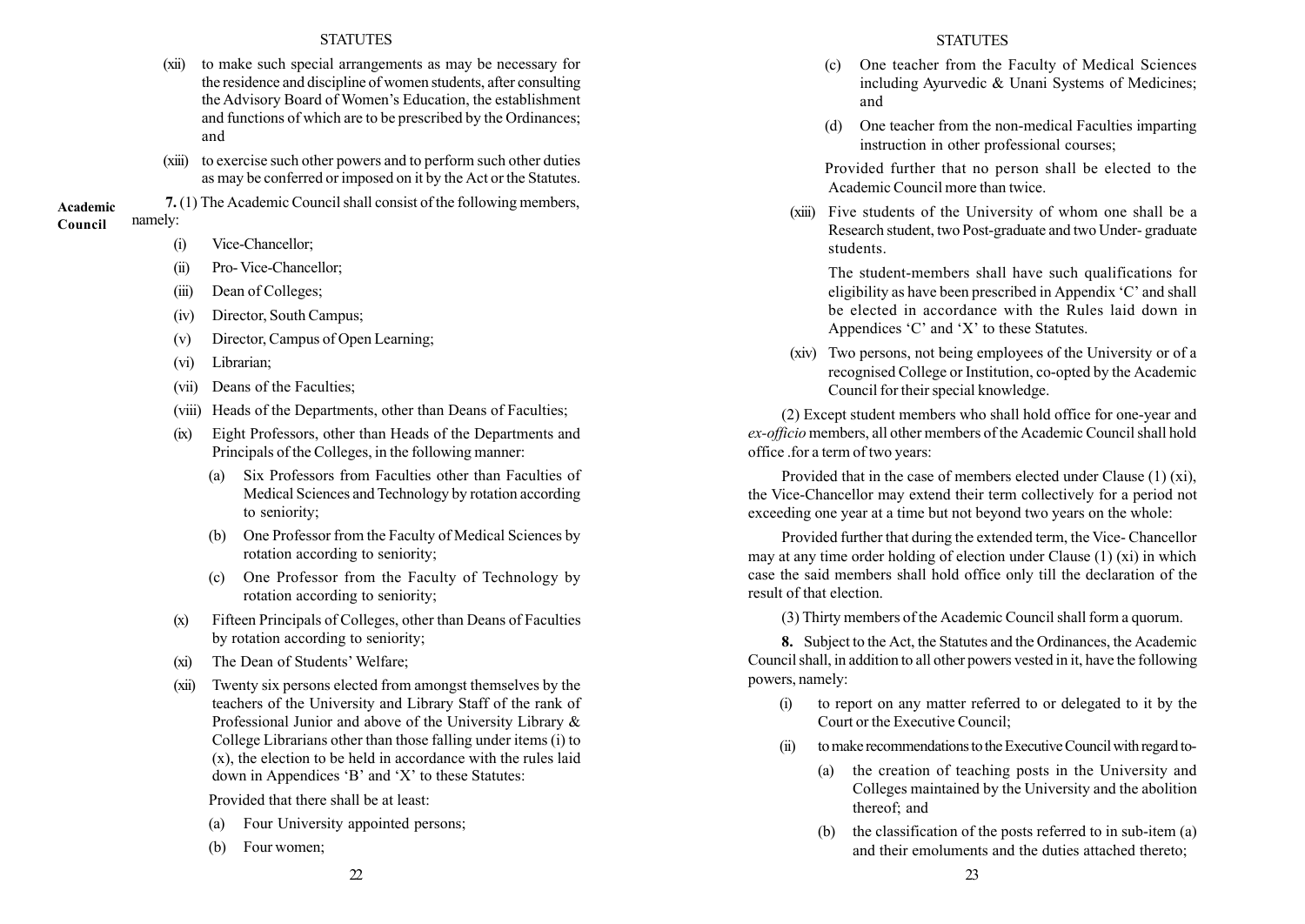(xii) to make such special arrangements as may be necessary for the residence and discipline of women students, after consulting the Advisory Board of Women's Education, the establishment and functions of which are to be prescribed by the Ordinances; and

(xiii) to exercise such other powers and to perform such other duties as may be conferred or imposed on it by the Act or the Statutes.

**Academic Council**

**7.** (1) The Academic Council shall consist of the following members, namely:

(i) Vice-Chancellor;

(ii) Pro- Vice-Chancellor;

(iii) Dean of Colleges;

(iv) Director, South Campus;

(v) Director, Campus of Open Learning;

(vi) Librarian;

(vii) Deans of the Faculties;

(viii) Heads of the Departments, other than Deans of Faculties;

(ix) Eight Professors, other than Heads of the Departments and Principals of the Colleges, in the following manner:

(a) Six Professors from Faculties other than Faculties of Medical Sciences and Technology by rotation according to seniority;

(b) One Professor from the Faculty of Medical Sciences by rotation according to seniority;

(c) One Professor from the Faculty of Technology by rotation according to seniority;

(x) Fifteen Principals of Colleges, other than Deans of Faculties by rotation according to seniority;

(xi) The Dean of Students' Welfare;

(xii) Twenty six persons elected from amongst themselves by the teachers of the University and Library Staff of the rank of Professional Junior and above of the University Library & College Librarians other than those falling under items (i) to (x), the election to be held in accordance with the rules laid down in Appendices 'B' and 'X' to these Statutes:

Provided that there shall be at least:

(a) Four University appointed persons;

(b) Four women;

(c) One teacher from the Faculty of Medical Sciences including Ayurvedic & Unani Systems of Medicines; and

(d) One teacher from the non-medical Faculties imparting instruction in other professional courses;

Provided further that no person shall be elected to the Academic Council more than twice.

(xiii) Five students of the University of whom one shall be a Research student, two Post-graduate and two Under- graduate students.

The student-members shall have such qualifications for eligibility as have been prescribed in Appendix 'C' and shall be elected in accordance with the Rules laid down in Appendices 'C' and 'X' to these Statutes.

(xiv) Two persons, not being employees of the University or of a recognised College or Institution, co-opted by the Academic Council for their special knowledge.

(2) Except student members who shall hold office for one-year and *ex-officio* members, all other members of the Academic Council shall hold office .for a term of two years:

Provided that in the case of members elected under Clause (1) (xi), the Vice-Chancellor may extend their term collectively for a period not exceeding one year at a time but not beyond two years on the whole:

Provided further that during the extended term, the Vice- Chancellor may at any time order holding of election under Clause (1) (xi) in which case the said members shall hold office only till the declaration of the result of that election.

(3) Thirty members of the Academic Council shall form a quorum.

**8.** Subject to the Act, the Statutes and the Ordinances, the Academic Council shall, in addition to all other powers vested in it, have the following powers, namely:

(i) to report on any matter referred to or delegated to it by the Court or the Executive Council;

(ii) to make recommendations to the Executive Council with regard to-

(a) the creation of teaching posts in the University and Colleges maintained by the University and the abolition thereof; and

(b) the classification of the posts referred to in sub-item (a) and their emoluments and the duties attached thereto;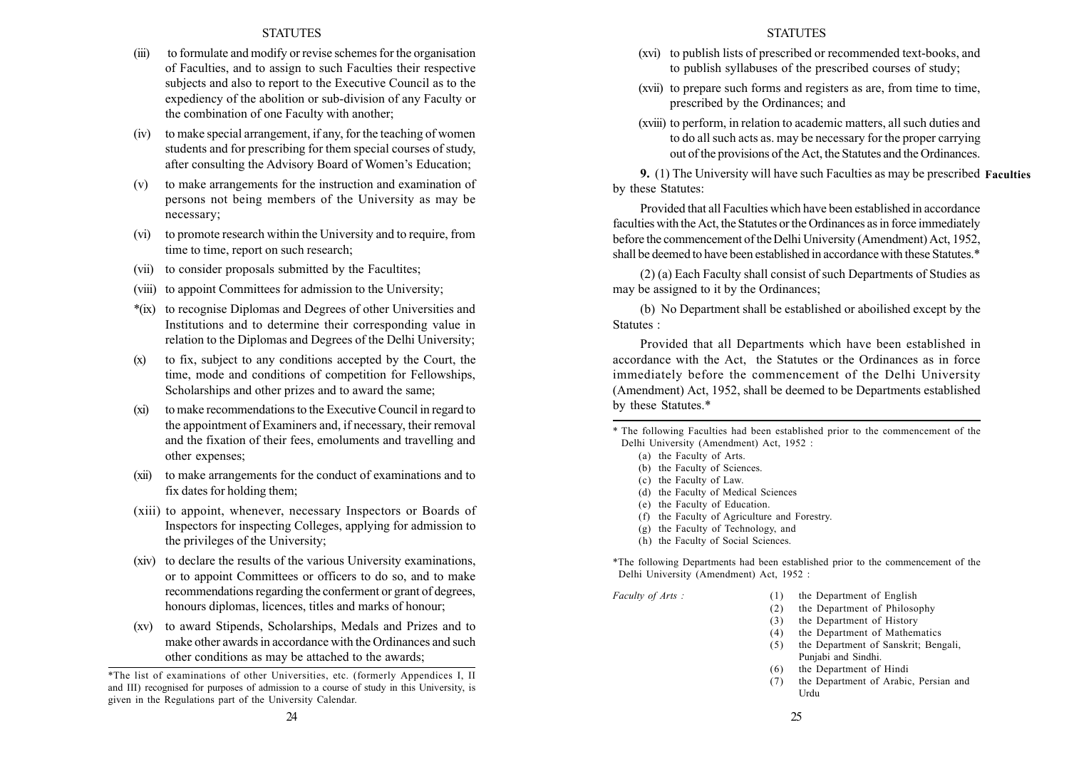(iii) to formulate and modify or revise schemes for the organisation of Faculties, and to assign to such Faculties their respective subjects and also to report to the Executive Council as to the expediency of the abolition or sub-division of any Faculty or the combination of one Faculty with another;

(iv) to make special arrangement, if any, for the teaching of women students and for prescribing for them special courses of study, after consulting the Advisory Board of Women's Education;

(v) to make arrangements for the instruction and examination of persons not being members of the University as may be necessary;

(vi) to promote research within the University and to require, from time to time, report on such research;

(vii) to consider proposals submitted by the Facultites;

(viii) to appoint Committees for admission to the University;

*(ix) to recognise Diplomas and Degrees of other Universities and Institutions and to determine their corresponding value in relation to the Diplomas and Degrees of the Delhi University;

(x) to fix, subject to any conditions accepted by the Court, the time, mode and conditions of competition for Fellowships, Scholarships and other prizes and to award the same;

(xi) to make recommendations to the Executive Council in regard to the appointment of Examiners and, if necessary, their removal and the fixation of their fees, emoluments and travelling and other expenses;

(xii) to make arrangements for the conduct of examinations and to fix dates for holding them;

(xiii) to appoint, whenever, necessary Inspectors or Boards of Inspectors for inspecting Colleges, applying for admission to the privileges of the University;

(xiv) to declare the results of the various University examinations, or to appoint Committees or officers to do so, and to make recommendations regarding the conferment or grant of degrees, honours diplomas, licences, titles and marks of honour;

(xv) to award Stipends, Scholarships, Medals and Prizes and to make other awards in accordance with the Ordinances and such other conditions as may be attached to the awards;

*The list of examinations of other Universities, etc. (formerly Appendices I, II and III) recognised for purposes of admission to a course of study in this University, is given in the Regulations part of the University Calendar.

(xvi) to publish lists of prescribed or recommended text-books, and to publish syllabuses of the prescribed courses of study;

(xvii) to prepare such forms and registers as are, from time to time, prescribed by the Ordinances; and

(xviii) to perform, in relation to academic matters, all such duties and to do all such acts as. may be necessary for the proper carrying out of the provisions of the Act, the Statutes and the Ordinances.

**Faculties**

**9.** (1) The University will have such Faculties as may be prescribed by these Statutes:

Provided that all Faculties which have been established in accordance faculties with the Act, the Statutes or the Ordinances as in force immediately before the commencement of the Delhi University (Amendment) Act, 1952, shall be deemed to have been established in accordance with these Statutes.*

(2) (a) Each Faculty shall consist of such Departments of Studies as may be assigned to it by the Ordinances;

(b) No Department shall be established or aboilished except by the Statutes :

Provided that all Departments which have been established in accordance with the Act, the Statutes or the Ordinances as in force immediately before the commencement of the Delhi University (Amendment) Act, 1952, shall be deemed to be Departments established by these Statutes.*

* The following Faculties had been established prior to the commencement of the Delhi University (Amendment) Act, 1952 :

(a) the Faculty of Arts.
(b) the Faculty of Sciences.
(c) the Faculty of Law.
(d) the Faculty of Medical Sciences
(e) the Faculty of Education.
(f) the Faculty of Agriculture and Forestry.
(g) the Faculty of Technology, and
(h) the Faculty of Social Sciences.

*The following Departments had been established prior to the commencement of the Delhi University (Amendment) Act, 1952 :

*Faculty of Arts :*

(1) the Department of English
(2) the Department of Philosophy
(3) the Department of History
(4) the Department of Mathematics
(5) the Department of Sanskrit; Bengali, Punjabi and Sindhi.
(6) the Department of Hindi
(7) the Department of Arabic, Persian and Urdu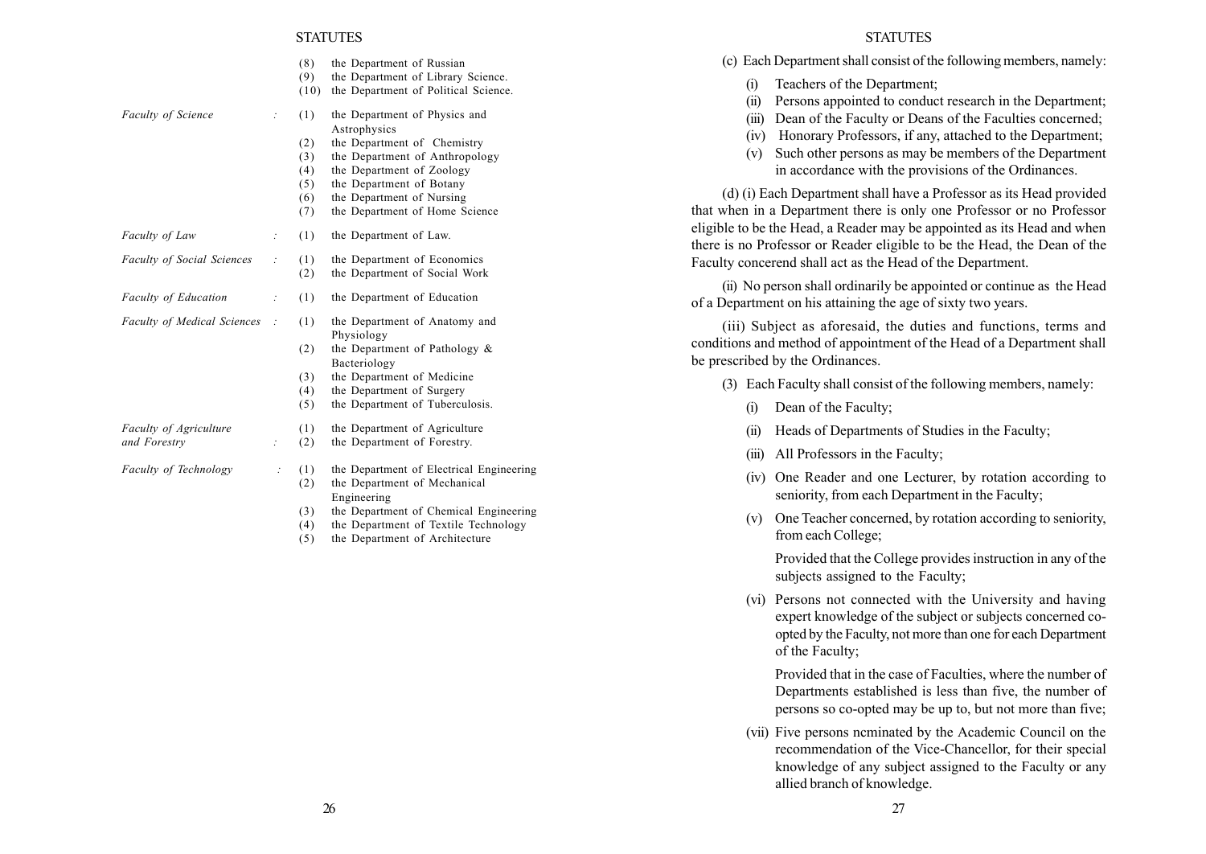| | | |
|---|---|---|
| | (8) | the Department of Russian |
| | (9) | the Department of Library Science. |
| | (10) | the Department of Political Science. |
| *Faculty of Science* : | (1) | the Department of Physics and Astrophysics |
| | (2) | the Department of Chemistry |
| | (3) | the Department of Anthropology |
| | (4) | the Department of Zoology |
| | (5) | the Department of Botany |
| | (6) | the Department of Nursing |
| | (7) | the Department of Home Science |
| *Faculty of Law* : | (1) | the Department of Law. |
| *Faculty of Social Sciences* : | (1) | the Department of Economics |
| | (2) | the Department of Social Work |
| *Faculty of Education* : | (1) | the Department of Education |
| *Faculty of Medical Sciences* : | (1) | the Department of Anatomy and Physiology |
| | (2) | the Department of Pathology & Bacteriology |
| | (3) | the Department of Medicine |
| | (4) | the Department of Surgery |
| | (5) | the Department of Tuberculosis. |
| *Faculty of Agriculture and Forestry* : | (1) | the Department of Agriculture |
| | (2) | the Department of Forestry. |
| *Faculty of Technology* : | (1) | the Department of Electrical Engineering |
| | (2) | the Department of Mechanical Engineering |
| | (3) | the Department of Chemical Engineering |
| | (4) | the Department of Textile Technology |
| | (5) | the Department of Architecture |

(c) Each Department shall consist of the following members, namely:

(i) Teachers of the Department;

(ii) Persons appointed to conduct research in the Department;

(iii) Dean of the Faculty or Deans of the Faculties concerned;

(iv) Honorary Professors, if any, attached to the Department;

(v) Such other persons as may be members of the Department in accordance with the provisions of the Ordinances.

(d) (i) Each Department shall have a Professor as its Head provided that when in a Department there is only one Professor or no Professor eligible to be the Head, a Reader may be appointed as its Head and when there is no Professor or Reader eligible to be the Head, the Dean of the Faculty concerend shall act as the Head of the Department.

(ii) No person shall ordinarily be appointed or continue as the Head of a Department on his attaining the age of sixty two years.

(iii) Subject as aforesaid, the duties and functions, terms and conditions and method of appointment of the Head of a Department shall be prescribed by the Ordinances.

(3) Each Faculty shall consist of the following members, namely:

(i) Dean of the Faculty;

(ii) Heads of Departments of Studies in the Faculty;

(iii) All Professors in the Faculty;

(iv) One Reader and one Lecturer, by rotation according to seniority, from each Department in the Faculty;

(v) One Teacher concerned, by rotation according to seniority, from each College;

Provided that the College provides instruction in any of the subjects assigned to the Faculty;

(vi) Persons not connected with the University and having expert knowledge of the subject or subjects concerned co-opted by the Faculty, not more than one for each Department of the Faculty;

Provided that in the case of Faculties, where the number of Departments established is less than five, the number of persons so co-opted may be up to, but not more than five;

(vii) Five persons ncminated by the Academic Council on the recommendation of the Vice-Chancellor, for their special knowledge of any subject assigned to the Faculty or any allied branch of knowledge.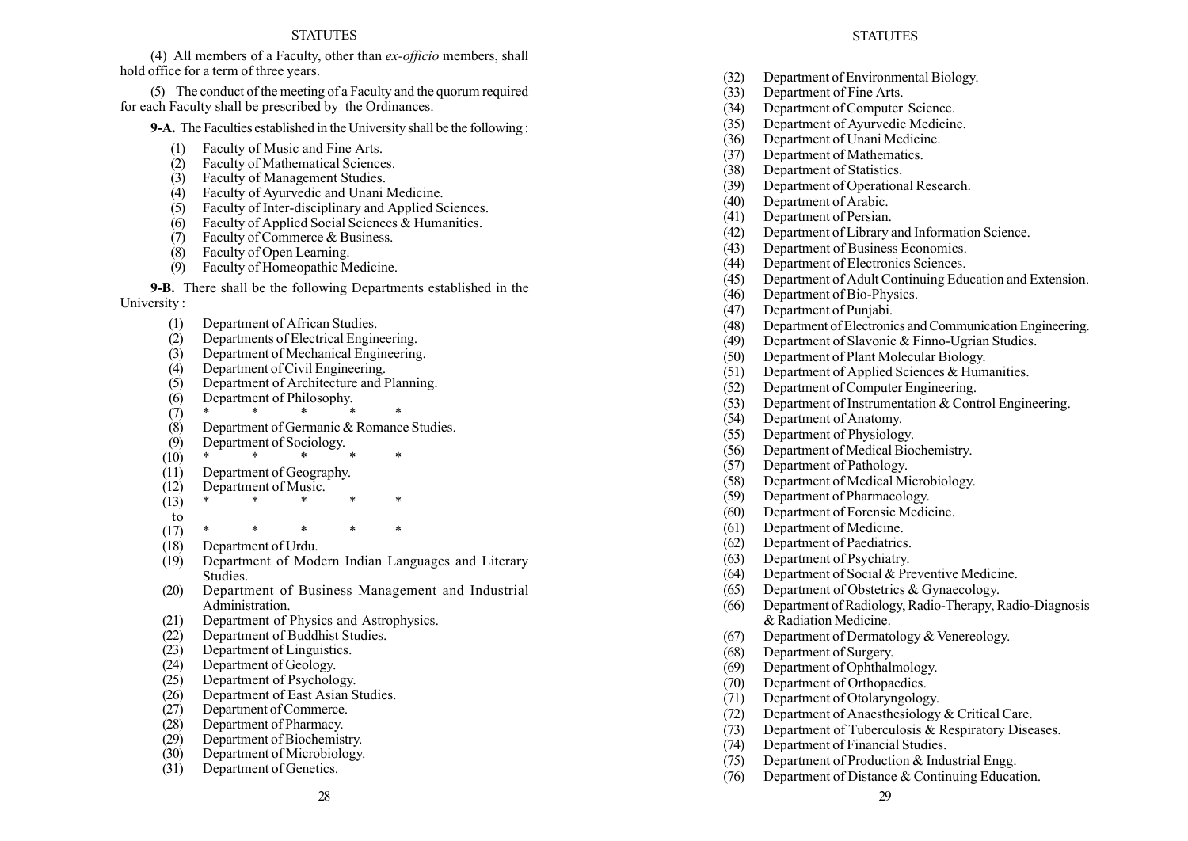(4) All members of a Faculty, other than *ex-officio* members, shall hold office for a term of three years.

(5) The conduct of the meeting of a Faculty and the quorum required for each Faculty shall be prescribed by the Ordinances.

**9-A.** The Faculties established in the University shall be the following :

(1) Faculty of Music and Fine Arts.
(2) Faculty of Mathematical Sciences.
(3) Faculty of Management Studies.
(4) Faculty of Ayurvedic and Unani Medicine.
(5) Faculty of Inter-disciplinary and Applied Sciences.
(6) Faculty of Applied Social Sciences & Humanities.
(7) Faculty of Commerce & Business.
(8) Faculty of Open Learning.
(9) Faculty of Homeopathic Medicine.

**9-B.** There shall be the following Departments established in the University :

(1) Department of African Studies.
(2) Departments of Electrical Engineering.
(3) Department of Mechanical Engineering.
(4) Department of Civil Engineering.
(5) Department of Architecture and Planning.
(6) Department of Philosophy.
(7) * * * * *
(8) Department of Germanic & Romance Studies.
(9) Department of Sociology.
(10) * * * * *
(11) Department of Geography.
(12) Department of Music.
(13) to (17) * * * * *
(18) Department of Urdu.
(19) Department of Modern Indian Languages and Literary Studies.
(20) Department of Business Management and Industrial Administration.
(21) Department of Physics and Astrophysics.
(22) Department of Buddhist Studies.
(23) Department of Linguistics.
(24) Department of Geology.
(25) Department of Psychology.
(26) Department of East Asian Studies.
(27) Department of Commerce.
(28) Department of Pharmacy.
(29) Department of Biochemistry.
(30) Department of Microbiology.
(31) Department of Genetics.
(32) Department of Environmental Biology.
(33) Department of Fine Arts.
(34) Department of Computer Science.
(35) Department of Ayurvedic Medicine.
(36) Department of Unani Medicine.
(37) Department of Mathematics.
(38) Department of Statistics.
(39) Department of Operational Research.
(40) Department of Arabic.
(41) Department of Persian.
(42) Department of Library and Information Science.
(43) Department of Business Economics.
(44) Department of Electronics Sciences.
(45) Department of Adult Continuing Education and Extension.
(46) Department of Bio-Physics.
(47) Department of Punjabi.
(48) Department of Electronics and Communication Engineering.
(49) Department of Slavonic & Finno-Ugrian Studies.
(50) Department of Plant Molecular Biology.
(51) Department of Applied Sciences & Humanities.
(52) Department of Computer Engineering.
(53) Department of Instrumentation & Control Engineering.
(54) Department of Anatomy.
(55) Department of Physiology.
(56) Department of Medical Biochemistry.
(57) Department of Pathology.
(58) Department of Medical Microbiology.
(59) Department of Pharmacology.
(60) Department of Forensic Medicine.
(61) Department of Medicine.
(62) Department of Paediatrics.
(63) Department of Psychiatry.
(64) Department of Social & Preventive Medicine.
(65) Department of Obstetrics & Gynaecology.
(66) Department of Radiology, Radio-Therapy, Radio-Diagnosis & Radiation Medicine.
(67) Department of Dermatology & Venereology.
(68) Department of Surgery.
(69) Department of Ophthalmology.
(70) Department of Orthopaedics.
(71) Department of Otolaryngology.
(72) Department of Anaesthesiology & Critical Care.
(73) Department of Tuberculosis & Respiratory Diseases.
(74) Department of Financial Studies.
(75) Department of Production & Industrial Engg.
(76) Department of Distance & Continuing Education.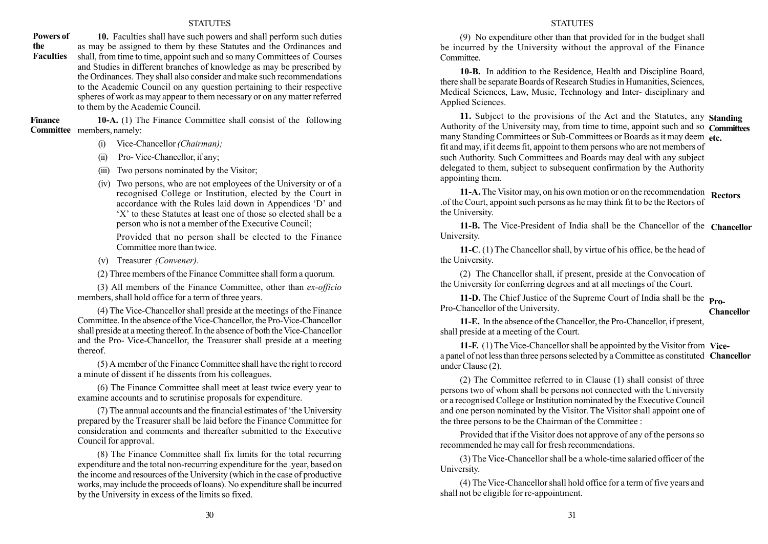**Powers of the Faculties**

**10.** Faculties shall have such powers and shall perform such duties as may be assigned to them by these Statutes and the Ordinances and shall, from time to time, appoint such and so many Committees of Courses and Studies in different branches of knowledge as may be prescribed by the Ordinances. They shall also consider and make such recommendations to the Academic Council on any question pertaining to their respective spheres of work as may appear to them necessary or on any matter referred to them by the Academic Council.

**Finance Committee**

**10-A.** (1) The Finance Committee shall consist of the following members, namely:

(i) Vice-Chancellor *(Chairman);*

(ii) Pro- Vice-Chancellor, if any;

(iii) Two persons nominated by the Visitor;

(iv) Two persons, who are not employees of the University or of a recognised College or Institution, elected by the Court in accordance with the Rules laid down in Appendices 'D' and 'X' to these Statutes at least one of those so elected shall be a person who is not a member of the Executive Council;

Provided that no person shall be elected to the Finance Committee more than twice.

(v) Treasurer *(Convener).*

(2) Three members of the Finance Committee shall form a quorum.

(3) All members of the Finance Committee, other than *ex-officio* members, shall hold office for a term of three years.

(4) The Vice-Chancellor shall preside at the meetings of the Finance Committee. In the absence of the Vice-Chancellor, the Pro-Vice-Chancellor shall preside at a meeting thereof. In the absence of both the Vice-Chancellor and the Pro- Vice-Chancellor, the Treasurer shall preside at a meeting thereof.

(5) A member of the Finance Committee shall have the right to record a minute of dissent if he dissents from his colleagues.

(6) The Finance Committee shall meet at least twice every year to examine accounts and to scrutinise proposals for expenditure.

(7) The annual accounts and the financial estimates of 'the University prepared by the Treasurer shall be laid before the Finance Committee for consideration and comments and thereafter submitted to the Executive Council for approval.

(8) The Finance Committee shall fix limits for the total recurring expenditure and the total non-recurring expenditure for the .year, based on the income and resources of the University (which in the case of productive works, may include the proceeds of loans). No expenditure shall be incurred by the University in excess of the limits so fixed.

(9) No expenditure other than that provided for in the budget shall be incurred by the University without the approval of the Finance Committee.

**10-B.** In addition to the Residence, Health and Discipline Board, there shall be separate Boards of Research Studies in Humanities, Sciences, Medical Sciences, Law, Music, Technology and Inter- disciplinary and Applied Sciences.

**Standing Committees etc.**

**11.** Subject to the provisions of the Act and the Statutes, any Authority of the University may, from time to time, appoint such and so many Standing Committees or Sub-Committees or Boards as it may deem fit and may, if it deems fit, appoint to them persons who are not members of such Authority. Such Committees and Boards may deal with any subject delegated to them, subject to subsequent confirmation by the Authority appointing them.

**Rectors**

**11-A.** The Visitor may, on his own motion or on the recommendation .of the Court, appoint such persons as he may think fit to be the Rectors of the University.

**Chancellor**

**11-B.** The Vice-President of India shall be the Chancellor of the University.

**11-C**. (1) The Chancellor shall, by virtue of his office, be the head of the University.

(2) The Chancellor shall, if present, preside at the Convocation of the University for conferring degrees and at all meetings of the Court.

**Pro-Chancellor**

**11-D.** The Chief Justice of the Supreme Court of India shall be the Pro-Chancellor of the University.

**11-E.** In the absence of the Chancellor, the Pro-Chancellor, if present, shall preside at a meeting of the Court.

**Vice-Chancellor**

**11-F.** (1) The Vice-Chancellor shall be appointed by the Visitor from a panel of not less than three persons selected by a Committee as constituted under Clause (2).

(2) The Committee referred to in Clause (1) shall consist of three persons two of whom shall be persons not connected with the University or a recognised College or Institution nominated by the Executive Council and one person nominated by the Visitor. The Visitor shall appoint one of the three persons to be the Chairman of the Committee :

Provided that if the Visitor does not approve of any of the persons so recommended he may call for fresh recommendations.

(3) The Vice-Chancellor shall be a whole-time salaried officer of the University.

(4) The Vice-Chancellor shall hold office for a term of five years and shall not be eligible for re-appointment.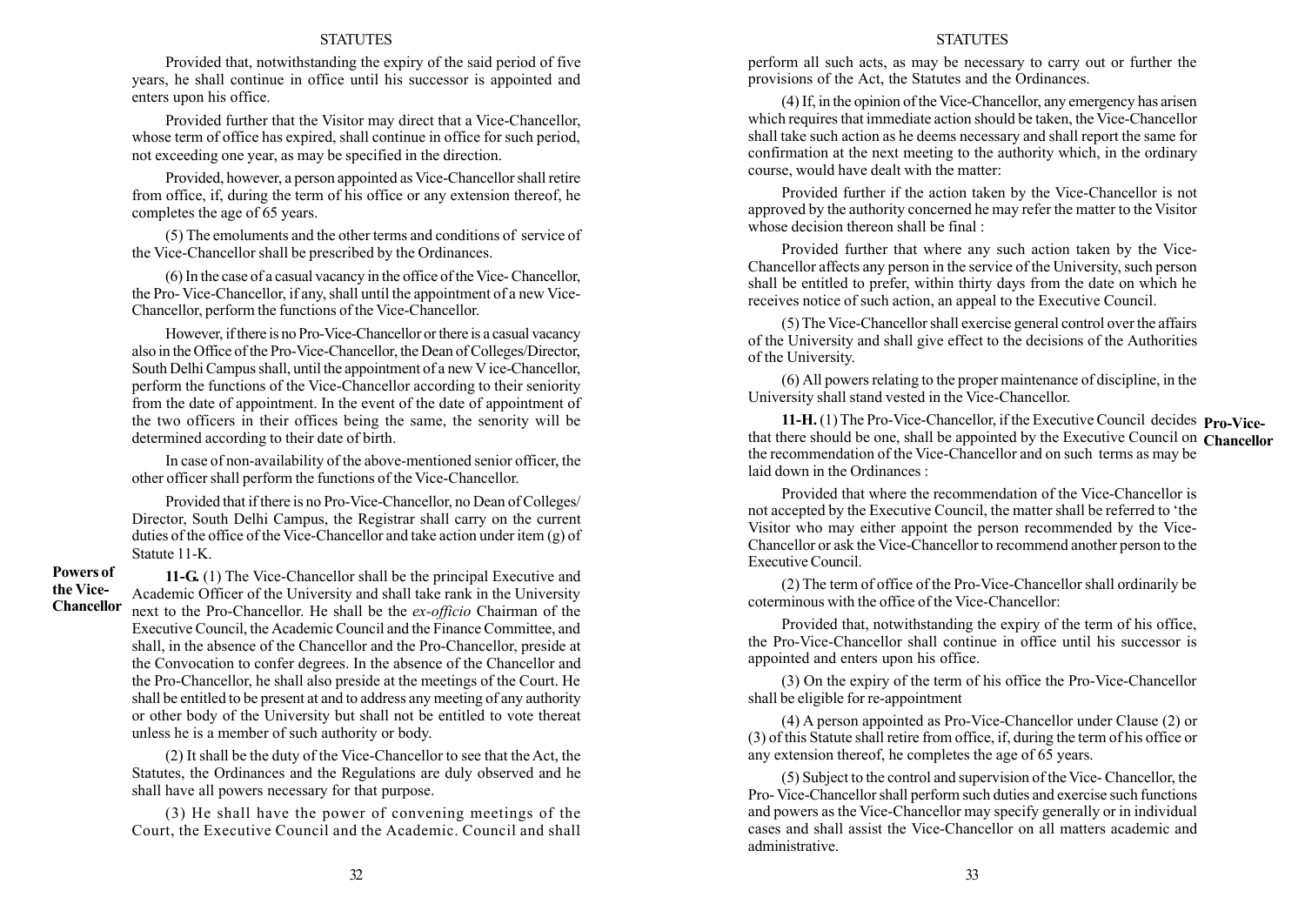Provided that, notwithstanding the expiry of the said period of five years, he shall continue in office until his successor is appointed and enters upon his office.

Provided further that the Visitor may direct that a Vice-Chancellor, whose term of office has expired, shall continue in office for such period, not exceeding one year, as may be specified in the direction.

Provided, however, a person appointed as Vice-Chancellor shall retire from office, if, during the term of his office or any extension thereof, he completes the age of 65 years.

(5) The emoluments and the other terms and conditions of service of the Vice-Chancellor shall be prescribed by the Ordinances.

(6) In the case of a casual vacancy in the office of the Vice- Chancellor, the Pro- Vice-Chancellor, if any, shall until the appointment of a new Vice-Chancellor, perform the functions of the Vice-Chancellor.

However, if there is no Pro-Vice-Chancellor or there is a casual vacancy also in the Office of the Pro-Vice-Chancellor, the Dean of Colleges/Director, South Delhi Campus shall, until the appointment of a new V ice-Chancellor, perform the functions of the Vice-Chancellor according to their seniority from the date of appointment. In the event of the date of appointment of the two officers in their offices being the same, the senority will be determined according to their date of birth.

In case of non-availability of the above-mentioned senior officer, the other officer shall perform the functions of the Vice-Chancellor.

Provided that if there is no Pro-Vice-Chancellor, no Dean of Colleges/ Director, South Delhi Campus, the Registrar shall carry on the current duties of the office of the Vice-Chancellor and take action under item (g) of Statute 11-K.

**Powers of the Vice-Chancellor**

**11-G.** (1) The Vice-Chancellor shall be the principal Executive and Academic Officer of the University and shall take rank in the University next to the Pro-Chancellor. He shall be the *ex-officio* Chairman of the Executive Council, the Academic Council and the Finance Committee, and shall, in the absence of the Chancellor and the Pro-Chancellor, preside at the Convocation to confer degrees. In the absence of the Chancellor and the Pro-Chancellor, he shall also preside at the meetings of the Court. He shall be entitled to be present at and to address any meeting of any authority or other body of the University but shall not be entitled to vote thereat unless he is a member of such authority or body.

(2) It shall be the duty of the Vice-Chancellor to see that the Act, the Statutes, the Ordinances and the Regulations are duly observed and he shall have all powers necessary for that purpose.

(3) He shall have the power of convening meetings of the Court, the Executive Council and the Academic. Council and shall perform all such acts, as may be necessary to carry out or further the provisions of the Act, the Statutes and the Ordinances.

(4) If, in the opinion of the Vice-Chancellor, any emergency has arisen which requires that immediate action should be taken, the Vice-Chancellor shall take such action as he deems necessary and shall report the same for confirmation at the next meeting to the authority which, in the ordinary course, would have dealt with the matter:

Provided further if the action taken by the Vice-Chancellor is not approved by the authority concerned he may refer the matter to the Visitor whose decision thereon shall be final :

Provided further that where any such action taken by the Vice-Chancellor affects any person in the service of the University, such person shall be entitled to prefer, within thirty days from the date on which he receives notice of such action, an appeal to the Executive Council.

(5) The Vice-Chancellor shall exercise general control over the affairs of the University and shall give effect to the decisions of the Authorities of the University.

(6) All powers relating to the proper maintenance of discipline, in the University shall stand vested in the Vice-Chancellor.

**Pro-Vice-Chancellor**

**11-H.** (1) The Pro-Vice-Chancellor, if the Executive Council decides that there should be one, shall be appointed by the Executive Council on the recommendation of the Vice-Chancellor and on such terms as may be laid down in the Ordinances :

Provided that where the recommendation of the Vice-Chancellor is not accepted by the Executive Council, the matter shall be referred to 'the Visitor who may either appoint the person recommended by the Vice-Chancellor or ask the Vice-Chancellor to recommend another person to the Executive Council.

(2) The term of office of the Pro-Vice-Chancellor shall ordinarily be coterminous with the office of the Vice-Chancellor:

Provided that, notwithstanding the expiry of the term of his office, the Pro-Vice-Chancellor shall continue in office until his successor is appointed and enters upon his office.

(3) On the expiry of the term of his office the Pro-Vice-Chancellor shall be eligible for re-appointment

(4) A person appointed as Pro-Vice-Chancellor under Clause (2) or (3) of this Statute shall retire from office, if, during the term of his office or any extension thereof, he completes the age of 65 years.

(5) Subject to the control and supervision of the Vice- Chancellor, the Pro- Vice-Chancellor shall perform such duties and exercise such functions and powers as the Vice-Chancellor may specify generally or in individual cases and shall assist the Vice-Chancellor on all matters academic and administrative.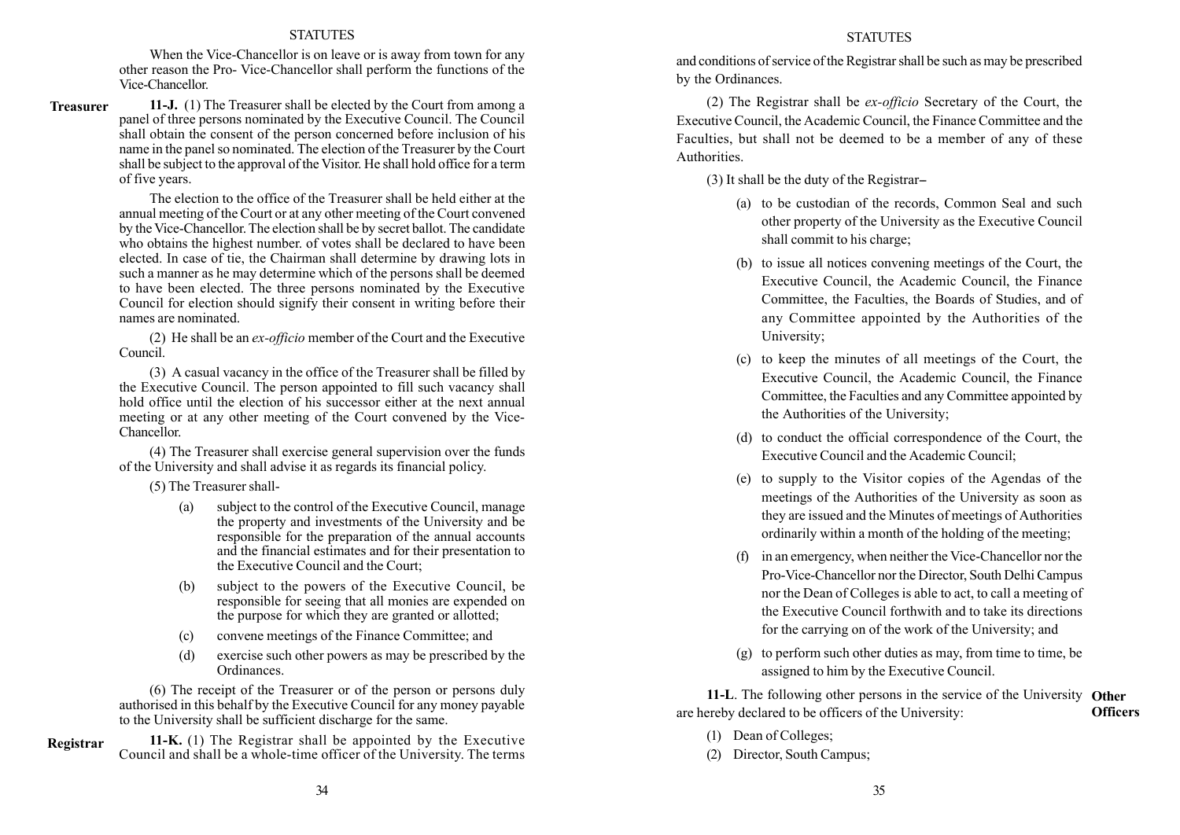When the Vice-Chancellor is on leave or is away from town for any other reason the Pro- Vice-Chancellor shall perform the functions of the Vice-Chancellor.

**Treasurer**

**11-J.** (1) The Treasurer shall be elected by the Court from among a panel of three persons nominated by the Executive Council. The Council shall obtain the consent of the person concerned before inclusion of his name in the panel so nominated. The election of the Treasurer by the Court shall be subject to the approval of the Visitor. He shall hold office for a term of five years.

The election to the office of the Treasurer shall be held either at the annual meeting of the Court or at any other meeting of the Court convened by the Vice-Chancellor. The election shall be by secret ballot. The candidate who obtains the highest number. of votes shall be declared to have been elected. In case of tie, the Chairman shall determine by drawing lots in such a manner as he may determine which of the persons shall be deemed to have been elected. The three persons nominated by the Executive Council for election should signify their consent in writing before their names are nominated.

(2) He shall be an *ex-officio* member of the Court and the Executive Council.

(3) A casual vacancy in the office of the Treasurer shall be filled by the Executive Council. The person appointed to fill such vacancy shall hold office until the election of his successor either at the next annual meeting or at any other meeting of the Court convened by the Vice-Chancellor.

(4) The Treasurer shall exercise general supervision over the funds of the University and shall advise it as regards its financial policy.

(5) The Treasurer shall-

(a) subject to the control of the Executive Council, manage the property and investments of the University and be responsible for the preparation of the annual accounts and the financial estimates and for their presentation to the Executive Council and the Court;

(b) subject to the powers of the Executive Council, be responsible for seeing that all monies are expended on the purpose for which they are granted or allotted;

(c) convene meetings of the Finance Committee; and

(d) exercise such other powers as may be prescribed by the Ordinances.

(6) The receipt of the Treasurer or of the person or persons duly authorised in this behalf by the Executive Council for any money payable to the University shall be sufficient discharge for the same.

**Registrar**

**11-K.** (1) The Registrar shall be appointed by the Executive Council and shall be a whole-time officer of the University. The terms and conditions of service of the Registrar shall be such as may be prescribed by the Ordinances.

(2) The Registrar shall be *ex-officio* Secretary of the Court, the Executive Council, the Academic Council, the Finance Committee and the Faculties, but shall not be deemed to be a member of any of these Authorities.

(3) It shall be the duty of the Registrar–

(a) to be custodian of the records, Common Seal and such other property of the University as the Executive Council shall commit to his charge;

(b) to issue all notices convening meetings of the Court, the Executive Council, the Academic Council, the Finance Committee, the Faculties, the Boards of Studies, and of any Committee appointed by the Authorities of the University;

(c) to keep the minutes of all meetings of the Court, the Executive Council, the Academic Council, the Finance Committee, the Faculties and any Committee appointed by the Authorities of the University;

(d) to conduct the official correspondence of the Court, the Executive Council and the Academic Council;

(e) to supply to the Visitor copies of the Agendas of the meetings of the Authorities of the University as soon as they are issued and the Minutes of meetings of Authorities ordinarily within a month of the holding of the meeting;

(f) in an emergency, when neither the Vice-Chancellor nor the Pro-Vice-Chancellor nor the Director, South Delhi Campus nor the Dean of Colleges is able to act, to call a meeting of the Executive Council forthwith and to take its directions for the carrying on of the work of the University; and

(g) to perform such other duties as may, from time to time, be assigned to him by the Executive Council.

**Other Officers**

**11-L**. The following other persons in the service of the University are hereby declared to be officers of the University:

(1) Dean of Colleges;

(2) Director, South Campus;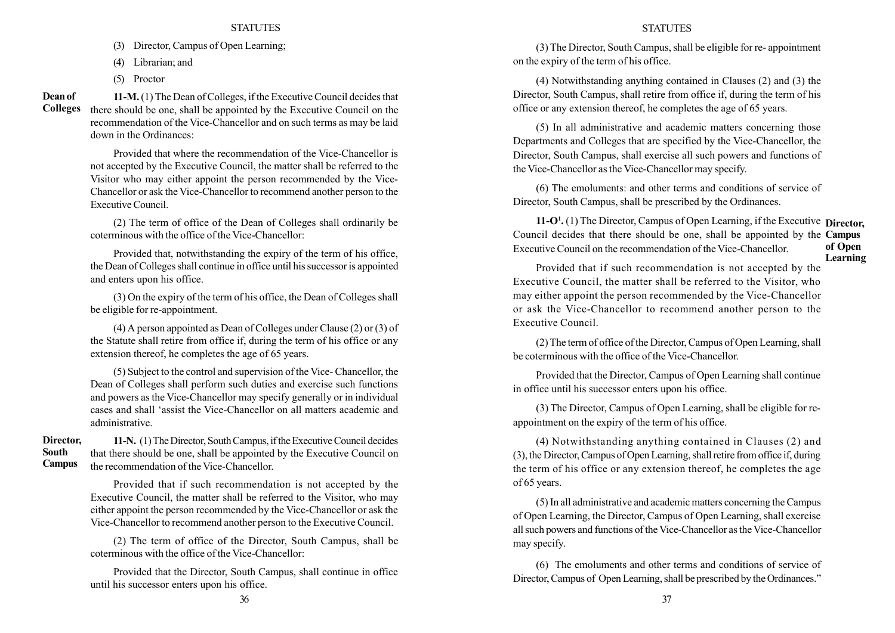(3) Director, Campus of Open Learning;

(4) Librarian; and

(5) Proctor

**Dean of Colleges**

**11-M.** (1) The Dean of Colleges, if the Executive Council decides that there should be one, shall be appointed by the Executive Council on the recommendation of the Vice-Chancellor and on such terms as may be laid down in the Ordinances:

Provided that where the recommendation of the Vice-Chancellor is not accepted by the Executive Council, the matter shall be referred to the Visitor who may either appoint the person recommended by the Vice-Chancellor or ask the Vice-Chancellor to recommend another person to the Executive Council.

(2) The term of office of the Dean of Colleges shall ordinarily be coterminous with the office of the Vice-Chancellor:

Provided that, notwithstanding the expiry of the term of his office, the Dean of Colleges shall continue in office until his successor is appointed and enters upon his office.

(3) On the expiry of the term of his office, the Dean of Colleges shall be eligible for re-appointment.

(4) A person appointed as Dean of Colleges under Clause (2) or (3) of the Statute shall retire from office if, during the term of his office or any extension thereof, he completes the age of 65 years.

(5) Subject to the control and supervision of the Vice- Chancellor, the Dean of Colleges shall perform such duties and exercise such functions and powers as the Vice-Chancellor may specify generally or in individual cases and shall 'assist the Vice-Chancellor on all matters academic and administrative.

**Director, South Campus**

**11-N.** (1) The Director, South Campus, if the Executive Council decides that there should be one, shall be appointed by the Executive Council on the recommendation of the Vice-Chancellor.

Provided that if such recommendation is not accepted by the Executive Council, the matter shall be referred to the Visitor, who may either appoint the person recommended by the Vice-Chancellor or ask the Vice-Chancellor to recommend another person to the Executive Council.

(2) The term of office of the Director, South Campus, shall be coterminous with the office of the Vice-Chancellor:

Provided that the Director, South Campus, shall continue in office until his successor enters upon his office.

(3) The Director, South Campus, shall be eligible for re- appointment on the expiry of the term of his office.

(4) Notwithstanding anything contained in Clauses (2) and (3) the Director, South Campus, shall retire from office if, during the term of his office or any extension thereof, he completes the age of 65 years.

(5) In all administrative and academic matters concerning those Departments and Colleges that are specified by the Vice-Chancellor, the Director, South Campus, shall exercise all such powers and functions of the Vice-Chancellor as the Vice-Chancellor may specify.

(6) The emoluments: and other terms and conditions of service of Director, South Campus, shall be prescribed by the Ordinances.

**Director, Campus of Open Learning**

**11-O**[1]**.** (1) The Director, Campus of Open Learning, if the Executive Council decides that there should be one, shall be appointed by the Executive Council on the recommendation of the Vice-Chancellor.

Provided that if such recommendation is not accepted by the Executive Council, the matter shall be referred to the Visitor, who may either appoint the person recommended by the Vice-Chancellor or ask the Vice-Chancellor to recommend another person to the Executive Council.

(2) The term of office of the Director, Campus of Open Learning, shall be coterminous with the office of the Vice-Chancellor.

Provided that the Director, Campus of Open Learning shall continue in office until his successor enters upon his office.

(3) The Director, Campus of Open Learning, shall be eligible for re-appointment on the expiry of the term of his office.

(4) Notwithstanding anything contained in Clauses (2) and (3), the Director, Campus of Open Learning, shall retire from office if, during the term of his office or any extension thereof, he completes the age of 65 years.

(5) In all administrative and academic matters concerning the Campus of Open Learning, the Director, Campus of Open Learning, shall exercise all such powers and functions of the Vice-Chancellor as the Vice-Chancellor may specify.

(6) The emoluments and other terms and conditions of service of Director, Campus of Open Learning, shall be prescribed by the Ordinances."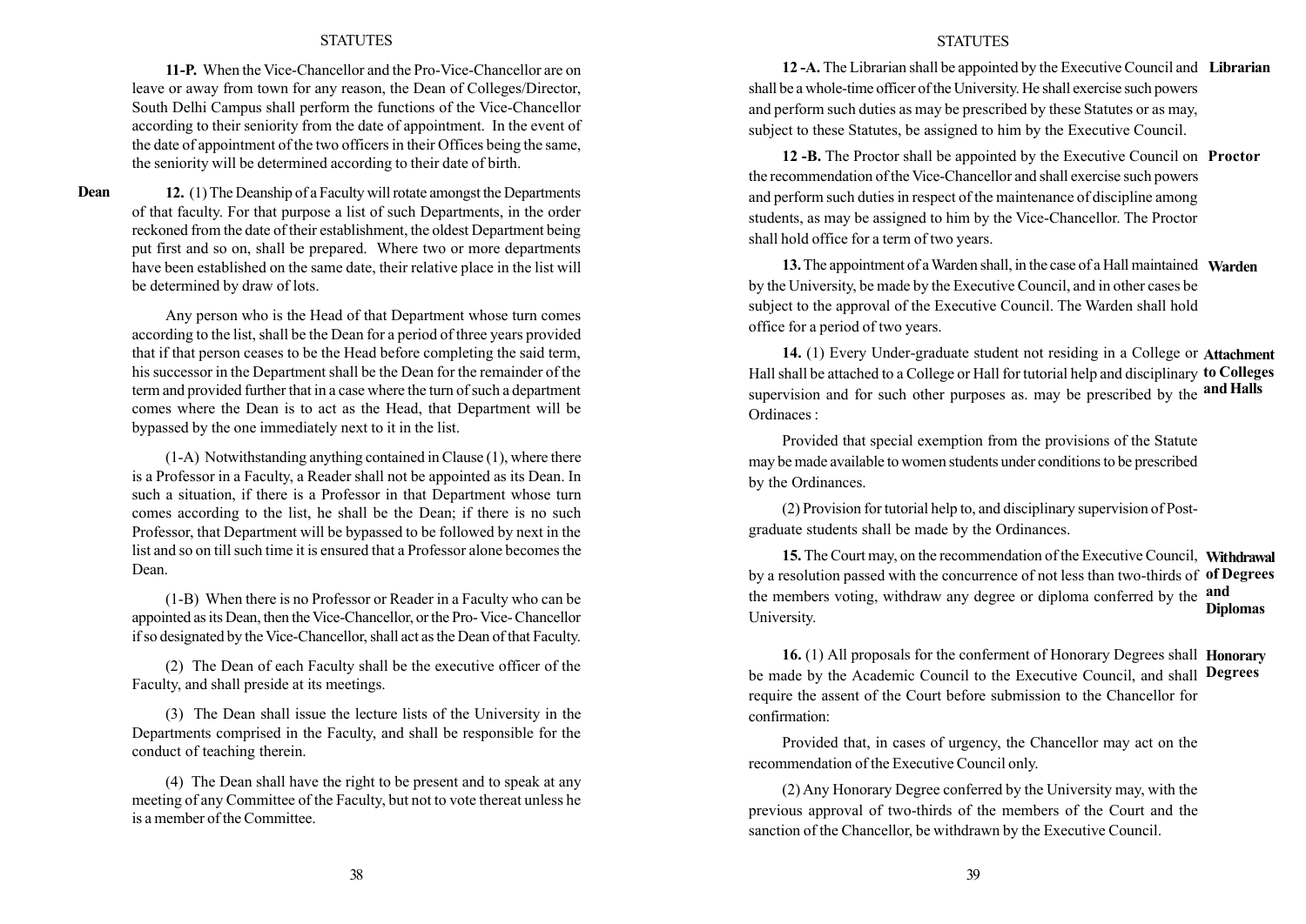**11-P.** When the Vice-Chancellor and the Pro-Vice-Chancellor are on leave or away from town for any reason, the Dean of Colleges/Director, South Delhi Campus shall perform the functions of the Vice-Chancellor according to their seniority from the date of appointment. In the event of the date of appointment of the two officers in their Offices being the same, the seniority will be determined according to their date of birth.

**Dean**

**12.** (1) The Deanship of a Faculty will rotate amongst the Departments of that faculty. For that purpose a list of such Departments, in the order reckoned from the date of their establishment, the oldest Department being put first and so on, shall be prepared. Where two or more departments have been established on the same date, their relative place in the list will be determined by draw of lots.

Any person who is the Head of that Department whose turn comes according to the list, shall be the Dean for a period of three years provided that if that person ceases to be the Head before completing the said term, his successor in the Department shall be the Dean for the remainder of the term and provided further that in a case where the turn of such a department comes where the Dean is to act as the Head, that Department will be bypassed by the one immediately next to it in the list.

(1-A) Notwithstanding anything contained in Clause (1), where there is a Professor in a Faculty, a Reader shall not be appointed as its Dean. In such a situation, if there is a Professor in that Department whose turn comes according to the list, he shall be the Dean; if there is no such Professor, that Department will be bypassed to be followed by next in the list and so on till such time it is ensured that a Professor alone becomes the Dean.

(1-B) When there is no Professor or Reader in a Faculty who can be appointed as its Dean, then the Vice-Chancellor, or the Pro- Vice- Chancellor if so designated by the Vice-Chancellor, shall act as the Dean of that Faculty.

(2) The Dean of each Faculty shall be the executive officer of the Faculty, and shall preside at its meetings.

(3) The Dean shall issue the lecture lists of the University in the Departments comprised in the Faculty, and shall be responsible for the conduct of teaching therein.

(4) The Dean shall have the right to be present and to speak at any meeting of any Committee of the Faculty, but not to vote thereat unless he is a member of the Committee.

**Librarian**

**12 -A.** The Librarian shall be appointed by the Executive Council and shall be a whole-time officer of the University. He shall exercise such powers and perform such duties as may be prescribed by these Statutes or as may, subject to these Statutes, be assigned to him by the Executive Council.

**Proctor**

**12 -B.** The Proctor shall be appointed by the Executive Council on the recommendation of the Vice-Chancellor and shall exercise such powers and perform such duties in respect of the maintenance of discipline among students, as may be assigned to him by the Vice-Chancellor. The Proctor shall hold office for a term of two years.

**Warden**

**13.** The appointment of a Warden shall, in the case of a Hall maintained by the University, be made by the Executive Council, and in other cases be subject to the approval of the Executive Council. The Warden shall hold office for a period of two years.

**Attachment to Colleges and Halls**

**14.** (1) Every Under-graduate student not residing in a College or Hall shall be attached to a College or Hall for tutorial help and disciplinary supervision and for such other purposes as. may be prescribed by the Ordinaces :

Provided that special exemption from the provisions of the Statute may be made available to women students under conditions to be prescribed by the Ordinances.

(2) Provision for tutorial help to, and disciplinary supervision of Post-graduate students shall be made by the Ordinances.

**Withdrawal of Degrees and Diplomas**

**15.** The Court may, on the recommendation of the Executive Council, by a resolution passed with the concurrence of not less than two-thirds of the members voting, withdraw any degree or diploma conferred by the University.

**Honorary Degrees**

**16.** (1) All proposals for the conferment of Honorary Degrees shall be made by the Academic Council to the Executive Council, and shall require the assent of the Court before submission to the Chancellor for confirmation:

Provided that, in cases of urgency, the Chancellor may act on the recommendation of the Executive Council only.

(2) Any Honorary Degree conferred by the University may, with the previous approval of two-thirds of the members of the Court and the sanction of the Chancellor, be withdrawn by the Executive Council.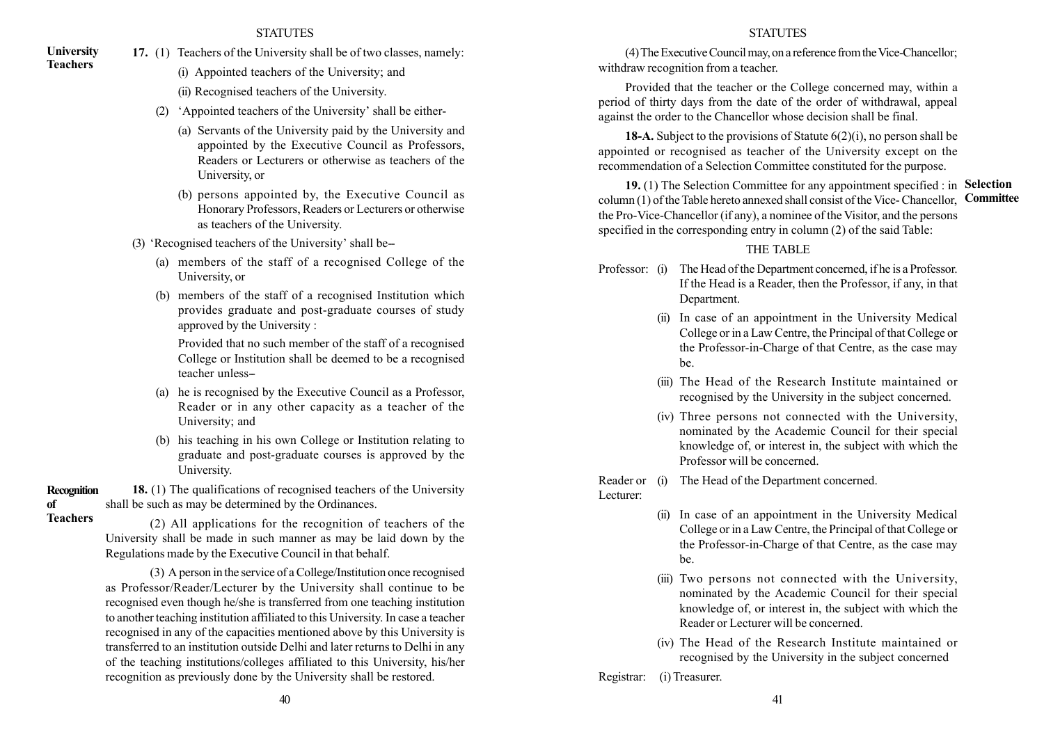**University Teachers**

**17.** (1) Teachers of the University shall be of two classes, namely:

(i) Appointed teachers of the University; and

(ii) Recognised teachers of the University.

(2) 'Appointed teachers of the University' shall be either-

(a) Servants of the University paid by the University and appointed by the Executive Council as Professors, Readers or Lecturers or otherwise as teachers of the University, or

(b) persons appointed by, the Executive Council as Honorary Professors, Readers or Lecturers or otherwise as teachers of the University.

(3) 'Recognised teachers of the University' shall be–

(a) members of the staff of a recognised College of the University, or

(b) members of the staff of a recognised Institution which provides graduate and post-graduate courses of study approved by the University :

Provided that no such member of the staff of a recognised College or Institution shall be deemed to be a recognised teacher unless–

(a) he is recognised by the Executive Council as a Professor, Reader or in any other capacity as a teacher of the University; and

(b) his teaching in his own College or Institution relating to graduate and post-graduate courses is approved by the University.

**Recognition of Teachers**

**18.** (1) The qualifications of recognised teachers of the University shall be such as may be determined by the Ordinances.

(2) All applications for the recognition of teachers of the University shall be made in such manner as may be laid down by the Regulations made by the Executive Council in that behalf.

(3) A person in the service of a College/Institution once recognised as Professor/Reader/Lecturer by the University shall continue to be recognised even though he/she is transferred from one teaching institution to another teaching institution affiliated to this University. In case a teacher recognised in any of the capacities mentioned above by this University is transferred to an institution outside Delhi and later returns to Delhi in any of the teaching institutions/colleges affiliated to this University, his/her recognition as previously done by the University shall be restored.

(4) The Executive Council may, on a reference from the Vice-Chancellor; withdraw recognition from a teacher.

Provided that the teacher or the College concerned may, within a period of thirty days from the date of the order of withdrawal, appeal against the order to the Chancellor whose decision shall be final.

**18-A.** Subject to the provisions of Statute 6(2)(i), no person shall be appointed or recognised as teacher of the University except on the recommendation of a Selection Committee constituted for the purpose.

**Selection Committee**

**19.** (1) The Selection Committee for any appointment specified : in column (1) of the Table hereto annexed shall consist of the Vice- Chancellor, the Pro-Vice-Chancellor (if any), a nominee of the Visitor, and the persons specified in the corresponding entry in column (2) of the said Table:

THE TABLE

| | |
|---|---|
| Professor: | (i) The Head of the Department concerned, if he is a Professor. If the Head is a Reader, then the Professor, if any, in that Department. |
| | (ii) In case of an appointment in the University Medical College or in a Law Centre, the Principal of that College or the Professor-in-Charge of that Centre, as the case may be. |
| | (iii) The Head of the Research Institute maintained or recognised by the University in the subject concerned. |
| | (iv) Three persons not connected with the University, nominated by the Academic Council for their special knowledge of, or interest in, the subject with which the Professor will be concerned. |
| Reader or Lecturer: | (i) The Head of the Department concerned. |
| | (ii) In case of an appointment in the University Medical College or in a Law Centre, the Principal of that College or the Professor-in-Charge of that Centre, as the case may be. |
| | (iii) Two persons not connected with the University, nominated by the Academic Council for their special knowledge of, or interest in, the subject with which the Reader or Lecturer will be concerned. |
| | (iv) The Head of the Research Institute maintained or recognised by the University in the subject concerned |
| Registrar: | (i) Treasurer. |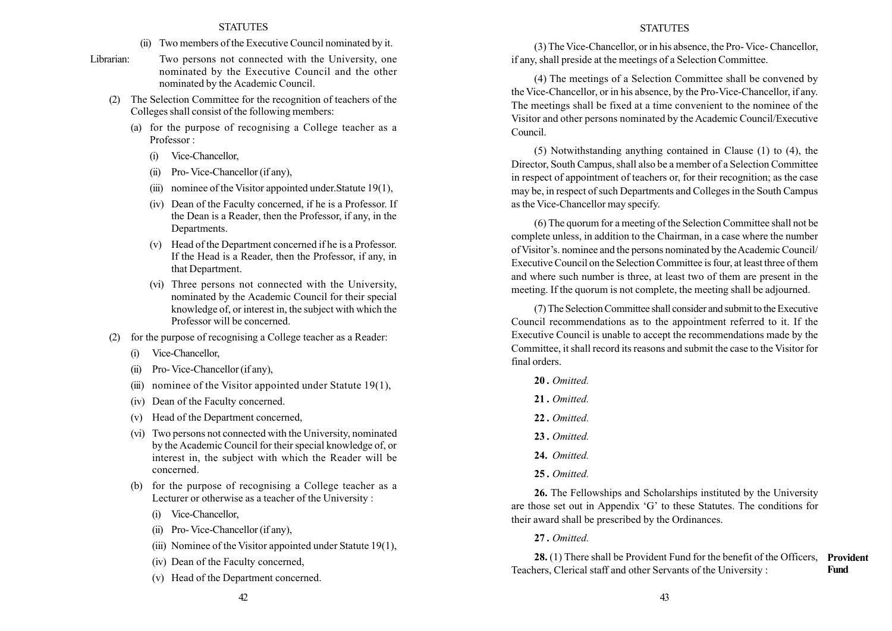(ii) Two members of the Executive Council nominated by it.

Librarian: Two persons not connected with the University, one nominated by the Executive Council and the other nominated by the Academic Council.

(2) The Selection Committee for the recognition of teachers of the Colleges shall consist of the following members:

(a) for the purpose of recognising a College teacher as a Professor :

(i) Vice-Chancellor,

(ii) Pro- Vice-Chancellor (if any),

(iii) nominee of the Visitor appointed under.Statute 19(1),

(iv) Dean of the Faculty concerned, if he is a Professor. If the Dean is a Reader, then the Professor, if any, in the Departments.

(v) Head of the Department concerned if he is a Professor. If the Head is a Reader, then the Professor, if any, in that Department.

(vi) Three persons not connected with the University, nominated by the Academic Council for their special knowledge of, or interest in, the subject with which the Professor will be concerned.

(2) for the purpose of recognising a College teacher as a Reader:

(i) Vice-Chancellor,

(ii) Pro- Vice-Chancellor (if any),

(iii) nominee of the Visitor appointed under Statute 19(1),

(iv) Dean of the Faculty concerned.

(v) Head of the Department concerned,

(vi) Two persons not connected with the University, nominated by the Academic Council for their special knowledge of, or interest in, the subject with which the Reader will be concerned.

(b) for the purpose of recognising a College teacher as a Lecturer or otherwise as a teacher of the University :

(i) Vice-Chancellor,

(ii) Pro- Vice-Chancellor (if any),

(iii) Nominee of the Visitor appointed under Statute 19(1),

(iv) Dean of the Faculty concerned,

(v) Head of the Department concerned.

(3) The Vice-Chancellor, or in his absence, the Pro- Vice- Chancellor, if any, shall preside at the meetings of a Selection Committee.

(4) The meetings of a Selection Committee shall be convened by the Vice-Chancellor, or in his absence, by the Pro-Vice-Chancellor, if any. The meetings shall be fixed at a time convenient to the nominee of the Visitor and other persons nominated by the Academic Council/Executive Council.

(5) Notwithstanding anything contained in Clause (1) to (4), the Director, South Campus, shall also be a member of a Selection Committee in respect of appointment of teachers or, for their recognition; as the case may be, in respect of such Departments and Colleges in the South Campus as the Vice-Chancellor may specify.

(6) The quorum for a meeting of the Selection Committee shall not be complete unless, in addition to the Chairman, in a case where the number of Visitor's. nominee and the persons nominated by the Academic Council/ Executive Council on the Selection Committee is four, at least three of them and where such number is three, at least two of them are present in the meeting. If the quorum is not complete, the meeting shall be adjourned.

(7) The Selection Committee shall consider and submit to the Executive Council recommendations as to the appointment referred to it. If the Executive Council is unable to accept the recommendations made by the Committee, it shall record its reasons and submit the case to the Visitor for final orders.

**20 .** *Omitted.*

**21 .** *Omitted.*

**22 .** *Omitted.*

**23 .** *Omitted.*

**24.** *Omitted.*

**25 .** *Omitted.*

**26.** The Fellowships and Scholarships instituted by the University are those set out in Appendix 'G' to these Statutes. The conditions for their award shall be prescribed by the Ordinances.

**27 .** *Omitted.*

**Provident Fund**

**28.** (1) There shall be Provident Fund for the benefit of the Officers, Teachers, Clerical staff and other Servants of the University :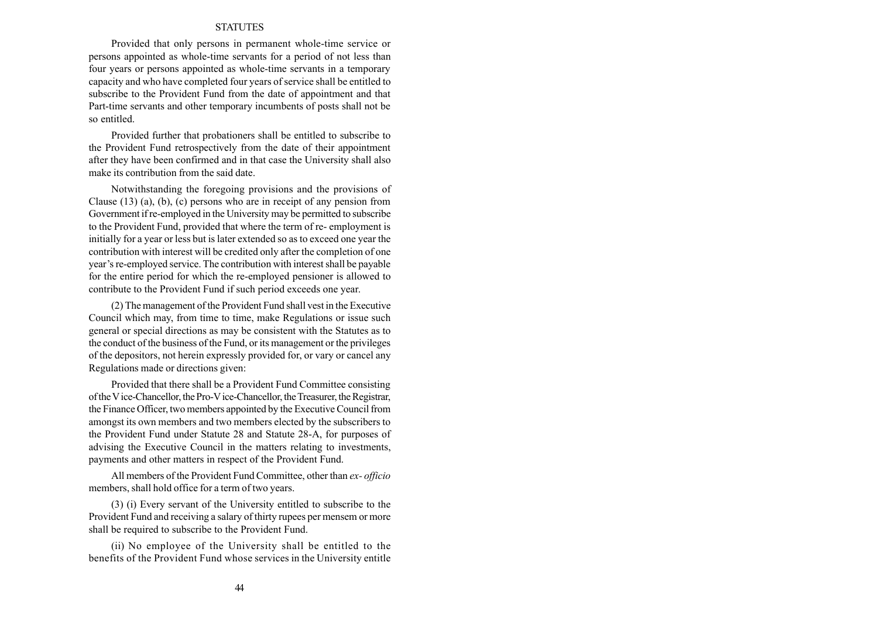Provided that only persons in permanent whole-time service or persons appointed as whole-time servants for a period of not less than four years or persons appointed as whole-time servants in a temporary capacity and who have completed four years of service shall be entitled to subscribe to the Provident Fund from the date of appointment and that Part-time servants and other temporary incumbents of posts shall not be so entitled.

Provided further that probationers shall be entitled to subscribe to the Provident Fund retrospectively from the date of their appointment after they have been confirmed and in that case the University shall also make its contribution from the said date.

Notwithstanding the foregoing provisions and the provisions of Clause (13) (a), (b), (c) persons who are in receipt of any pension from Government if re-employed in the University may be permitted to subscribe to the Provident Fund, provided that where the term of re- employment is initially for a year or less but is later extended so as to exceed one year the contribution with interest will be credited only after the completion of one year's re-employed service. The contribution with interest shall be payable for the entire period for which the re-employed pensioner is allowed to contribute to the Provident Fund if such period exceeds one year.

(2) The management of the Provident Fund shall vest in the Executive Council which may, from time to time, make Regulations or issue such general or special directions as may be consistent with the Statutes as to the conduct of the business of the Fund, or its management or the privileges of the depositors, not herein expressly provided for, or vary or cancel any Regulations made or directions given:

Provided that there shall be a Provident Fund Committee consisting of the Vice-Chancellor, the Pro-Vice-Chancellor, the Treasurer, the Registrar, the Finance Officer, two members appointed by the Executive Council from amongst its own members and two members elected by the subscribers to the Provident Fund under Statute 28 and Statute 28-A, for purposes of advising the Executive Council in the matters relating to investments, payments and other matters in respect of the Provident Fund.

All members of the Provident Fund Committee, other than *ex- officio* members, shall hold office for a term of two years.

(3) (i) Every servant of the University entitled to subscribe to the Provident Fund and receiving a salary of thirty rupees per mensem or more shall be required to subscribe to the Provident Fund.

(ii) No employee of the University shall be entitled to the benefits of the Provident Fund whose services in the University entitle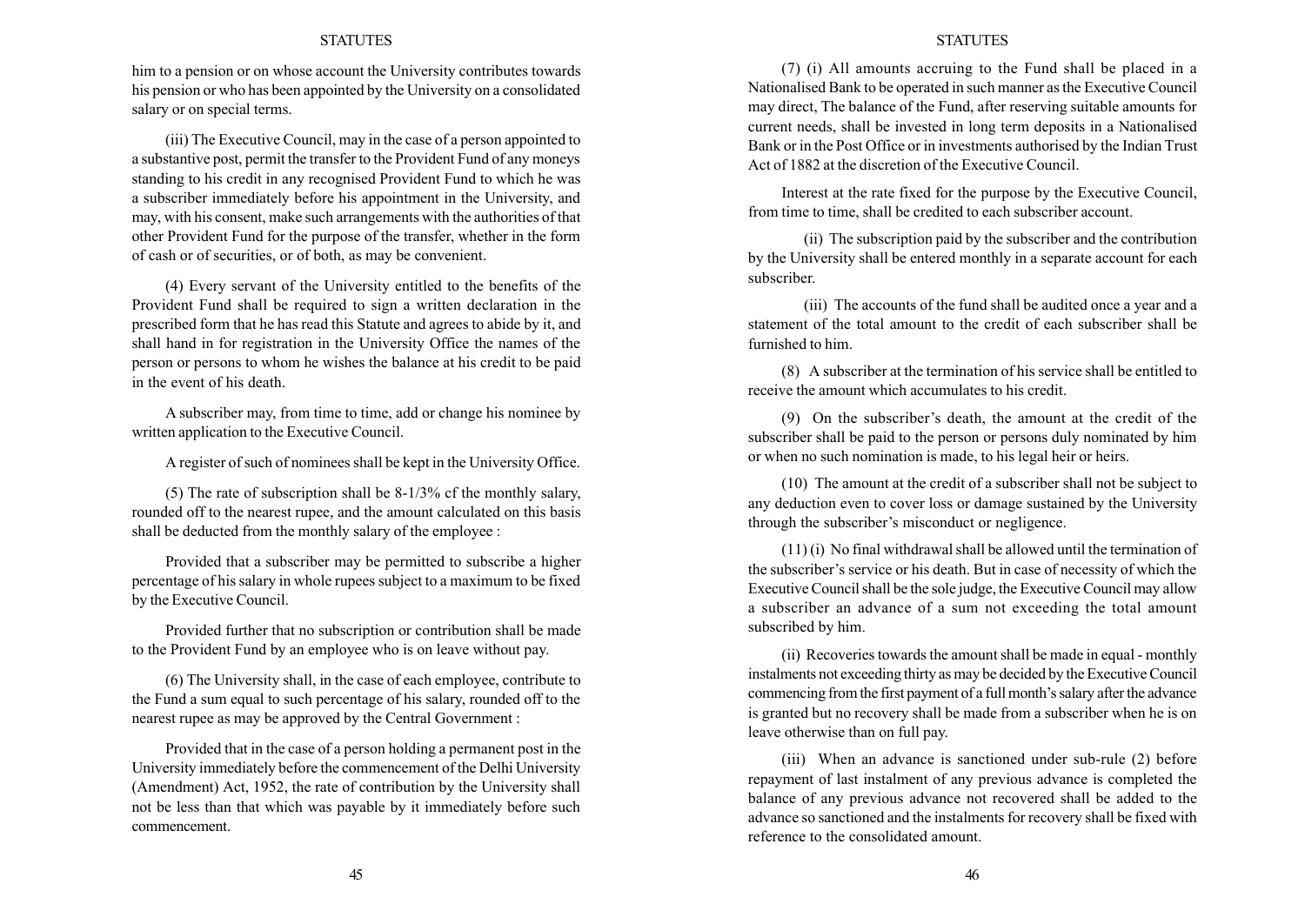him to a pension or on whose account the University contributes towards his pension or who has been appointed by the University on a consolidated salary or on special terms.

(iii) The Executive Council, may in the case of a person appointed to a substantive post, permit the transfer to the Provident Fund of any moneys standing to his credit in any recognised Provident Fund to which he was a subscriber immediately before his appointment in the University, and may, with his consent, make such arrangements with the authorities of that other Provident Fund for the purpose of the transfer, whether in the form of cash or of securities, or of both, as may be convenient.

(4) Every servant of the University entitled to the benefits of the Provident Fund shall be required to sign a written declaration in the prescribed form that he has read this Statute and agrees to abide by it, and shall hand in for registration in the University Office the names of the person or persons to whom he wishes the balance at his credit to be paid in the event of his death.

A subscriber may, from time to time, add or change his nominee by written application to the Executive Council.

A register of such of nominees shall be kept in the University Office.

(5) The rate of subscription shall be 8-1/3% cf the monthly salary, rounded off to the nearest rupee, and the amount calculated on this basis shall be deducted from the monthly salary of the employee :

Provided that a subscriber may be permitted to subscribe a higher percentage of his salary in whole rupees subject to a maximum to be fixed by the Executive Council.

Provided further that no subscription or contribution shall be made to the Provident Fund by an employee who is on leave without pay.

(6) The University shall, in the case of each employee, contribute to the Fund a sum equal to such percentage of his salary, rounded off to the nearest rupee as may be approved by the Central Government :

Provided that in the case of a person holding a permanent post in the University immediately before the commencement of the Delhi University (Amendment) Act, 1952, the rate of contribution by the University shall not be less than that which was payable by it immediately before such commencement.

(7) (i) All amounts accruing to the Fund shall be placed in a Nationalised Bank to be operated in such manner as the Executive Council may direct, The balance of the Fund, after reserving suitable amounts for current needs, shall be invested in long term deposits in a Nationalised Bank or in the Post Office or in investments authorised by the Indian Trust Act of 1882 at the discretion of the Executive Council.

Interest at the rate fixed for the purpose by the Executive Council, from time to time, shall be credited to each subscriber account.

(ii) The subscription paid by the subscriber and the contribution by the University shall be entered monthly in a separate account for each subscriber.

(iii) The accounts of the fund shall be audited once a year and a statement of the total amount to the credit of each subscriber shall be furnished to him.

(8) A subscriber at the termination of his service shall be entitled to receive the amount which accumulates to his credit.

(9) On the subscriber's death, the amount at the credit of the subscriber shall be paid to the person or persons duly nominated by him or when no such nomination is made, to his legal heir or heirs.

(10) The amount at the credit of a subscriber shall not be subject to any deduction even to cover loss or damage sustained by the University through the subscriber's misconduct or negligence.

(11) (i) No final withdrawal shall be allowed until the termination of the subscriber's service or his death. But in case of necessity of which the Executive Council shall be the sole judge, the Executive Council may allow a subscriber an advance of a sum not exceeding the total amount subscribed by him.

(ii) Recoveries towards the amount shall be made in equal - monthly instalments not exceeding thirty as may be decided by the Executive Council commencing from the first payment of a full month's salary after the advance is granted but no recovery shall be made from a subscriber when he is on leave otherwise than on full pay.

(iii) When an advance is sanctioned under sub-rule (2) before repayment of last instalment of any previous advance is completed the balance of any previous advance not recovered shall be added to the advance so sanctioned and the instalments for recovery shall be fixed with reference to the consolidated amount.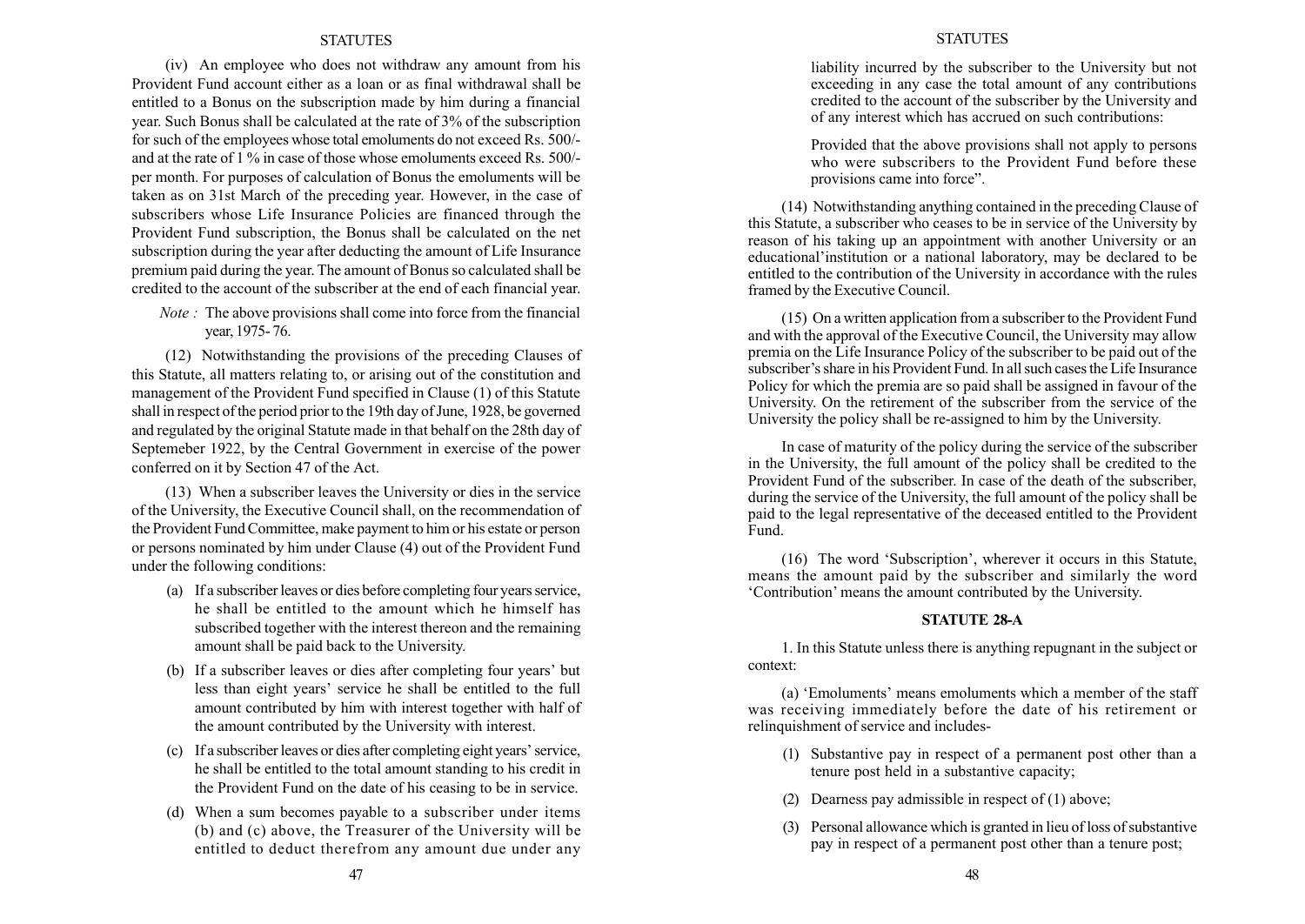(iv) An employee who does not withdraw any amount from his Provident Fund account either as a loan or as final withdrawal shall be entitled to a Bonus on the subscription made by him during a financial year. Such Bonus shall be calculated at the rate of 3% of the subscription for such of the employees whose total emoluments do not exceed Rs. 500/- and at the rate of 1 % in case of those whose emoluments exceed Rs. 500/- per month. For purposes of calculation of Bonus the emoluments will be taken as on 31st March of the preceding year. However, in the case of subscribers whose Life Insurance Policies are financed through the Provident Fund subscription, the Bonus shall be calculated on the net subscription during the year after deducting the amount of Life Insurance premium paid during the year. The amount of Bonus so calculated shall be credited to the account of the subscriber at the end of each financial year.

*Note :* The above provisions shall come into force from the financial year, 1975- 76.

(12) Notwithstanding the provisions of the preceding Clauses of this Statute, all matters relating to, or arising out of the constitution and management of the Provident Fund specified in Clause (1) of this Statute shall in respect of the period prior to the 19th day of June, 1928, be governed and regulated by the original Statute made in that behalf on the 28th day of Septemeber 1922, by the Central Government in exercise of the power conferred on it by Section 47 of the Act.

(13) When a subscriber leaves the University or dies in the service of the University, the Executive Council shall, on the recommendation of the Provident Fund Committee, make payment to him or his estate or person or persons nominated by him under Clause (4) out of the Provident Fund under the following conditions:

(a) If a subscriber leaves or dies before completing four years service, he shall be entitled to the amount which he himself has subscribed together with the interest thereon and the remaining amount shall be paid back to the University.

(b) If a subscriber leaves or dies after completing four years' but less than eight years' service he shall be entitled to the full amount contributed by him with interest together with half of the amount contributed by the University with interest.

(c) If a subscriber leaves or dies after completing eight years' service, he shall be entitled to the total amount standing to his credit in the Provident Fund on the date of his ceasing to be in service.

(d) When a sum becomes payable to a subscriber under items (b) and (c) above, the Treasurer of the University will be entitled to deduct therefrom any amount due under any liability incurred by the subscriber to the University but not exceeding in any case the total amount of any contributions credited to the account of the subscriber by the University and of any interest which has accrued on such contributions:

Provided that the above provisions shall not apply to persons who were subscribers to the Provident Fund before these provisions came into force".

(14) Notwithstanding anything contained in the preceding Clause of this Statute, a subscriber who ceases to be in service of the University by reason of his taking up an appointment with another University or an educational'institution or a national laboratory, may be declared to be entitled to the contribution of the University in accordance with the rules framed by the Executive Council.

(15) On a written application from a subscriber to the Provident Fund and with the approval of the Executive Council, the University may allow premia on the Life Insurance Policy of the subscriber to be paid out of the subscriber's share in his Provident Fund. In all such cases the Life Insurance Policy for which the premia are so paid shall be assigned in favour of the University. On the retirement of the subscriber from the service of the University the policy shall be re-assigned to him by the University.

In case of maturity of the policy during the service of the subscriber in the University, the full amount of the policy shall be credited to the Provident Fund of the subscriber. In case of the death of the subscriber, during the service of the University, the full amount of the policy shall be paid to the legal representative of the deceased entitled to the Provident Fund.

(16) The word 'Subscription', wherever it occurs in this Statute, means the amount paid by the subscriber and similarly the word 'Contribution' means the amount contributed by the University.

## STATUTE 28-A

1. In this Statute unless there is anything repugnant in the subject or context:

(a) 'Emoluments' means emoluments which a member of the staff was receiving immediately before the date of his retirement or relinquishment of service and includes-

(1) Substantive pay in respect of a permanent post other than a tenure post held in a substantive capacity;

(2) Dearness pay admissible in respect of (1) above;

(3) Personal allowance which is granted in lieu of loss of substantive pay in respect of a permanent post other than a tenure post;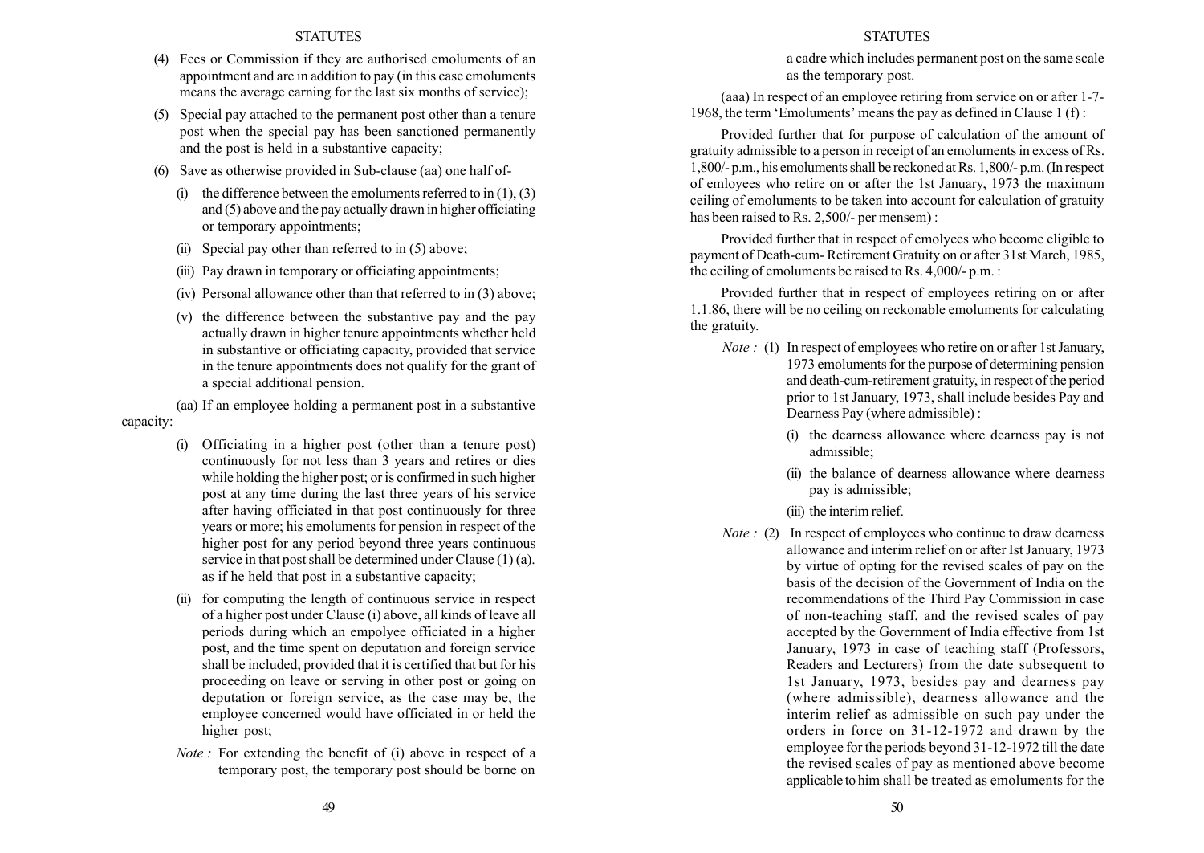(4) Fees or Commission if they are authorised emoluments of an appointment and are in addition to pay (in this case emoluments means the average earning for the last six months of service);

(5) Special pay attached to the permanent post other than a tenure post when the special pay has been sanctioned permanently and the post is held in a substantive capacity;

(6) Save as otherwise provided in Sub-clause (aa) one half of-

(i) the difference between the emoluments referred to in (1), (3) and (5) above and the pay actually drawn in higher officiating or temporary appointments;

(ii) Special pay other than referred to in (5) above;

(iii) Pay drawn in temporary or officiating appointments;

(iv) Personal allowance other than that referred to in (3) above;

(v) the difference between the substantive pay and the pay actually drawn in higher tenure appointments whether held in substantive or officiating capacity, provided that service in the tenure appointments does not qualify for the grant of a special additional pension.

(aa) If an employee holding a permanent post in a substantive capacity:

(i) Officiating in a higher post (other than a tenure post) continuously for not less than 3 years and retires or dies while holding the higher post; or is confirmed in such higher post at any time during the last three years of his service after having officiated in that post continuously for three years or more; his emoluments for pension in respect of the higher post for any period beyond three years continuous service in that post shall be determined under Clause (1) (a). as if he held that post in a substantive capacity;

(ii) for computing the length of continuous service in respect of a higher post under Clause (i) above, all kinds of leave all periods during which an empolyee officiated in a higher post, and the time spent on deputation and foreign service shall be included, provided that it is certified that but for his proceeding on leave or serving in other post or going on deputation or foreign service, as the case may be, the employee concerned would have officiated in or held the higher post;

*Note :* For extending the benefit of (i) above in respect of a temporary post, the temporary post should be borne on a cadre which includes permanent post on the same scale as the temporary post.

(aaa) In respect of an employee retiring from service on or after 1-7-1968, the term 'Emoluments' means the pay as defined in Clause 1 (f) :

Provided further that for purpose of calculation of the amount of gratuity admissible to a person in receipt of an emoluments in excess of Rs. 1,800/- p.m., his emoluments shall be reckoned at Rs. 1,800/- p.m. (In respect of emloyees who retire on or after the 1st January, 1973 the maximum ceiling of emoluments to be taken into account for calculation of gratuity has been raised to Rs. 2,500/- per mensem) :

Provided further that in respect of emolyees who become eligible to payment of Death-cum- Retirement Gratuity on or after 31st March, 1985, the ceiling of emoluments be raised to Rs. 4,000/- p.m. :

Provided further that in respect of employees retiring on or after 1.1.86, there will be no ceiling on reckonable emoluments for calculating the gratuity.

*Note :* (1) In respect of employees who retire on or after 1st January, 1973 emoluments for the purpose of determining pension and death-cum-retirement gratuity, in respect of the period prior to 1st January, 1973, shall include besides Pay and Dearness Pay (where admissible) :

(i) the dearness allowance where dearness pay is not admissible;

(ii) the balance of dearness allowance where dearness pay is admissible;

(iii) the interim relief.

*Note :* (2) In respect of employees who continue to draw dearness allowance and interim relief on or after Ist January, 1973 by virtue of opting for the revised scales of pay on the basis of the decision of the Government of India on the recommendations of the Third Pay Commission in case of non-teaching staff, and the revised scales of pay accepted by the Government of India effective from 1st January, 1973 in case of teaching staff (Professors, Readers and Lecturers) from the date subsequent to 1st January, 1973, besides pay and dearness pay (where admissible), dearness allowance and the interim relief as admissible on such pay under the orders in force on 31-12-1972 and drawn by the employee for the periods beyond 31-12-1972 till the date the revised scales of pay as mentioned above become applicable to him shall be treated as emoluments for the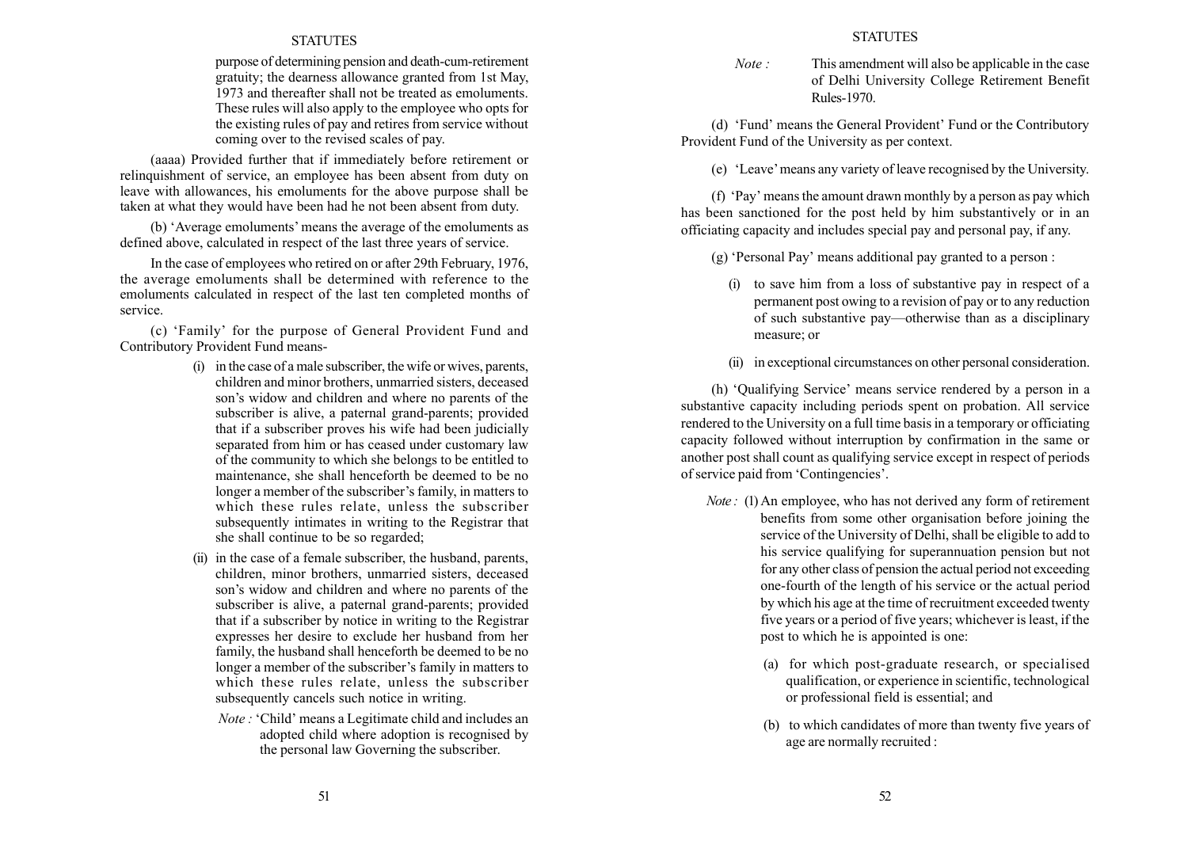purpose of determining pension and death-cum-retirement gratuity; the dearness allowance granted from 1st May, 1973 and thereafter shall not be treated as emoluments. These rules will also apply to the employee who opts for the existing rules of pay and retires from service without coming over to the revised scales of pay.

(aaaa) Provided further that if immediately before retirement or relinquishment of service, an employee has been absent from duty on leave with allowances, his emoluments for the above purpose shall be taken at what they would have been had he not been absent from duty.

(b) 'Average emoluments' means the average of the emoluments as defined above, calculated in respect of the last three years of service.

In the case of employees who retired on or after 29th February, 1976, the average emoluments shall be determined with reference to the emoluments calculated in respect of the last ten completed months of service.

(c) 'Family' for the purpose of General Provident Fund and Contributory Provident Fund means-

(i) in the case of a male subscriber, the wife or wives, parents, children and minor brothers, unmarried sisters, deceased son's widow and children and where no parents of the subscriber is alive, a paternal grand-parents; provided that if a subscriber proves his wife had been judicially separated from him or has ceased under customary law of the community to which she belongs to be entitled to maintenance, she shall henceforth be deemed to be no longer a member of the subscriber's family, in matters to which these rules relate, unless the subscriber subsequently intimates in writing to the Registrar that she shall continue to be so regarded;

(ii) in the case of a female subscriber, the husband, parents, children, minor brothers, unmarried sisters, deceased son's widow and children and where no parents of the subscriber is alive, a paternal grand-parents; provided that if a subscriber by notice in writing to the Registrar expresses her desire to exclude her husband from her family, the husband shall henceforth be deemed to be no longer a member of the subscriber's family in matters to which these rules relate, unless the subscriber subsequently cancels such notice in writing.

*Note :* 'Child' means a Legitimate child and includes an adopted child where adoption is recognised by the personal law Governing the subscriber.

*Note :* This amendment will also be applicable in the case of Delhi University College Retirement Benefit Rules-1970.

(d) 'Fund' means the General Provident' Fund or the Contributory Provident Fund of the University as per context.

(e) 'Leave' means any variety of leave recognised by the University.

(f) 'Pay' means the amount drawn monthly by a person as pay which has been sanctioned for the post held by him substantively or in an officiating capacity and includes special pay and personal pay, if any.

(g) 'Personal Pay' means additional pay granted to a person :

(i) to save him from a loss of substantive pay in respect of a permanent post owing to a revision of pay or to any reduction of such substantive pay—otherwise than as a disciplinary measure; or

(ii) in exceptional circumstances on other personal consideration.

(h) 'Qualifying Service' means service rendered by a person in a substantive capacity including periods spent on probation. All service rendered to the University on a full time basis in a temporary or officiating capacity followed without interruption by confirmation in the same or another post shall count as qualifying service except in respect of periods of service paid from 'Contingencies'.

*Note :* (l) An employee, who has not derived any form of retirement benefits from some other organisation before joining the service of the University of Delhi, shall be eligible to add to his service qualifying for superannuation pension but not for any other class of pension the actual period not exceeding one-fourth of the length of his service or the actual period by which his age at the time of recruitment exceeded twenty five years or a period of five years; whichever is least, if the post to which he is appointed is one:

(a) for which post-graduate research, or specialised qualification, or experience in scientific, technological or professional field is essential; and

(b) to which candidates of more than twenty five years of age are normally recruited :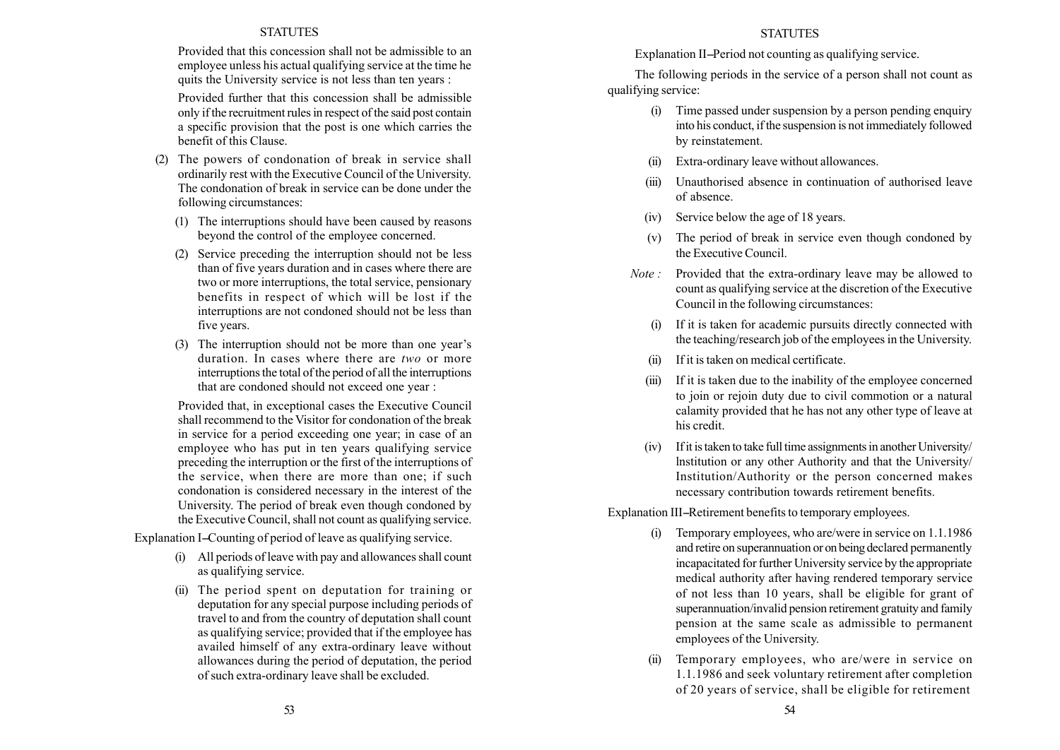Provided that this concession shall not be admissible to an employee unless his actual qualifying service at the time he quits the University service is not less than ten years :

Provided further that this concession shall be admissible only if the recruitment rules in respect of the said post contain a specific provision that the post is one which carries the benefit of this Clause.

(2) The powers of condonation of break in service shall ordinarily rest with the Executive Council of the University. The condonation of break in service can be done under the following circumstances:

(1) The interruptions should have been caused by reasons beyond the control of the employee concerned.

(2) Service preceding the interruption should not be less than of five years duration and in cases where there are two or more interruptions, the total service, pensionary benefits in respect of which will be lost if the interruptions are not condoned should not be less than five years.

(3) The interruption should not be more than one year's duration. In cases where there are *two* or more interruptions the total of the period of all the interruptions that are condoned should not exceed one year :

Provided that, in exceptional cases the Executive Council shall recommend to the Visitor for condonation of the break in service for a period exceeding one year; in case of an employee who has put in ten years qualifying service preceding the interruption or the first of the interruptions of the service, when there are more than one; if such condonation is considered necessary in the interest of the University. The period of break even though condoned by the Executive Council, shall not count as qualifying service.

Explanation I–Counting of period of leave as qualifying service.

(i) All periods of leave with pay and allowances shall count as qualifying service.

(ii) The period spent on deputation for training or deputation for any special purpose including periods of travel to and from the country of deputation shall count as qualifying service; provided that if the employee has availed himself of any extra-ordinary leave without allowances during the period of deputation, the period of such extra-ordinary leave shall be excluded.

Explanation II–Period not counting as qualifying service.

The following periods in the service of a person shall not count as qualifying service:

(i) Time passed under suspension by a person pending enquiry into his conduct, if the suspension is not immediately followed by reinstatement.

(ii) Extra-ordinary leave without allowances.

(iii) Unauthorised absence in continuation of authorised leave of absence.

(iv) Service below the age of 18 years.

(v) The period of break in service even though condoned by the Executive Council.

*Note :* Provided that the extra-ordinary leave may be allowed to count as qualifying service at the discretion of the Executive Council in the following circumstances:

(i) If it is taken for academic pursuits directly connected with the teaching/research job of the employees in the University.

(ii) If it is taken on medical certificate.

(iii) If it is taken due to the inability of the employee concerned to join or rejoin duty due to civil commotion or a natural calamity provided that he has not any other type of leave at his credit.

(iv) If it is taken to take full time assignments in another University/ Institution or any other Authority and that the University/ Institution/Authority or the person concerned makes necessary contribution towards retirement benefits.

Explanation III–Retirement benefits to temporary employees.

(i) Temporary employees, who are/were in service on 1.1.1986 and retire on superannuation or on being declared permanently incapacitated for further University service by the appropriate medical authority after having rendered temporary service of not less than 10 years, shall be eligible for grant of superannuation/invalid pension retirement gratuity and family pension at the same scale as admissible to permanent employees of the University.

(ii) Temporary employees, who are/were in service on 1.1.1986 and seek voluntary retirement after completion of 20 years of service, shall be eligible for retirement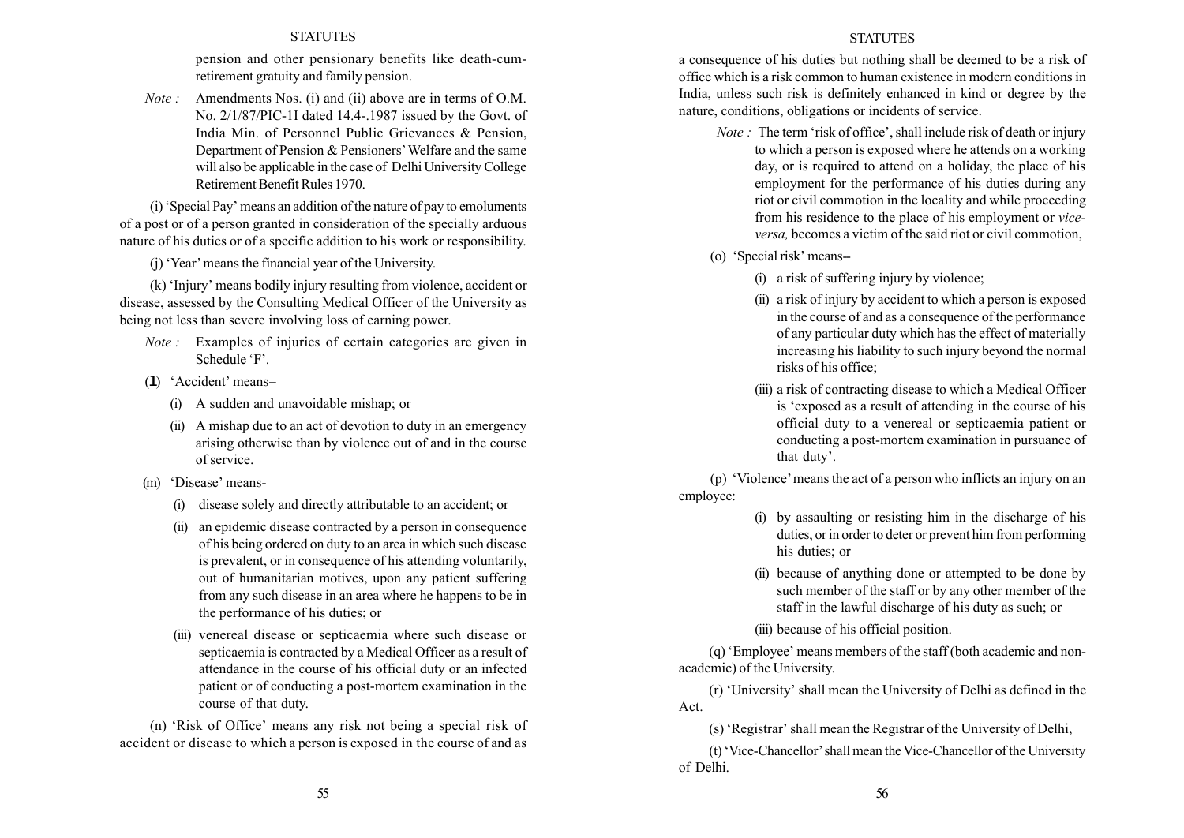pension and other pensionary benefits like death-cum-retirement gratuity and family pension.

*Note :* Amendments Nos. (i) and (ii) above are in terms of O.M. No. 2/1/87/PIC-1I dated 14.4-.1987 issued by the Govt. of India Min. of Personnel Public Grievances & Pension, Department of Pension & Pensioners' Welfare and the same will also be applicable in the case of Delhi University College Retirement Benefit Rules 1970.

(i) 'Special Pay' means an addition of the nature of pay to emoluments of a post or of a person granted in consideration of the specially arduous nature of his duties or of a specific addition to his work or responsibility.

(j) 'Year' means the financial year of the University.

(k) 'Injury' means bodily injury resulting from violence, accident or disease, assessed by the Consulting Medical Officer of the University as being not less than severe involving loss of earning power.

*Note :* Examples of injuries of certain categories are given in Schedule 'F'.

(1) 'Accident' means–

(i) A sudden and unavoidable mishap; or

(ii) A mishap due to an act of devotion to duty in an emergency arising otherwise than by violence out of and in the course of service.

(m) 'Disease' means-

(i) disease solely and directly attributable to an accident; or

(ii) an epidemic disease contracted by a person in consequence of his being ordered on duty to an area in which such disease is prevalent, or in consequence of his attending voluntarily, out of humanitarian motives, upon any patient suffering from any such disease in an area where he happens to be in the performance of his duties; or

(iii) venereal disease or septicaemia where such disease or septicaemia is contracted by a Medical Officer as a result of attendance in the course of his official duty or an infected patient or of conducting a post-mortem examination in the course of that duty.

(n) 'Risk of Office' means any risk not being a special risk of accident or disease to which a person is exposed in the course of and as a consequence of his duties but nothing shall be deemed to be a risk of office which is a risk common to human existence in modern conditions in India, unless such risk is definitely enhanced in kind or degree by the nature, conditions, obligations or incidents of service.

*Note :* The term 'risk of office', shall include risk of death or injury to which a person is exposed where he attends on a working day, or is required to attend on a holiday, the place of his employment for the performance of his duties during any riot or civil commotion in the locality and while proceeding from his residence to the place of his employment or *vice-versa,* becomes a victim of the said riot or civil commotion,

(o) 'Special risk' means–

(i) a risk of suffering injury by violence;

(ii) a risk of injury by accident to which a person is exposed in the course of and as a consequence of the performance of any particular duty which has the effect of materially increasing his liability to such injury beyond the normal risks of his office;

(iii) a risk of contracting disease to which a Medical Officer is 'exposed as a result of attending in the course of his official duty to a venereal or septicaemia patient or conducting a post-mortem examination in pursuance of that duty'.

(p) 'Violence' means the act of a person who inflicts an injury on an employee:

(i) by assaulting or resisting him in the discharge of his duties, or in order to deter or prevent him from performing his duties; or

(ii) because of anything done or attempted to be done by such member of the staff or by any other member of the staff in the lawful discharge of his duty as such; or

(iii) because of his official position.

(q) 'Employee' means members of the staff (both academic and non-academic) of the University.

(r) 'University' shall mean the University of Delhi as defined in the Act.

(s) 'Registrar' shall mean the Registrar of the University of Delhi,

(t) 'Vice-Chancellor' shall mean the Vice-Chancellor of the University of Delhi.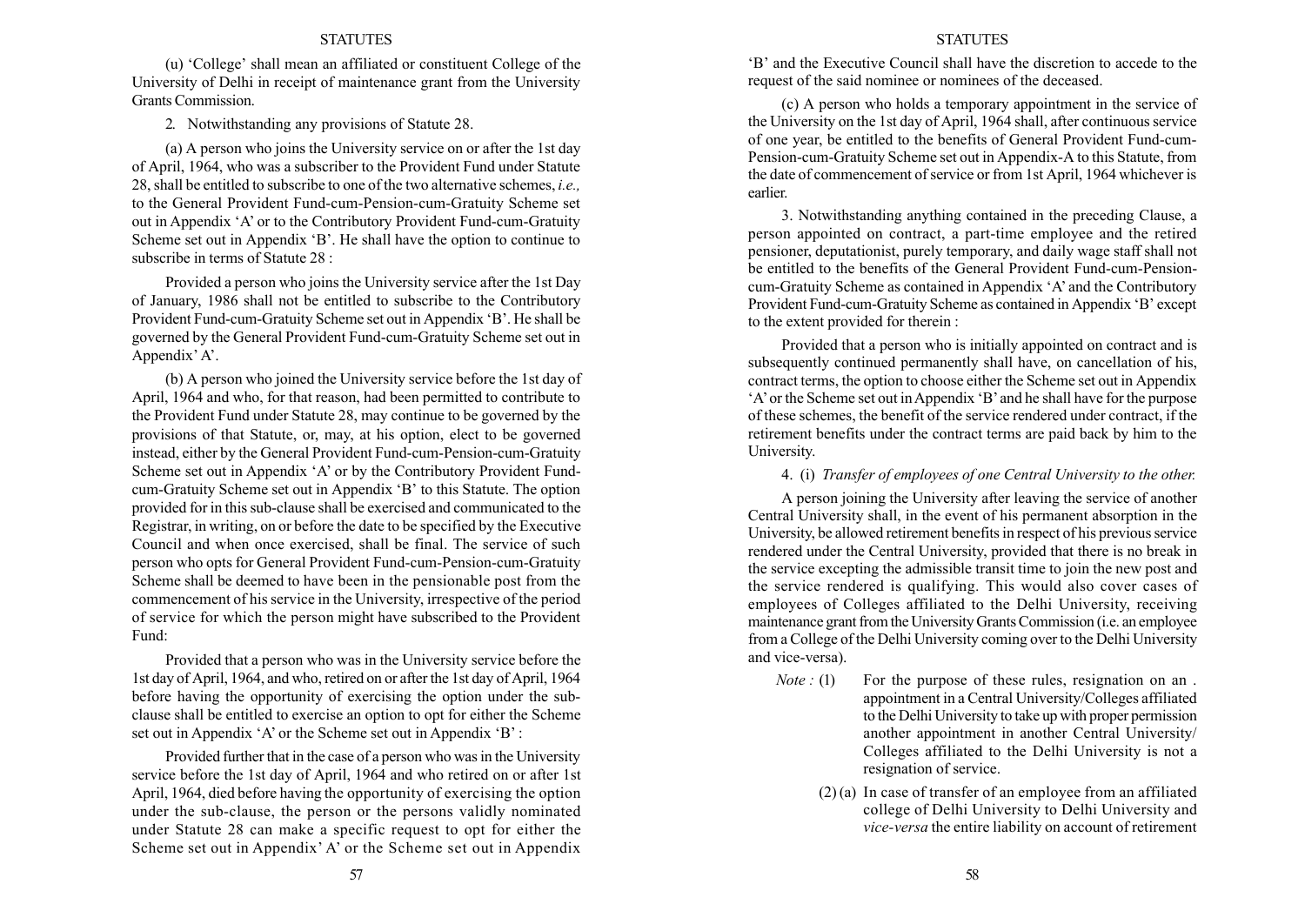(u) 'College' shall mean an affiliated or constituent College of the University of Delhi in receipt of maintenance grant from the University Grants Commission.

2. Notwithstanding any provisions of Statute 28.

(a) A person who joins the University service on or after the 1st day of April, 1964, who was a subscriber to the Provident Fund under Statute 28, shall be entitled to subscribe to one of the two alternative schemes, *i.e.,* to the General Provident Fund-cum-Pension-cum-Gratuity Scheme set out in Appendix 'A' or to the Contributory Provident Fund-cum-Gratuity Scheme set out in Appendix 'B'. He shall have the option to continue to subscribe in terms of Statute 28 :

Provided a person who joins the University service after the 1st Day of January, 1986 shall not be entitled to subscribe to the Contributory Provident Fund-cum-Gratuity Scheme set out in Appendix 'B'. He shall be governed by the General Provident Fund-cum-Gratuity Scheme set out in Appendix' A'.

(b) A person who joined the University service before the 1st day of April, 1964 and who, for that reason, had been permitted to contribute to the Provident Fund under Statute 28, may continue to be governed by the provisions of that Statute, or, may, at his option, elect to be governed instead, either by the General Provident Fund-cum-Pension-cum-Gratuity Scheme set out in Appendix 'A' or by the Contributory Provident Fund-cum-Gratuity Scheme set out in Appendix 'B' to this Statute. The option provided for in this sub-clause shall be exercised and communicated to the Registrar, in writing, on or before the date to be specified by the Executive Council and when once exercised, shall be final. The service of such person who opts for General Provident Fund-cum-Pension-cum-Gratuity Scheme shall be deemed to have been in the pensionable post from the commencement of his service in the University, irrespective of the period of service for which the person might have subscribed to the Provident Fund:

Provided that a person who was in the University service before the 1st day of April, 1964, and who, retired on or after the 1st day of April, 1964 before having the opportunity of exercising the option under the sub-clause shall be entitled to exercise an option to opt for either the Scheme set out in Appendix 'A' or the Scheme set out in Appendix 'B' :

Provided further that in the case of a person who was in the University service before the 1st day of April, 1964 and who retired on or after 1st April, 1964, died before having the opportunity of exercising the option under the sub-clause, the person or the persons validly nominated under Statute 28 can make a specific request to opt for either the Scheme set out in Appendix' A' or the Scheme set out in Appendix 'B' and the Executive Council shall have the discretion to accede to the request of the said nominee or nominees of the deceased.

(c) A person who holds a temporary appointment in the service of the University on the 1st day of April, 1964 shall, after continuous service of one year, be entitled to the benefits of General Provident Fund-cum-Pension-cum-Gratuity Scheme set out in Appendix-A to this Statute, from the date of commencement of service or from 1st April, 1964 whichever is earlier.

3. Notwithstanding anything contained in the preceding Clause, a person appointed on contract, a part-time employee and the retired pensioner, deputationist, purely temporary, and daily wage staff shall not be entitled to the benefits of the General Provident Fund-cum-Pension-cum-Gratuity Scheme as contained in Appendix 'A' and the Contributory Provident Fund-cum-Gratuity Scheme as contained in Appendix 'B' except to the extent provided for therein :

Provided that a person who is initially appointed on contract and is subsequently continued permanently shall have, on cancellation of his, contract terms, the option to choose either the Scheme set out in Appendix 'A' or the Scheme set out in Appendix 'B' and he shall have for the purpose of these schemes, the benefit of the service rendered under contract, if the retirement benefits under the contract terms are paid back by him to the University.

4. (i) *Transfer of employees of one Central University to the other.*

A person joining the University after leaving the service of another Central University shall, in the event of his permanent absorption in the University, be allowed retirement benefits in respect of his previous service rendered under the Central University, provided that there is no break in the service excepting the admissible transit time to join the new post and the service rendered is qualifying. This would also cover cases of employees of Colleges affiliated to the Delhi University, receiving maintenance grant from the University Grants Commission (i.e. an employee from a College of the Delhi University coming over to the Delhi University and vice-versa).

*Note :* (1) For the purpose of these rules, resignation on an . appointment in a Central University/Colleges affiliated to the Delhi University to take up with proper permission another appointment in another Central University/ Colleges affiliated to the Delhi University is not a resignation of service.

(2) (a) In case of transfer of an employee from an affiliated college of Delhi University to Delhi University and *vice-versa* the entire liability on account of retirement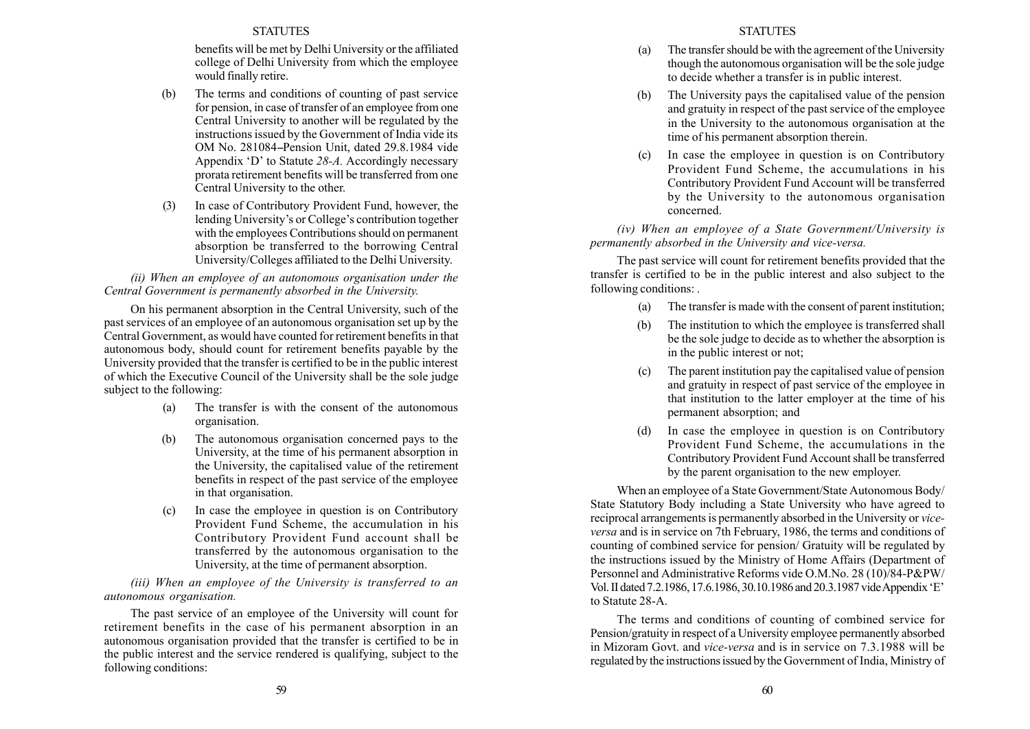benefits will be met by Delhi University or the affiliated college of Delhi University from which the employee would finally retire.

(b) The terms and conditions of counting of past service for pension, in case of transfer of an employee from one Central University to another will be regulated by the instructions issued by the Government of India vide its OM No. 281084–Pension Unit, dated 29.8.1984 vide Appendix 'D' to Statute *28-A.* Accordingly necessary prorata retirement benefits will be transferred from one Central University to the other.

(3) In case of Contributory Provident Fund, however, the lending University's or College's contribution together with the employees Contributions should on permanent absorption be transferred to the borrowing Central University/Colleges affiliated to the Delhi University.

*(ii) When an employee of an autonomous organisation under the Central Government is permanently absorbed in the University.*

On his permanent absorption in the Central University, such of the past services of an employee of an autonomous organisation set up by the Central Government, as would have counted for retirement benefits in that autonomous body, should count for retirement benefits payable by the University provided that the transfer is certified to be in the public interest of which the Executive Council of the University shall be the sole judge subject to the following:

(a) The transfer is with the consent of the autonomous organisation.

(b) The autonomous organisation concerned pays to the University, at the time of his permanent absorption in the University, the capitalised value of the retirement benefits in respect of the past service of the employee in that organisation.

(c) In case the employee in question is on Contributory Provident Fund Scheme, the accumulation in his Contributory Provident Fund account shall be transferred by the autonomous organisation to the University, at the time of permanent absorption.

*(iii) When an employee of the University is transferred to an autonomous organisation.*

The past service of an employee of the University will count for retirement benefits in the case of his permanent absorption in an autonomous organisation provided that the transfer is certified to be in the public interest and the service rendered is qualifying, subject to the following conditions:

(a) The transfer should be with the agreement of the University though the autonomous organisation will be the sole judge to decide whether a transfer is in public interest.

(b) The University pays the capitalised value of the pension and gratuity in respect of the past service of the employee in the University to the autonomous organisation at the time of his permanent absorption therein.

(c) In case the employee in question is on Contributory Provident Fund Scheme, the accumulations in his Contributory Provident Fund Account will be transferred by the University to the autonomous organisation concerned.

*(iv) When an employee of a State Government/University is permanently absorbed in the University and vice-versa.*

The past service will count for retirement benefits provided that the transfer is certified to be in the public interest and also subject to the following conditions: .

(a) The transfer is made with the consent of parent institution;

(b) The institution to which the employee is transferred shall be the sole judge to decide as to whether the absorption is in the public interest or not;

(c) The parent institution pay the capitalised value of pension and gratuity in respect of past service of the employee in that institution to the latter employer at the time of his permanent absorption; and

(d) In case the employee in question is on Contributory Provident Fund Scheme, the accumulations in the Contributory Provident Fund Account shall be transferred by the parent organisation to the new employer.

When an employee of a State Government/State Autonomous Body/ State Statutory Body including a State University who have agreed to reciprocal arrangements is permanently absorbed in the University or *vice-versa* and is in service on 7th February, 1986, the terms and conditions of counting of combined service for pension/ Gratuity will be regulated by the instructions issued by the Ministry of Home Affairs (Department of Personnel and Administrative Reforms vide O.M.No. 28 (10)/84-P&PW/ Vol. II dated 7.2.1986, 17.6.1986, 30.10.1986 and 20.3.1987 vide Appendix 'E' to Statute 28-A.

The terms and conditions of counting of combined service for Pension/gratuity in respect of a University employee permanently absorbed in Mizoram Govt. and *vice-versa* and is in service on 7.3.1988 will be regulated by the instructions issued by the Government of India, Ministry of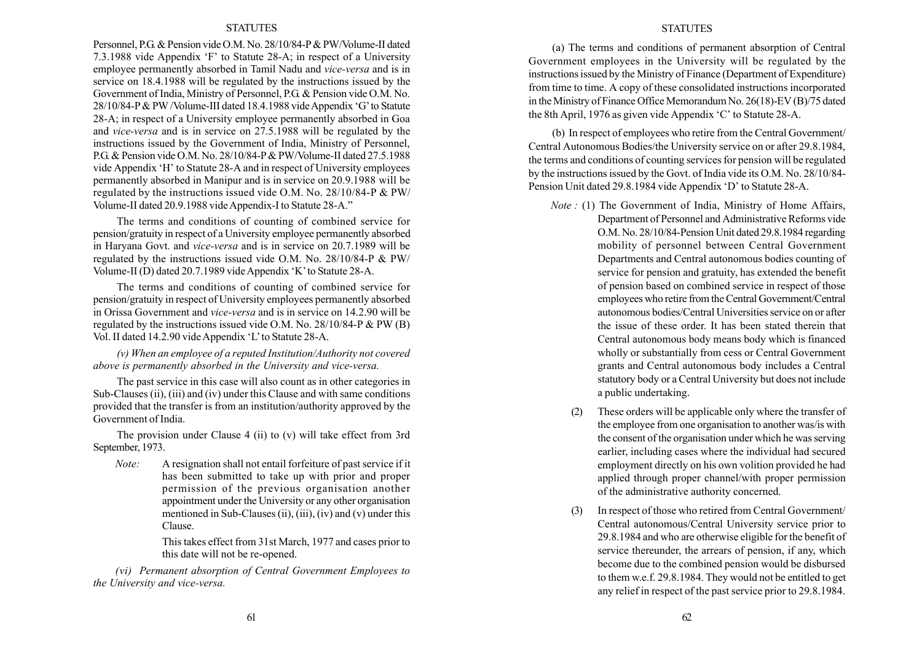Personnel, P.G. & Pension vide O.M. No. 28/10/84-P & PW/Volume-II dated 7.3.1988 vide Appendix 'F' to Statute 28-A; in respect of a University employee permanently absorbed in Tamil Nadu and *vice-versa* and is in service on 18.4.1988 will be regulated by the instructions issued by the Government of India, Ministry of Personnel, P.G. & Pension vide O.M. No. 28/10/84-P & PW /Volume-III dated 18.4.1988 vide Appendix 'G' to Statute 28-A; in respect of a University employee permanently absorbed in Goa and *vice-versa* and is in service on 27.5.1988 will be regulated by the instructions issued by the Government of India, Ministry of Personnel, P.G. & Pension vide O.M. No. 28/10/84-P & PW/Volume-II dated 27.5.1988 vide Appendix 'H' to Statute 28-A and in respect of University employees permanently absorbed in Manipur and is in service on 20.9.1988 will be regulated by the instructions issued vide O.M. No. 28/10/84-P & PW/ Volume-II dated 20.9.1988 vide Appendix-I to Statute 28-A."

The terms and conditions of counting of combined service for pension/gratuity in respect of a University employee permanently absorbed in Haryana Govt. and *vice-versa* and is in service on 20.7.1989 will be regulated by the instructions issued vide O.M. No. 28/10/84-P & PW/ Volume-II (D) dated 20.7.1989 vide Appendix 'K' to Statute 28-A.

The terms and conditions of counting of combined service for pension/gratuity in respect of University employees permanently absorbed in Orissa Government and *vice-versa* and is in service on 14.2.90 will be regulated by the instructions issued vide O.M. No. 28/10/84-P & PW (B) Vol. II dated 14.2.90 vide Appendix 'L' to Statute 28-A.

*(v) When an employee of a reputed Institution/Authority not covered above is permanently absorbed in the University and vice-versa.*

The past service in this case will also count as in other categories in Sub-Clauses (ii), (iii) and (iv) under this Clause and with same conditions provided that the transfer is from an institution/authority approved by the Government of India.

The provision under Clause 4 (ii) to (v) will take effect from 3rd September, 1973.

*Note:* A resignation shall not entail forfeiture of past service if it has been submitted to take up with prior and proper permission of the previous organisation another appointment under the University or any other organisation mentioned in Sub-Clauses (ii), (iii), (iv) and (v) under this Clause.

This takes effect from 31st March, 1977 and cases prior to this date will not be re-opened.

*(vi) Permanent absorption of Central Government Employees to the University and vice-versa.*

(a) The terms and conditions of permanent absorption of Central Government employees in the University will be regulated by the instructions issued by the Ministry of Finance (Department of Expenditure) from time to time. A copy of these consolidated instructions incorporated in the Ministry of Finance Office Memorandum No. 26(18)-EV (B)/75 dated the 8th April, 1976 as given vide Appendix 'C' to Statute 28-A.

(b) In respect of employees who retire from the Central Government/ Central Autonomous Bodies/the University service on or after 29.8.1984, the terms and conditions of counting services for pension will be regulated by the instructions issued by the Govt. of India vide its O.M. No. 28/10/84-Pension Unit dated 29.8.1984 vide Appendix 'D' to Statute 28-A.

*Note :* (1) The Government of India, Ministry of Home Affairs, Department of Personnel and Administrative Reforms vide O.M. No. 28/10/84-Pension Unit dated 29.8.1984 regarding mobility of personnel between Central Government Departments and Central autonomous bodies counting of service for pension and gratuity, has extended the benefit of pension based on combined service in respect of those employees who retire from the Central Government/Central autonomous bodies/Central Universities service on or after the issue of these order. It has been stated therein that Central autonomous body means body which is financed wholly or substantially from cess or Central Government grants and Central autonomous body includes a Central statutory body or a Central University but does not include a public undertaking.

(2) These orders will be applicable only where the transfer of the employee from one organisation to another was/is with the consent of the organisation under which he was serving earlier, including cases where the individual had secured employment directly on his own volition provided he had applied through proper channel/with proper permission of the administrative authority concerned.

(3) In respect of those who retired from Central Government/ Central autonomous/Central University service prior to 29.8.1984 and who are otherwise eligible for the benefit of service thereunder, the arrears of pension, if any, which become due to the combined pension would be disbursed to them w.e.f. 29.8.1984. They would not be entitled to get any relief in respect of the past service prior to 29.8.1984.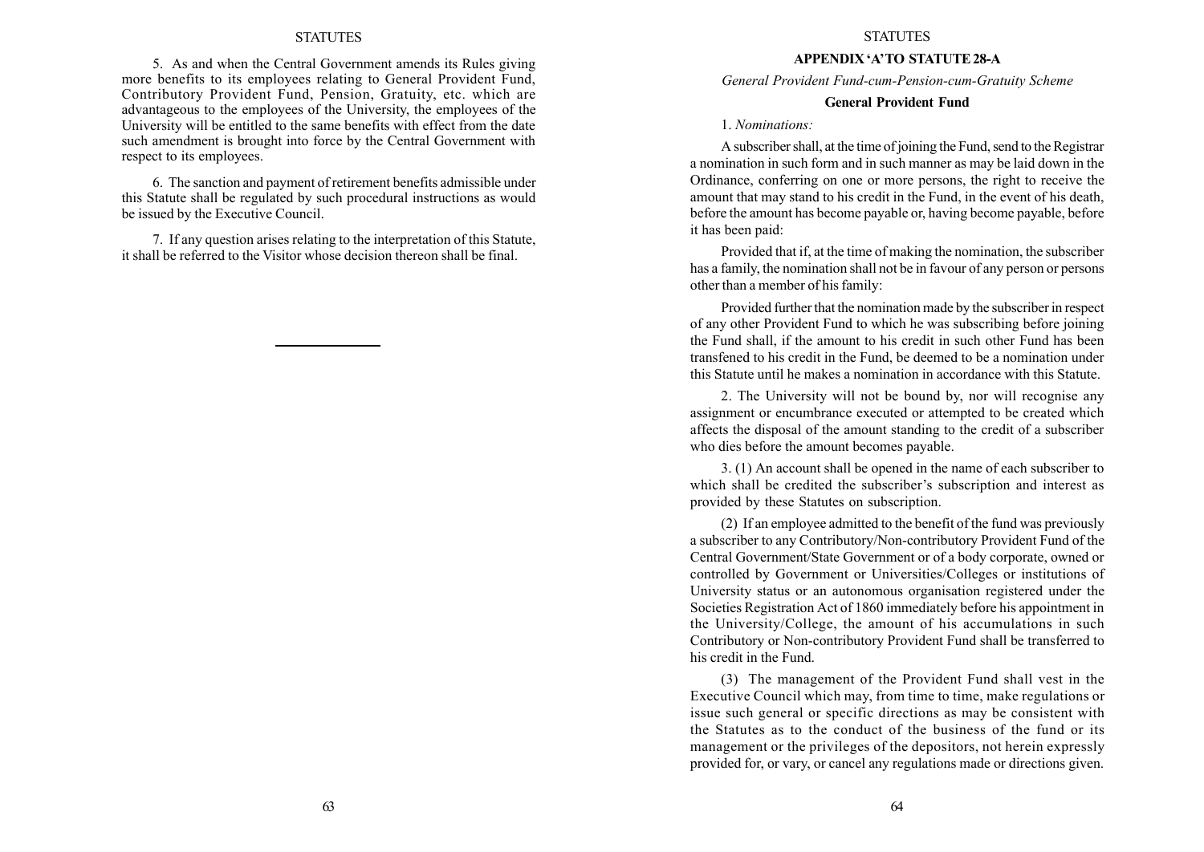5. As and when the Central Government amends its Rules giving more benefits to its employees relating to General Provident Fund, Contributory Provident Fund, Pension, Gratuity, etc. which are advantageous to the employees of the University, the employees of the University will be entitled to the same benefits with effect from the date such amendment is brought into force by the Central Government with respect to its employees.

6. The sanction and payment of retirement benefits admissible under this Statute shall be regulated by such procedural instructions as would be issued by the Executive Council.

7. If any question arises relating to the interpretation of this Statute, it shall be referred to the Visitor whose decision thereon shall be final.

---

## APPENDIX 'A' TO STATUTE 28-A

*General Provident Fund-cum-Pension-cum-Gratuity Scheme*

### General Provident Fund

1. *Nominations:*

A subscriber shall, at the time of joining the Fund, send to the Registrar a nomination in such form and in such manner as may be laid down in the Ordinance, conferring on one or more persons, the right to receive the amount that may stand to his credit in the Fund, in the event of his death, before the amount has become payable or, having become payable, before it has been paid:

Provided that if, at the time of making the nomination, the subscriber has a family, the nomination shall not be in favour of any person or persons other than a member of his family:

Provided further that the nomination made by the subscriber in respect of any other Provident Fund to which he was subscribing before joining the Fund shall, if the amount to his credit in such other Fund has been transfened to his credit in the Fund, be deemed to be a nomination under this Statute until he makes a nomination in accordance with this Statute.

2. The University will not be bound by, nor will recognise any assignment or encumbrance executed or attempted to be created which affects the disposal of the amount standing to the credit of a subscriber who dies before the amount becomes payable.

3. (1) An account shall be opened in the name of each subscriber to which shall be credited the subscriber's subscription and interest as provided by these Statutes on subscription.

(2) If an employee admitted to the benefit of the fund was previously a subscriber to any Contributory/Non-contributory Provident Fund of the Central Government/State Government or of a body corporate, owned or controlled by Government or Universities/Colleges or institutions of University status or an autonomous organisation registered under the Societies Registration Act of 1860 immediately before his appointment in the University/College, the amount of his accumulations in such Contributory or Non-contributory Provident Fund shall be transferred to his credit in the Fund.

(3) The management of the Provident Fund shall vest in the Executive Council which may, from time to time, make regulations or issue such general or specific directions as may be consistent with the Statutes as to the conduct of the business of the fund or its management or the privileges of the depositors, not herein expressly provided for, or vary, or cancel any regulations made or directions given.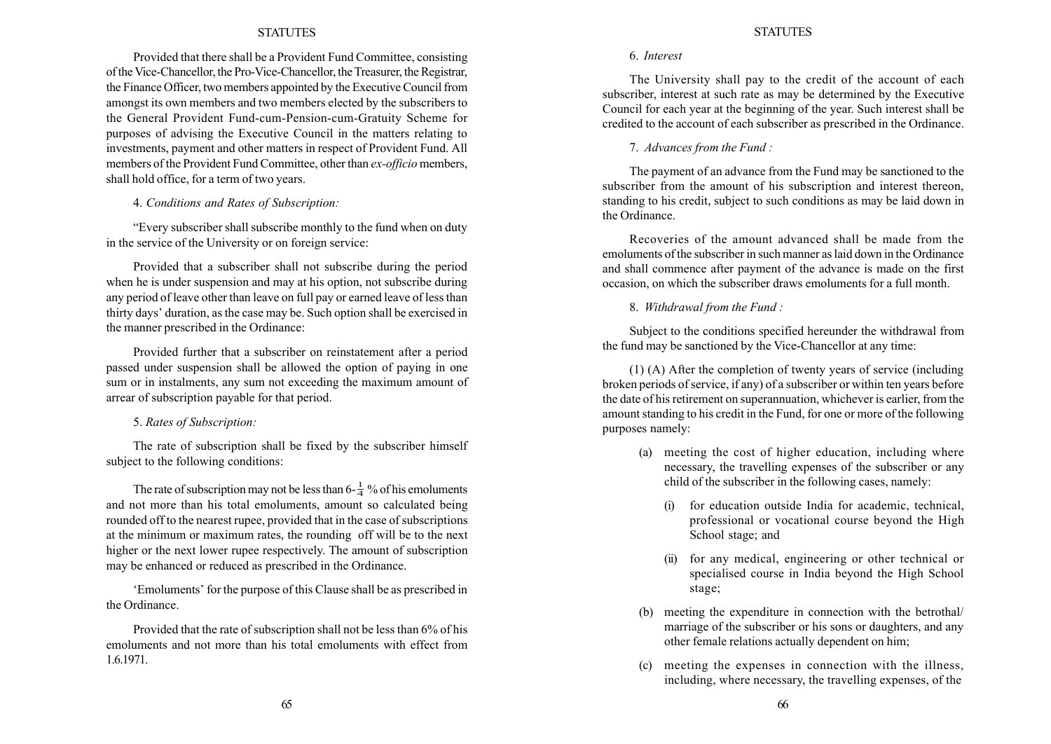Provided that there shall be a Provident Fund Committee, consisting of the Vice-Chancellor, the Pro-Vice-Chancellor, the Treasurer, the Registrar, the Finance Officer, two members appointed by the Executive Council from amongst its own members and two members elected by the subscribers to the General Provident Fund-cum-Pension-cum-Gratuity Scheme for purposes of advising the Executive Council in the matters relating to investments, payment and other matters in respect of Provident Fund. All members of the Provident Fund Committee, other than *ex-officio* members, shall hold office, for a term of two years.

4. *Conditions and Rates of Subscription:*

"Every subscriber shall subscribe monthly to the fund when on duty in the service of the University or on foreign service:

Provided that a subscriber shall not subscribe during the period when he is under suspension and may at his option, not subscribe during any period of leave other than leave on full pay or earned leave of less than thirty days' duration, as the case may be. Such option shall be exercised in the manner prescribed in the Ordinance:

Provided further that a subscriber on reinstatement after a period passed under suspension shall be allowed the option of paying in one sum or in instalments, any sum not exceeding the maximum amount of arrear of subscription payable for that period.

5. *Rates of Subscription:*

The rate of subscription shall be fixed by the subscriber himself subject to the following conditions:

The rate of subscription may not be less than $6\text{-}\frac{1}{4}$ % of his emoluments and not more than his total emoluments, amount so calculated being rounded off to the nearest rupee, provided that in the case of subscriptions at the minimum or maximum rates, the rounding off will be to the next higher or the next lower rupee respectively. The amount of subscription may be enhanced or reduced as prescribed in the Ordinance.

'Emoluments' for the purpose of this Clause shall be as prescribed in the Ordinance.

Provided that the rate of subscription shall not be less than 6% of his emoluments and not more than his total emoluments with effect from 1.6.1971.

6. *Interest*

The University shall pay to the credit of the account of each subscriber, interest at such rate as may be determined by the Executive Council for each year at the beginning of the year. Such interest shall be credited to the account of each subscriber as prescribed in the Ordinance.

7. *Advances from the Fund :*

The payment of an advance from the Fund may be sanctioned to the subscriber from the amount of his subscription and interest thereon, standing to his credit, subject to such conditions as may be laid down in the Ordinance.

Recoveries of the amount advanced shall be made from the emoluments of the subscriber in such manner as laid down in the Ordinance and shall commence after payment of the advance is made on the first occasion, on which the subscriber draws emoluments for a full month.

8. *Withdrawal from the Fund :*

Subject to the conditions specified hereunder the withdrawal from the fund may be sanctioned by the Vice-Chancellor at any time:

(1) (A) After the completion of twenty years of service (including broken periods of service, if any) of a subscriber or within ten years before the date of his retirement on superannuation, whichever is earlier, from the amount standing to his credit in the Fund, for one or more of the following purposes namely:

- (a) meeting the cost of higher education, including where necessary, the travelling expenses of the subscriber or any child of the subscriber in the following cases, namely:
    - (i) for education outside India for academic, technical, professional or vocational course beyond the High School stage; and
    - (ii) for any medical, engineering or other technical or specialised course in India beyond the High School stage;
- (b) meeting the expenditure in connection with the betrothal/ marriage of the subscriber or his sons or daughters, and any other female relations actually dependent on him;
- (c) meeting the expenses in connection with the illness, including, where necessary, the travelling expenses, of the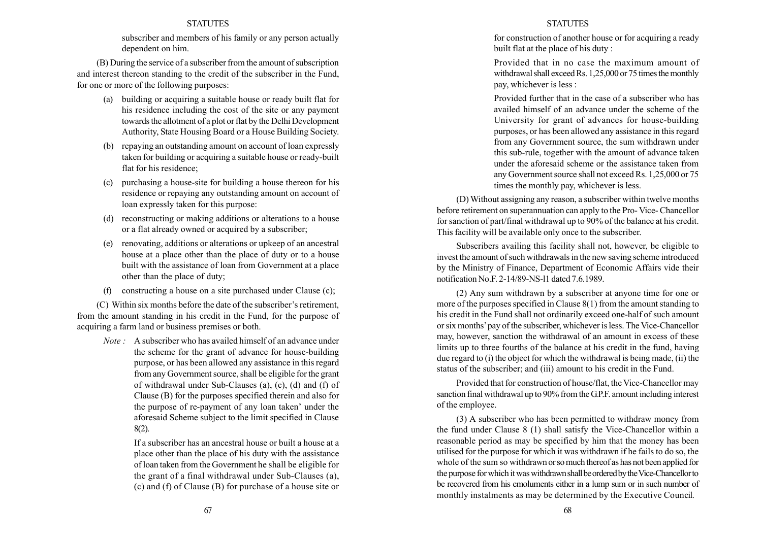subscriber and members of his family or any person actually dependent on him.

(B) During the service of a subscriber from the amount of subscription and interest thereon standing to the credit of the subscriber in the Fund, for one or more of the following purposes:

(a) building or acquiring a suitable house or ready built flat for his residence including the cost of the site or any payment towards the allotment of a plot or flat by the Delhi Development Authority, State Housing Board or a House Building Society.

(b) repaying an outstanding amount on account of loan expressly taken for building or acquiring a suitable house or ready-built flat for his residence;

(c) purchasing a house-site for building a house thereon for his residence or repaying any outstanding amount on account of loan expressly taken for this purpose:

(d) reconstructing or making additions or alterations to a house or a flat already owned or acquired by a subscriber;

(e) renovating, additions or alterations or upkeep of an ancestral house at a place other than the place of duty or to a house built with the assistance of loan from Government at a place other than the place of duty;

(f) constructing a house on a site purchased under Clause (c);

(C) Within six months before the date of the subscriber's retirement, from the amount standing in his credit in the Fund, for the purpose of acquiring a farm land or business premises or both.

*Note :* A subscriber who has availed himself of an advance under the scheme for the grant of advance for house-building purpose, or has been allowed any assistance in this regard from any Government source, shall be eligible for the grant of withdrawal under Sub-Clauses (a), (c), (d) and (f) of Clause (B) for the purposes specified therein and also for the purpose of re-payment of any loan taken' under the aforesaid Scheme subject to the limit specified in Clause 8(2).

If a subscriber has an ancestral house or built a house at a place other than the place of his duty with the assistance of loan taken from the Government he shall be eligible for the grant of a final withdrawal under Sub-Clauses (a), (c) and (f) of Clause (B) for purchase of a house site or for construction of another house or for acquiring a ready built flat at the place of his duty :

Provided that in no case the maximum amount of withdrawal shall exceed Rs. 1,25,000 or 75 times the monthly pay, whichever is less :

Provided further that in the case of a subscriber who has availed himself of an advance under the scheme of the University for grant of advances for house-building purposes, or has been allowed any assistance in this regard from any Government source, the sum withdrawn under this sub-rule, together with the amount of advance taken under the aforesaid scheme or the assistance taken from any Government source shall not exceed Rs. 1,25,000 or 75 times the monthly pay, whichever is less.

(D) Without assigning any reason, a subscriber within twelve months before retirement on superannuation can apply to the Pro- Vice- Chancellor for sanction of part/final withdrawal up to 90% of the balance at his credit. This facility will be available only once to the subscriber.

Subscribers availing this facility shall not, however, be eligible to invest the amount of such withdrawals in the new saving scheme introduced by the Ministry of Finance, Department of Economic Affairs vide their notification No.F. 2-14/89-NS-l1 dated 7.6.1989.

(2) Any sum withdrawn by a subscriber at anyone time for one or more of the purposes specified in Clause 8(1) from the amount standing to his credit in the Fund shall not ordinarily exceed one-half of such amount or six months' pay of the subscriber, whichever is less. The Vice-Chancellor may, however, sanction the withdrawal of an amount in excess of these limits up to three fourths of the balance at his credit in the fund, having due regard to (i) the object for which the withdrawal is being made, (ii) the status of the subscriber; and (iii) amount to his credit in the Fund.

Provided that for construction of house/flat, the Vice-Chancellor may sanction final withdrawal up to 90% from the G.P.F. amount including interest of the employee.

(3) A subscriber who has been permitted to withdraw money from the fund under Clause 8 (1) shall satisfy the Vice-Chancellor within a reasonable period as may be specified by him that the money has been utilised for the purpose for which it was withdrawn if he fails to do so, the whole of the sum so withdrawn or so much thereof as has not been applied for the purpose for which it was withdrawn shall be ordered by the Vice-Chancellor to be recovered from his emoluments either in a lump sum or in such number of monthly instalments as may be determined by the Executive Council.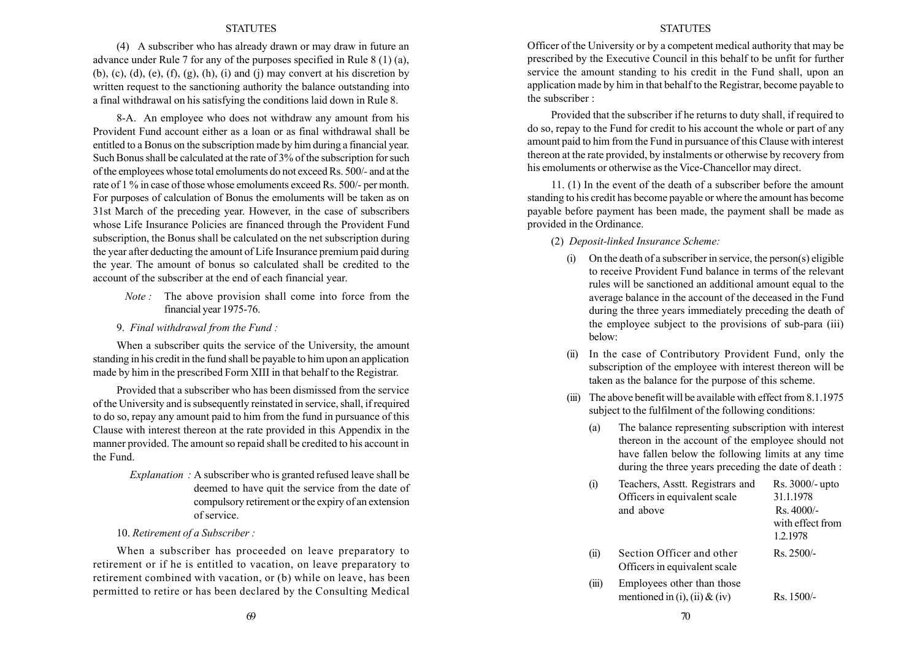(4) A subscriber who has already drawn or may draw in future an advance under Rule 7 for any of the purposes specified in Rule 8 (1) (a), (b), (c), (d), (e), (f), (g), (h), (i) and (j) may convert at his discretion by written request to the sanctioning authority the balance outstanding into a final withdrawal on his satisfying the conditions laid down in Rule 8.

8-A. An employee who does not withdraw any amount from his Provident Fund account either as a loan or as final withdrawal shall be entitled to a Bonus on the subscription made by him during a financial year. Such Bonus shall be calculated at the rate of 3% of the subscription for such of the employees whose total emoluments do not exceed Rs. 500/- and at the rate of 1 % in case of those whose emoluments exceed Rs. 500/- per month. For purposes of calculation of Bonus the emoluments will be taken as on 31st March of the preceding year. However, in the case of subscribers whose Life Insurance Policies are financed through the Provident Fund subscription, the Bonus shall be calculated on the net subscription during the year after deducting the amount of Life Insurance premium paid during the year. The amount of bonus so calculated shall be credited to the account of the subscriber at the end of each financial year.

*Note :* The above provision shall come into force from the financial year 1975-76.

9. *Final withdrawal from the Fund :*

When a subscriber quits the service of the University, the amount standing in his credit in the fund shall be payable to him upon an application made by him in the prescribed Form XIII in that behalf to the Registrar.

Provided that a subscriber who has been dismissed from the service of the University and is subsequently reinstated in service, shall, if required to do so, repay any amount paid to him from the fund in pursuance of this Clause with interest thereon at the rate provided in this Appendix in the manner provided. The amount so repaid shall be credited to his account in the Fund.

*Explanation :* A subscriber who is granted refused leave shall be deemed to have quit the service from the date of compulsory retirement or the expiry of an extension of service.

10. *Retirement of a Subscriber :*

When a subscriber has proceeded on leave preparatory to retirement or if he is entitled to vacation, on leave preparatory to retirement combined with vacation, or (b) while on leave, has been permitted to retire or has been declared by the Consulting Medical Officer of the University or by a competent medical authority that may be prescribed by the Executive Council in this behalf to be unfit for further service the amount standing to his credit in the Fund shall, upon an application made by him in that behalf to the Registrar, become payable to the subscriber :

Provided that the subscriber if he returns to duty shall, if required to do so, repay to the Fund for credit to his account the whole or part of any amount paid to him from the Fund in pursuance of this Clause with interest thereon at the rate provided, by instalments or otherwise by recovery from his emoluments or otherwise as the Vice-Chancellor may direct.

11. (1) In the event of the death of a subscriber before the amount standing to his credit has become payable or where the amount has become payable before payment has been made, the payment shall be made as provided in the Ordinance.

(2) *Deposit-linked Insurance Scheme:*

(i) On the death of a subscriber in service, the person(s) eligible to receive Provident Fund balance in terms of the relevant rules will be sanctioned an additional amount equal to the average balance in the account of the deceased in the Fund during the three years immediately preceding the death of the employee subject to the provisions of sub-para (iii) below:

(ii) In the case of Contributory Provident Fund, only the subscription of the employee with interest thereon will be taken as the balance for the purpose of this scheme.

(iii) The above benefit will be available with effect from 8.1.1975 subject to the fulfilment of the following conditions:

(a) The balance representing subscription with interest thereon in the account of the employee should not have fallen below the following limits at any time during the three years preceding the date of death :

| | | |
|---|---|---|
| (i) | Teachers, Asstt. Registrars and Officers in equivalent scale and above | Rs. 3000/- upto 31.1.1978 Rs. 4000/- with effect from 1.2.1978 |
| (ii) | Section Officer and other Officers in equivalent scale | Rs. 2500/- |
| (iii) | Employees other than those mentioned in (i), (ii) & (iv) | Rs. 1500/- |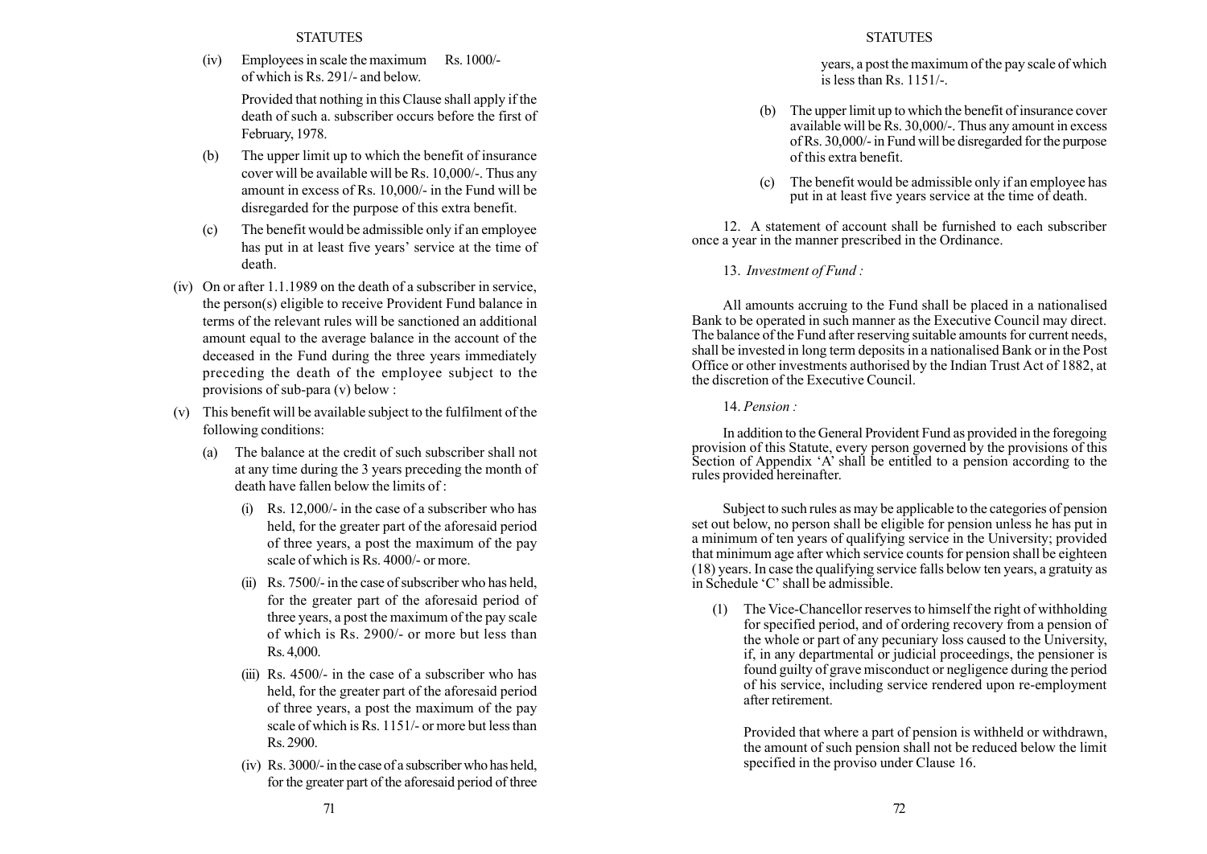(iv) Employees in scale the maximum Rs. 1000/- of which is Rs. 291/- and below.

Provided that nothing in this Clause shall apply if the death of such a. subscriber occurs before the first of February, 1978.

(b) The upper limit up to which the benefit of insurance cover will be available will be Rs. 10,000/-. Thus any amount in excess of Rs. 10,000/- in the Fund will be disregarded for the purpose of this extra benefit.

(c) The benefit would be admissible only if an employee has put in at least five years' service at the time of death.

(iv) On or after 1.1.1989 on the death of a subscriber in service, the person(s) eligible to receive Provident Fund balance in terms of the relevant rules will be sanctioned an additional amount equal to the average balance in the account of the deceased in the Fund during the three years immediately preceding the death of the employee subject to the provisions of sub-para (v) below :

(v) This benefit will be available subject to the fulfilment of the following conditions:

(a) The balance at the credit of such subscriber shall not at any time during the 3 years preceding the month of death have fallen below the limits of :

(i) Rs. 12,000/- in the case of a subscriber who has held, for the greater part of the aforesaid period of three years, a post the maximum of the pay scale of which is Rs. 4000/- or more.

(ii) Rs. 7500/- in the case of subscriber who has held, for the greater part of the aforesaid period of three years, a post the maximum of the pay scale of which is Rs. 2900/- or more but less than Rs. 4,000.

(iii) Rs. 4500/- in the case of a subscriber who has held, for the greater part of the aforesaid period of three years, a post the maximum of the pay scale of which is Rs. 1151/- or more but less than Rs. 2900.

(iv) Rs. 3000/- in the case of a subscriber who has held, for the greater part of the aforesaid period of three years, a post the maximum of the pay scale of which is less than Rs. 1151/-.

(b) The upper limit up to which the benefit of insurance cover available will be Rs. 30,000/-. Thus any amount in excess of Rs. 30,000/- in Fund will be disregarded for the purpose of this extra benefit.

(c) The benefit would be admissible only if an employee has put in at least five years service at the time of death.

12. A statement of account shall be furnished to each subscriber once a year in the manner prescribed in the Ordinance.

13. *Investment of Fund :*

All amounts accruing to the Fund shall be placed in a nationalised Bank to be operated in such manner as the Executive Council may direct. The balance of the Fund after reserving suitable amounts for current needs, shall be invested in long term deposits in a nationalised Bank or in the Post Office or other investments authorised by the Indian Trust Act of 1882, at the discretion of the Executive Council.

14. *Pension :*

In addition to the General Provident Fund as provided in the foregoing provision of this Statute, every person governed by the provisions of this Section of Appendix 'A' shall be entitled to a pension according to the rules provided hereinafter.

Subject to such rules as may be applicable to the categories of pension set out below, no person shall be eligible for pension unless he has put in a minimum of ten years of qualifying service in the University; provided that minimum age after which service counts for pension shall be eighteen (18) years. In case the qualifying service falls below ten years, a gratuity as in Schedule 'C' shall be admissible.

(1) The Vice-Chancellor reserves to himself the right of withholding for specified period, and of ordering recovery from a pension of the whole or part of any pecuniary loss caused to the University, if, in any departmental or judicial proceedings, the pensioner is found guilty of grave misconduct or negligence during the period of his service, including service rendered upon re-employment after retirement.

Provided that where a part of pension is withheld or withdrawn, the amount of such pension shall not be reduced below the limit specified in the proviso under Clause 16.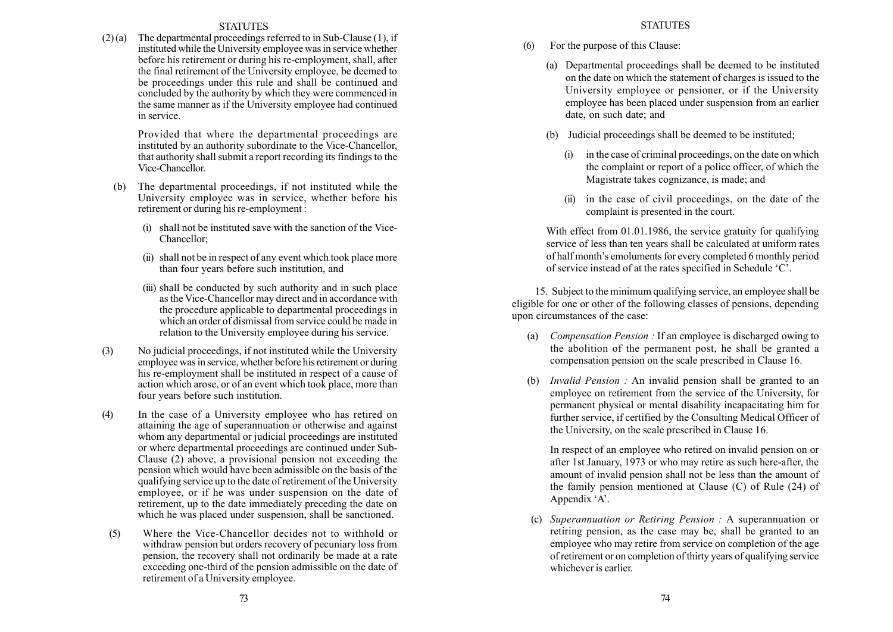(2) (a) The departmental proceedings referred to in Sub-Clause (1), if instituted while the University employee was in service whether before his retirement or during his re-employment, shall, after the final retirement of the University employee, be deemed to be proceedings under this rule and shall be continued and concluded by the authority by which they were commenced in the same manner as if the University employee had continued in service.

Provided that where the departmental proceedings are instituted by an authority subordinate to the Vice-Chancellor, that authority shall submit a report recording its findings to the Vice-Chancellor.

(b) The departmental proceedings, if not instituted while the University employee was in service, whether before his retirement or during his re-employment :

(i) shall not be instituted save with the sanction of the Vice-Chancellor;

(ii) shall not be in respect of any event which took place more than four years before such institution, and

(iii) shall be conducted by such authority and in such place as the Vice-Chancellor may direct and in accordance with the procedure applicable to departmental proceedings in which an order of dismissal from service could be made in relation to the University employee during his service.

(3) No judicial proceedings, if not instituted while the University employee was in service, whether before his retirement or during his re-employment shall be instituted in respect of a cause of action which arose, or of an event which took place, more than four years before such institution.

(4) In the case of a University employee who has retired on attaining the age of superannuation or otherwise and against whom any departmental or judicial proceedings are instituted or where departmental proceedings are continued under Sub-Clause (2) above, a provisional pension not exceeding the pension which would have been admissible on the basis of the qualifying service up to the date of retirement of the University employee, or if he was under suspension on the date of retirement, up to the date immediately preceding the date on which he was placed under suspension, shall be sanctioned.

(5) Where the Vice-Chancellor decides not to withhold or withdraw pension but orders recovery of pecuniary loss from pension, the recovery shall not ordinarily be made at a rate exceeding one-third of the pension admissible on the date of retirement of a University employee.

(6) For the purpose of this Clause:

(a) Departmental proceedings shall be deemed to be instituted on the date on which the statement of charges is issued to the University employee or pensioner, or if the University employee has been placed under suspension from an earlier date, on such date; and

(b) Judicial proceedings shall be deemed to be instituted;

(i) in the case of criminal proceedings, on the date on which the complaint or report of a police officer, of which the Magistrate takes cognizance, is made; and

(ii) in the case of civil proceedings, on the date of the complaint is presented in the court.

With effect from 01.01.1986, the service gratuity for qualifying service of less than ten years shall be calculated at uniform rates of half month's emoluments for every completed 6 monthly period of service instead of at the rates specified in Schedule 'C'.

15. Subject to the minimum qualifying service, an employee shall be eligible for one or other of the following classes of pensions, depending upon circumstances of the case:

(a) *Compensation Pension :* If an employee is discharged owing to the abolition of the permanent post, he shall be granted a compensation pension on the scale prescribed in Clause 16.

(b) *Invalid Pension :* An invalid pension shall be granted to an employee on retirement from the service of the University, for permanent physical or mental disability incapacitating him for further service, if certified by the Consulting Medical Officer of the University, on the scale prescribed in Clause 16.

In respect of an employee who retired on invalid pension on or after 1st January, 1973 or who may retire as such here-after, the amount of invalid pension shall not be less than the amount of the family pension mentioned at Clause (C) of Rule (24) of Appendix 'A'.

(c) *Superannuation or Retiring Pension :* A superannuation or retiring pension, as the case may be, shall be granted to an employee who may retire from service on completion of the age of retirement or on completion of thirty years of qualifying service whichever is earlier.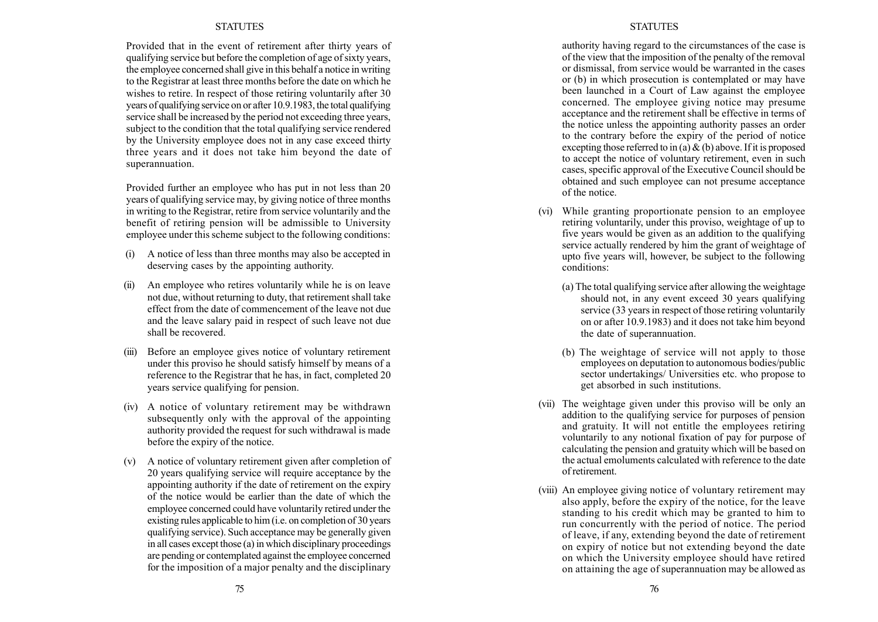Provided that in the event of retirement after thirty years of qualifying service but before the completion of age of sixty years, the employee concerned shall give in this behalf a notice in writing to the Registrar at least three months before the date on which he wishes to retire. In respect of those retiring voluntarily after 30 years of qualifying service on or after 10.9.1983, the total qualifying service shall be increased by the period not exceeding three years, subject to the condition that the total qualifying service rendered by the University employee does not in any case exceed thirty three years and it does not take him beyond the date of superannuation.

Provided further an employee who has put in not less than 20 years of qualifying service may, by giving notice of three months in writing to the Registrar, retire from service voluntarily and the benefit of retiring pension will be admissible to University employee under this scheme subject to the following conditions:

(i) A notice of less than three months may also be accepted in deserving cases by the appointing authority.

(ii) An employee who retires voluntarily while he is on leave not due, without returning to duty, that retirement shall take effect from the date of commencement of the leave not due and the leave salary paid in respect of such leave not due shall be recovered.

(iii) Before an employee gives notice of voluntary retirement under this proviso he should satisfy himself by means of a reference to the Registrar that he has, in fact, completed 20 years service qualifying for pension.

(iv) A notice of voluntary retirement may be withdrawn subsequently only with the approval of the appointing authority provided the request for such withdrawal is made before the expiry of the notice.

(v) A notice of voluntary retirement given after completion of 20 years qualifying service will require acceptance by the appointing authority if the date of retirement on the expiry of the notice would be earlier than the date of which the employee concerned could have voluntarily retired under the existing rules applicable to him (i.e. on completion of 30 years qualifying service). Such acceptance may be generally given in all cases except those (a) in which disciplinary proceedings are pending or contemplated against the employee concerned for the imposition of a major penalty and the disciplinary authority having regard to the circumstances of the case is of the view that the imposition of the penalty of the removal or dismissal, from service would be warranted in the cases or (b) in which prosecution is contemplated or may have been launched in a Court of Law against the employee concerned. The employee giving notice may presume acceptance and the retirement shall be effective in terms of the notice unless the appointing authority passes an order to the contrary before the expiry of the period of notice excepting those referred to in (a) & (b) above. If it is proposed to accept the notice of voluntary retirement, even in such cases, specific approval of the Executive Council should be obtained and such employee can not presume acceptance of the notice.

(vi) While granting proportionate pension to an employee retiring voluntarily, under this proviso, weightage of up to five years would be given as an addition to the qualifying service actually rendered by him the grant of weightage of upto five years will, however, be subject to the following conditions:

   (a) The total qualifying service after allowing the weightage should not, in any event exceed 30 years qualifying service (33 years in respect of those retiring voluntarily on or after 10.9.1983) and it does not take him beyond the date of superannuation.

   (b) The weightage of service will not apply to those employees on deputation to autonomous bodies/public sector undertakings/ Universities etc. who propose to get absorbed in such institutions.

(vii) The weightage given under this proviso will be only an addition to the qualifying service for purposes of pension and gratuity. It will not entitle the employees retiring voluntarily to any notional fixation of pay for purpose of calculating the pension and gratuity which will be based on the actual emoluments calculated with reference to the date of retirement.

(viii) An employee giving notice of voluntary retirement may also apply, before the expiry of the notice, for the leave standing to his credit which may be granted to him to run concurrently with the period of notice. The period of leave, if any, extending beyond the date of retirement on expiry of notice but not extending beyond the date on which the University employee should have retired on attaining the age of superannuation may be allowed as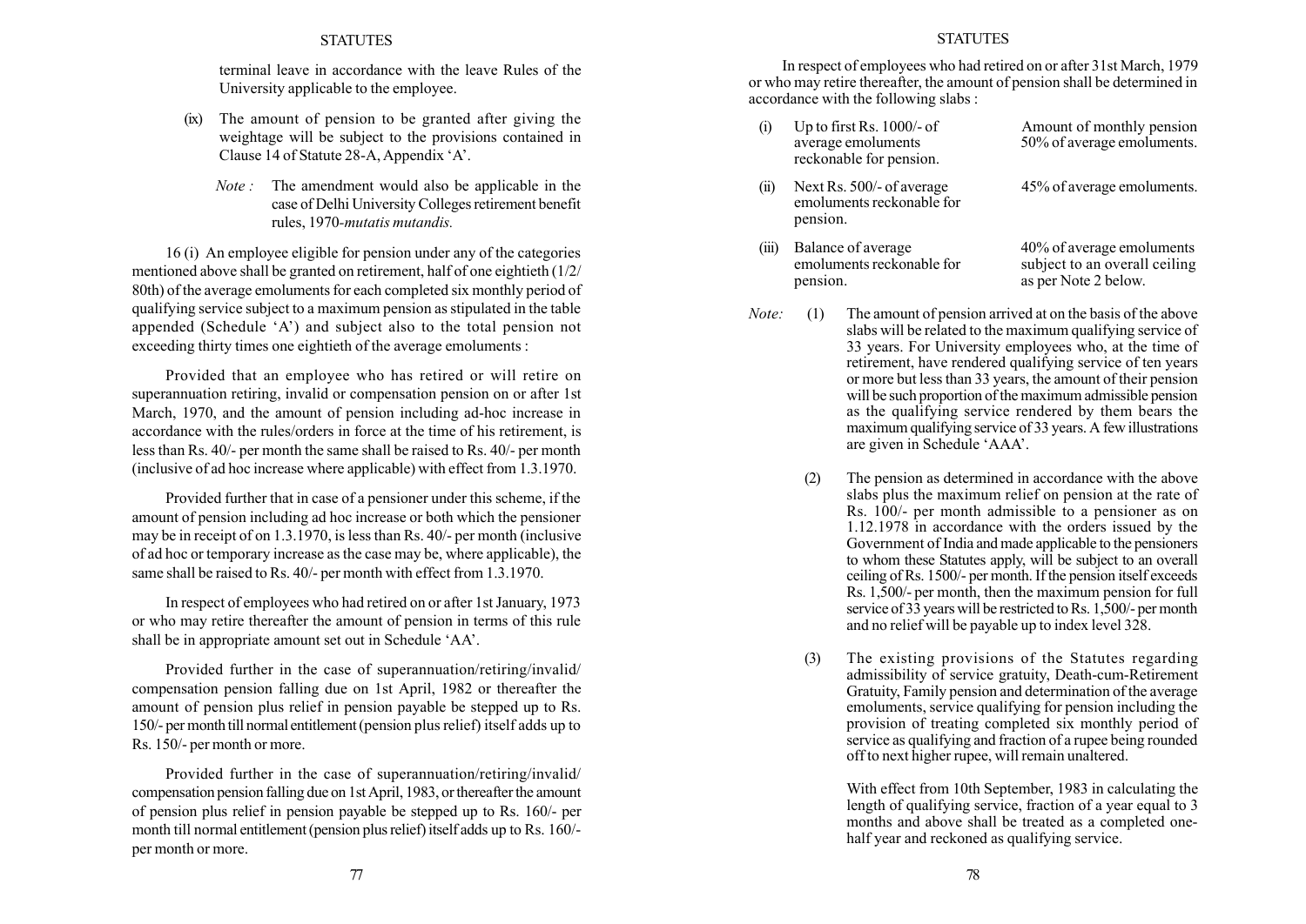terminal leave in accordance with the leave Rules of the University applicable to the employee.

(ix) The amount of pension to be granted after giving the weightage will be subject to the provisions contained in Clause 14 of Statute 28-A, Appendix 'A'.

*Note :* The amendment would also be applicable in the case of Delhi University Colleges retirement benefit rules, 1970-*mutatis mutandis.*

16 (i) An employee eligible for pension under any of the categories mentioned above shall be granted on retirement, half of one eightieth (1/2/80th) of the average emoluments for each completed six monthly period of qualifying service subject to a maximum pension as stipulated in the table appended (Schedule 'A') and subject also to the total pension not exceeding thirty times one eightieth of the average emoluments :

Provided that an employee who has retired or will retire on superannuation retiring, invalid or compensation pension on or after 1st March, 1970, and the amount of pension including ad-hoc increase in accordance with the rules/orders in force at the time of his retirement, is less than Rs. 40/- per month the same shall be raised to Rs. 40/- per month (inclusive of ad hoc increase where applicable) with effect from 1.3.1970.

Provided further that in case of a pensioner under this scheme, if the amount of pension including ad hoc increase or both which the pensioner may be in receipt of on 1.3.1970, is less than Rs. 40/- per month (inclusive of ad hoc or temporary increase as the case may be, where applicable), the same shall be raised to Rs. 40/- per month with effect from 1.3.1970.

In respect of employees who had retired on or after 1st January, 1973 or who may retire thereafter the amount of pension in terms of this rule shall be in appropriate amount set out in Schedule 'AA'.

Provided further in the case of superannuation/retiring/invalid/compensation pension falling due on 1st April, 1982 or thereafter the amount of pension plus relief in pension payable be stepped up to Rs. 150/- per month till normal entitlement (pension plus relief) itself adds up to Rs. 150/- per month or more.

Provided further in the case of superannuation/retiring/invalid/compensation pension falling due on 1st April, 1983, or thereafter the amount of pension plus relief in pension payable be stepped up to Rs. 160/- per month till normal entitlement (pension plus relief) itself adds up to Rs. 160/- per month or more.

In respect of employees who had retired on or after 31st March, 1979 or who may retire thereafter, the amount of pension shall be determined in accordance with the following slabs :

| | | |
|---|---|---|
| (i) | Up to first Rs. 1000/- of average emoluments reckonable for pension. | Amount of monthly pension 50% of average emoluments. |
| (ii) | Next Rs. 500/- of average emoluments reckonable for pension. | 45% of average emoluments. |
| (iii) | Balance of average emoluments reckonable for pension. | 40% of average emoluments subject to an overall ceiling as per Note 2 below. |

*Note:* (1) The amount of pension arrived at on the basis of the above slabs will be related to the maximum qualifying service of 33 years. For University employees who, at the time of retirement, have rendered qualifying service of ten years or more but less than 33 years, the amount of their pension will be such proportion of the maximum admissible pension as the qualifying service rendered by them bears the maximum qualifying service of 33 years. A few illustrations are given in Schedule 'AAA'.

(2) The pension as determined in accordance with the above slabs plus the maximum relief on pension at the rate of Rs. 100/- per month admissible to a pensioner as on 1.12.1978 in accordance with the orders issued by the Government of India and made applicable to the pensioners to whom these Statutes apply, will be subject to an overall ceiling of Rs. 1500/- per month. If the pension itself exceeds Rs. 1,500/- per month, then the maximum pension for full service of 33 years will be restricted to Rs. 1,500/- per month and no relief will be payable up to index level 328.

(3) The existing provisions of the Statutes regarding admissibility of service gratuity, Death-cum-Retirement Gratuity, Family pension and determination of the average emoluments, service qualifying for pension including the provision of treating completed six monthly period of service as qualifying and fraction of a rupee being rounded off to next higher rupee, will remain unaltered.

With effect from 10th September, 1983 in calculating the length of qualifying service, fraction of a year equal to 3 months and above shall be treated as a completed one-half year and reckoned as qualifying service.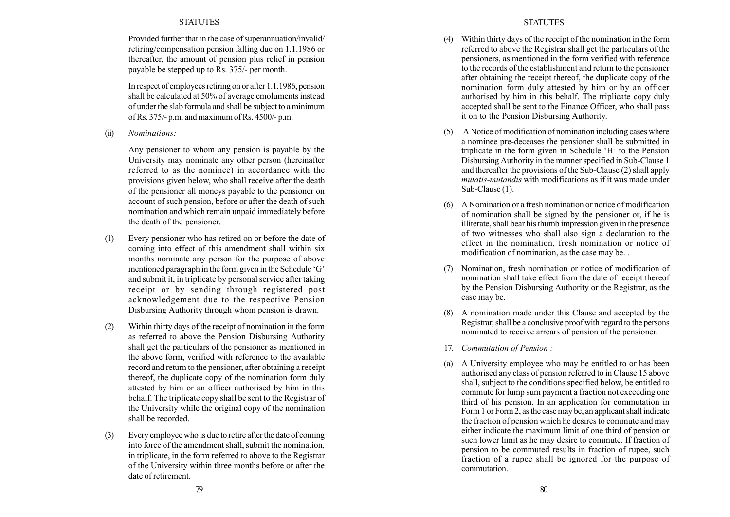Provided further that in the case of superannuation/invalid/ retiring/compensation pension falling due on 1.1.1986 or thereafter, the amount of pension plus relief in pension payable be stepped up to Rs. 375/- per month.

In respect of employees retiring on or after 1.1.1986, pension shall be calculated at 50% of average emoluments instead of under the slab formula and shall be subject to a minimum of Rs. 375/- p.m. and maximum of Rs. 4500/- p.m.

(ii) *Nominations:*

Any pensioner to whom any pension is payable by the University may nominate any other person (hereinafter referred to as the nominee) in accordance with the provisions given below, who shall receive after the death of the pensioner all moneys payable to the pensioner on account of such pension, before or after the death of such nomination and which remain unpaid immediately before the death of the pensioner.

(1) Every pensioner who has retired on or before the date of coming into effect of this amendment shall within six months nominate any person for the purpose of above mentioned paragraph in the form given in the Schedule 'G' and submit it, in triplicate by personal service after taking receipt or by sending through registered post acknowledgement due to the respective Pension Disbursing Authority through whom pension is drawn.

(2) Within thirty days of the receipt of nomination in the form as referred to above the Pension Disbursing Authority shall get the particulars of the pensioner as mentioned in the above form, verified with reference to the available record and return to the pensioner, after obtaining a receipt thereof, the duplicate copy of the nomination form duly attested by him or an officer authorised by him in this behalf. The triplicate copy shall be sent to the Registrar of the University while the original copy of the nomination shall be recorded.

(3) Every employee who is due to retire after the date of coming into force of the amendment shall, submit the nomination, in triplicate, in the form referred to above to the Registrar of the University within three months before or after the date of retirement.

(4) Within thirty days of the receipt of the nomination in the form referred to above the Registrar shall get the particulars of the pensioners, as mentioned in the form verified with reference to the records of the establishment and return to the pensioner after obtaining the receipt thereof, the duplicate copy of the nomination form duly attested by him or by an officer authorised by him in this behalf. The triplicate copy duly accepted shall be sent to the Finance Officer, who shall pass it on to the Pension Disbursing Authority.

(5) A Notice of modification of nomination including cases where a nominee pre-deceases the pensioner shall be submitted in triplicate in the form given in Schedule 'H' to the Pension Disbursing Authority in the manner specified in Sub-Clause 1 and thereafter the provisions of the Sub-Clause (2) shall apply *mutatis-mutandis* with modifications as if it was made under Sub-Clause (1).

(6) A Nomination or a fresh nomination or notice of modification of nomination shall be signed by the pensioner or, if he is illiterate, shall bear his thumb impression given in the presence of two witnesses who shall also sign a declaration to the effect in the nomination, fresh nomination or notice of modification of nomination, as the case may be. .

(7) Nomination, fresh nomination or notice of modification of nomination shall take effect from the date of receipt thereof by the Pension Disbursing Authority or the Registrar, as the case may be.

(8) A nomination made under this Clause and accepted by the Registrar, shall be a conclusive proof with regard to the persons nominated to receive arrears of pension of the pensioner.

17. *Commutation of Pension :*

(a) A University employee who may be entitled to or has been authorised any class of pension referred to in Clause 15 above shall, subject to the conditions specified below, be entitled to commute for lump sum payment a fraction not exceeding one third of his pension. In an application for commutation in Form 1 or Form 2, as the case may be, an applicant shall indicate the fraction of pension which he desires to commute and may either indicate the maximum limit of one third of pension or such lower limit as he may desire to commute. If fraction of pension to be commuted results in fraction of rupee, such fraction of a rupee shall be ignored for the purpose of commutation.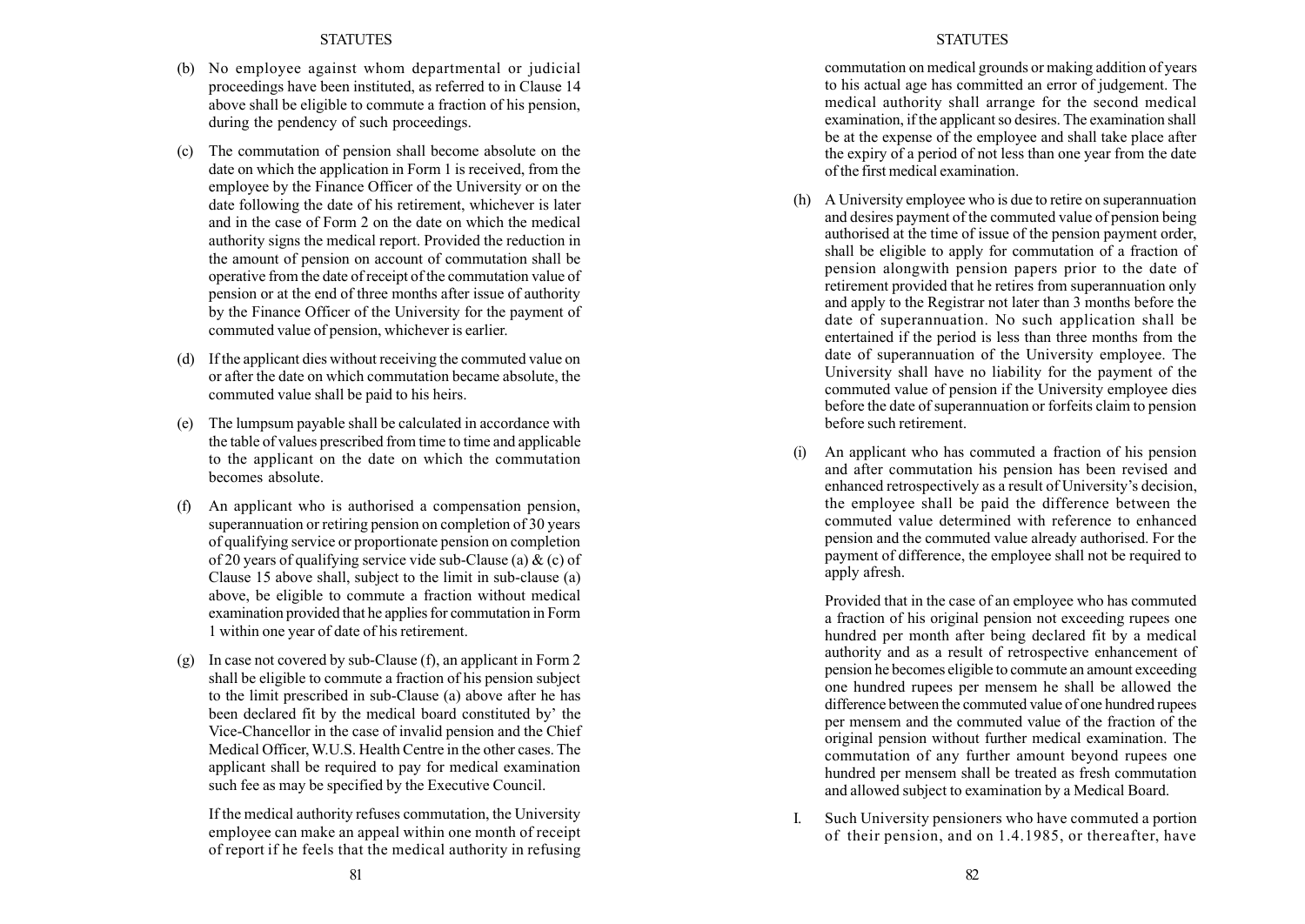(b) No employee against whom departmental or judicial proceedings have been instituted, as referred to in Clause 14 above shall be eligible to commute a fraction of his pension, during the pendency of such proceedings.

(c) The commutation of pension shall become absolute on the date on which the application in Form 1 is received, from the employee by the Finance Officer of the University or on the date following the date of his retirement, whichever is later and in the case of Form 2 on the date on which the medical authority signs the medical report. Provided the reduction in the amount of pension on account of commutation shall be operative from the date of receipt of the commutation value of pension or at the end of three months after issue of authority by the Finance Officer of the University for the payment of commuted value of pension, whichever is earlier.

(d) If the applicant dies without receiving the commuted value on or after the date on which commutation became absolute, the commuted value shall be paid to his heirs.

(e) The lumpsum payable shall be calculated in accordance with the table of values prescribed from time to time and applicable to the applicant on the date on which the commutation becomes absolute.

(f) An applicant who is authorised a compensation pension, superannuation or retiring pension on completion of 30 years of qualifying service or proportionate pension on completion of 20 years of qualifying service vide sub-Clause (a) & (c) of Clause 15 above shall, subject to the limit in sub-clause (a) above, be eligible to commute a fraction without medical examination provided that he applies for commutation in Form 1 within one year of date of his retirement.

(g) In case not covered by sub-Clause (f), an applicant in Form 2 shall be eligible to commute a fraction of his pension subject to the limit prescribed in sub-Clause (a) above after he has been declared fit by the medical board constituted by' the Vice-Chancellor in the case of invalid pension and the Chief Medical Officer, W.U.S. Health Centre in the other cases. The applicant shall be required to pay for medical examination such fee as may be specified by the Executive Council.

If the medical authority refuses commutation, the University employee can make an appeal within one month of receipt of report if he feels that the medical authority in refusing commutation on medical grounds or making addition of years to his actual age has committed an error of judgement. The medical authority shall arrange for the second medical examination, if the applicant so desires. The examination shall be at the expense of the employee and shall take place after the expiry of a period of not less than one year from the date of the first medical examination.

(h) A University employee who is due to retire on superannuation and desires payment of the commuted value of pension being authorised at the time of issue of the pension payment order, shall be eligible to apply for commutation of a fraction of pension alongwith pension papers prior to the date of retirement provided that he retires from superannuation only and apply to the Registrar not later than 3 months before the date of superannuation. No such application shall be entertained if the period is less than three months from the date of superannuation of the University employee. The University shall have no liability for the payment of the commuted value of pension if the University employee dies before the date of superannuation or forfeits claim to pension before such retirement.

(i) An applicant who has commuted a fraction of his pension and after commutation his pension has been revised and enhanced retrospectively as a result of University's decision, the employee shall be paid the difference between the commuted value determined with reference to enhanced pension and the commuted value already authorised. For the payment of difference, the employee shall not be required to apply afresh.

Provided that in the case of an employee who has commuted a fraction of his original pension not exceeding rupees one hundred per month after being declared fit by a medical authority and as a result of retrospective enhancement of pension he becomes eligible to commute an amount exceeding one hundred rupees per mensem he shall be allowed the difference between the commuted value of one hundred rupees per mensem and the commuted value of the fraction of the original pension without further medical examination. The commutation of any further amount beyond rupees one hundred per mensem shall be treated as fresh commutation and allowed subject to examination by a Medical Board.

I. Such University pensioners who have commuted a portion of their pension, and on 1.4.1985, or thereafter, have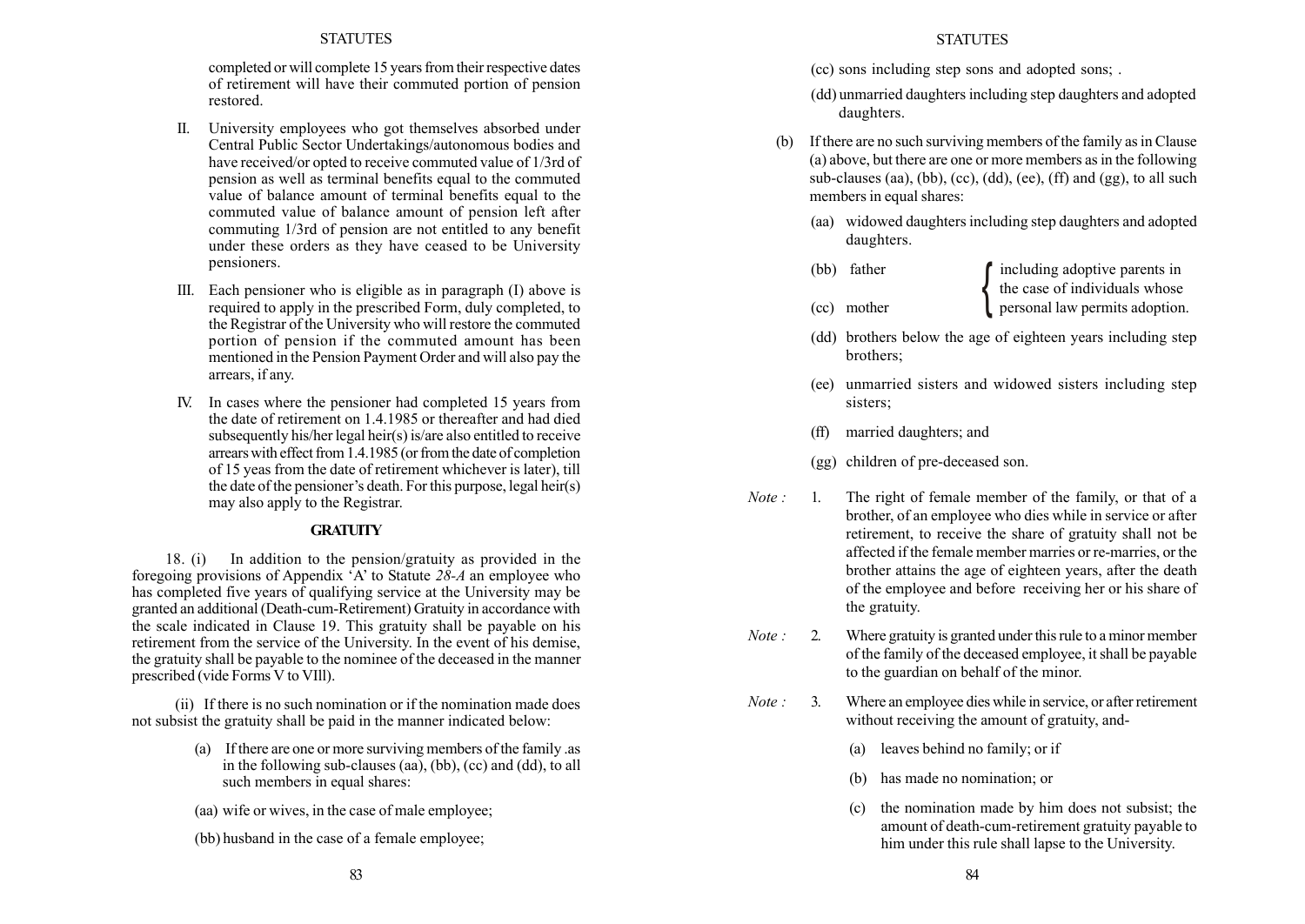completed or will complete 15 years from their respective dates of retirement will have their commuted portion of pension restored.

II. University employees who got themselves absorbed under Central Public Sector Undertakings/autonomous bodies and have received/or opted to receive commuted value of 1/3rd of pension as well as terminal benefits equal to the commuted value of balance amount of terminal benefits equal to the commuted value of balance amount of pension left after commuting 1/3rd of pension are not entitled to any benefit under these orders as they have ceased to be University pensioners.

III. Each pensioner who is eligible as in paragraph (I) above is required to apply in the prescribed Form, duly completed, to the Registrar of the University who will restore the commuted portion of pension if the commuted amount has been mentioned in the Pension Payment Order and will also pay the arrears, if any.

IV. In cases where the pensioner had completed 15 years from the date of retirement on 1.4.1985 or thereafter and had died subsequently his/her legal heir(s) is/are also entitled to receive arrears with effect from 1.4.1985 (or from the date of completion of 15 yeas from the date of retirement whichever is later), till the date of the pensioner's death. For this purpose, legal heir(s) may also apply to the Registrar.

**GRATUITY**

18. (i) In addition to the pension/gratuity as provided in the foregoing provisions of Appendix 'A' to Statute *28-A* an employee who has completed five years of qualifying service at the University may be granted an additional (Death-cum-Retirement) Gratuity in accordance with the scale indicated in Clause 19. This gratuity shall be payable on his retirement from the service of the University. In the event of his demise, the gratuity shall be payable to the nominee of the deceased in the manner prescribed (vide Forms V to VIll).

(ii) If there is no such nomination or if the nomination made does not subsist the gratuity shall be paid in the manner indicated below:

(a) If there are one or more surviving members of the family .as in the following sub-clauses (aa), (bb), (cc) and (dd), to all such members in equal shares:

(aa) wife or wives, in the case of male employee;

(bb) husband in the case of a female employee;

(cc) sons including step sons and adopted sons; .

(dd) unmarried daughters including step daughters and adopted daughters.

(b) If there are no such surviving members of the family as in Clause (a) above, but there are one or more members as in the following sub-clauses (aa), (bb), (cc), (dd), (ee), (ff) and (gg), to all such members in equal shares:

(aa) widowed daughters including step daughters and adopted daughters.

(bb) father } including adoptive parents in the case of individuals whose personal law permits adoption.

(cc) mother }

(dd) brothers below the age of eighteen years including step brothers;

(ee) unmarried sisters and widowed sisters including step sisters;

(ff) married daughters; and

(gg) children of pre-deceased son.

*Note :* 1. The right of female member of the family, or that of a brother, of an employee who dies while in service or after retirement, to receive the share of gratuity shall not be affected if the female member marries or re-marries, or the brother attains the age of eighteen years, after the death of the employee and before receiving her or his share of the gratuity.

*Note :* 2. Where gratuity is granted under this rule to a minor member of the family of the deceased employee, it shall be payable to the guardian on behalf of the minor.

*Note :* 3. Where an employee dies while in service, or after retirement without receiving the amount of gratuity, and-

(a) leaves behind no family; or if

(b) has made no nomination; or

(c) the nomination made by him does not subsist; the amount of death-cum-retirement gratuity payable to him under this rule shall lapse to the University.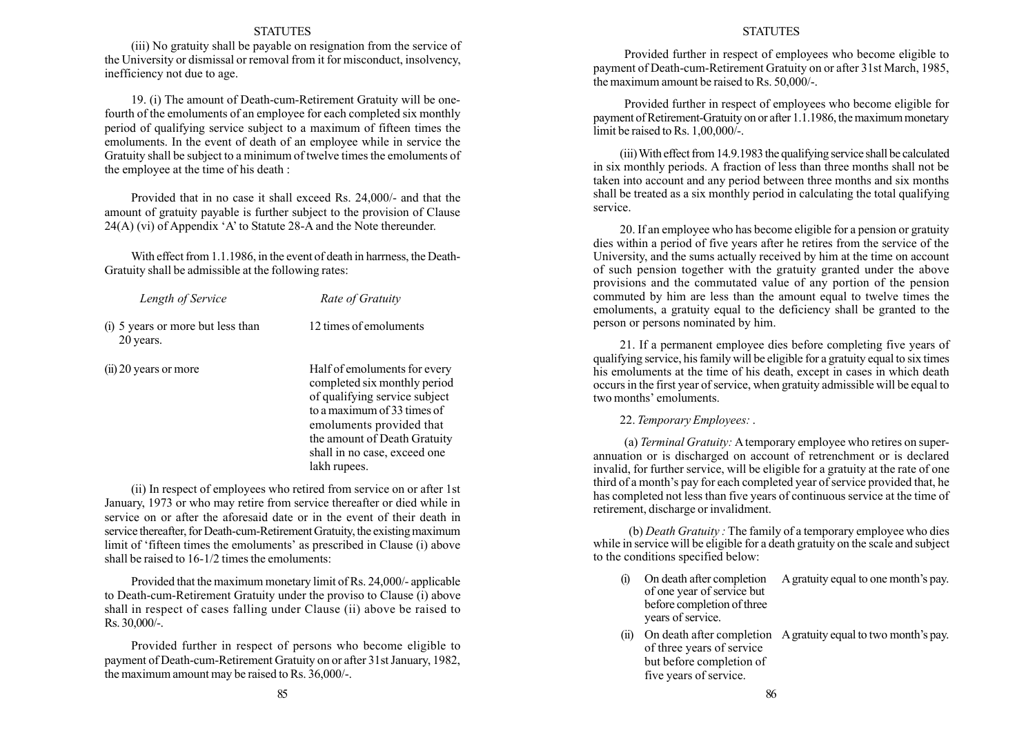(iii) No gratuity shall be payable on resignation from the service of the University or dismissal or removal from it for misconduct, insolvency, inefficiency not due to age.

19. (i) The amount of Death-cum-Retirement Gratuity will be one-fourth of the emoluments of an employee for each completed six monthly period of qualifying service subject to a maximum of fifteen times the emoluments. In the event of death of an employee while in service the Gratuity shall be subject to a minimum of twelve times the emoluments of the employee at the time of his death :

Provided that in no case it shall exceed Rs. 24,000/- and that the amount of gratuity payable is further subject to the provision of Clause 24(A) (vi) of Appendix 'A' to Statute 28-A and the Note thereunder.

With effect from 1.1.1986, in the event of death in harrness, the Death-Gratuity shall be admissible at the following rates:

| *Length of Service* | *Rate of Gratuity* |
|---|---|
| (i) 5 years or more but less than 20 years. | 12 times of emoluments |
| (ii) 20 years or more | Half of emoluments for every completed six monthly period of qualifying service subject to a maximum of 33 times of emoluments provided that the amount of Death Gratuity shall in no case, exceed one lakh rupees. |

(ii) In respect of employees who retired from service on or after 1st January, 1973 or who may retire from service thereafter or died while in service on or after the aforesaid date or in the event of their death in service thereafter, for Death-cum-Retirement Gratuity, the existing maximum limit of 'fifteen times the emoluments' as prescribed in Clause (i) above shall be raised to 16-1/2 times the emoluments:

Provided that the maximum monetary limit of Rs. 24,000/- applicable to Death-cum-Retirement Gratuity under the proviso to Clause (i) above shall in respect of cases falling under Clause (ii) above be raised to Rs. 30,000/-.

Provided further in respect of persons who become eligible to payment of Death-cum-Retirement Gratuity on or after 31st January, 1982, the maximum amount may be raised to Rs. 36,000/-.

Provided further in respect of employees who become eligible to payment of Death-cum-Retirement Gratuity on or after 31st March, 1985, the maximum amount be raised to Rs. 50,000/-.

Provided further in respect of employees who become eligible for payment of Retirement-Gratuity on or after 1.1.1986, the maximum monetary limit be raised to Rs. 1,00,000/-.

(iii) With effect from 14.9.1983 the qualifying service shall be calculated in six monthly periods. A fraction of less than three months shall not be taken into account and any period between three months and six months shall be treated as a six monthly period in calculating the total qualifying service.

20. If an employee who has become eligible for a pension or gratuity dies within a period of five years after he retires from the service of the University, and the sums actually received by him at the time on account of such pension together with the gratuity granted under the above provisions and the commutated value of any portion of the pension commuted by him are less than the amount equal to twelve times the emoluments, a gratuity equal to the deficiency shall be granted to the person or persons nominated by him.

21. If a permanent employee dies before completing five years of qualifying service, his family will be eligible for a gratuity equal to six times his emoluments at the time of his death, except in cases in which death occurs in the first year of service, when gratuity admissible will be equal to two months' emoluments.

22. *Temporary Employees:* .

(a) *Terminal Gratuity:* A temporary employee who retires on super-annuation or is discharged on account of retrenchment or is declared invalid, for further service, will be eligible for a gratuity at the rate of one third of a month's pay for each completed year of service provided that, he has completed not less than five years of continuous service at the time of retirement, discharge or invalidment.

(b) *Death Gratuity :* The family of a temporary employee who dies while in service will be eligible for a death gratuity on the scale and subject to the conditions specified below:

| | | |
|---|---|---|
| (i) | On death after completion of one year of service but before completion of three years of service. | A gratuity equal to one month's pay. |
| (ii) | On death after completion of three years of service but before completion of five years of service. | A gratuity equal to two month's pay. |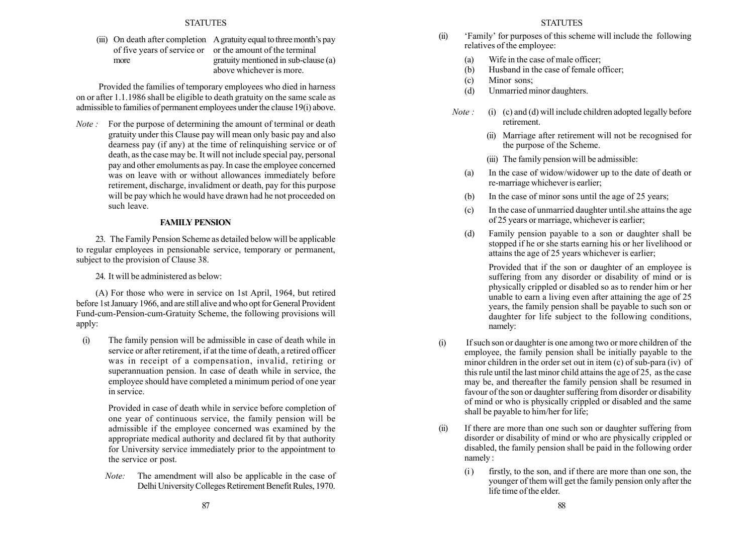| | |
|---|---|
| (iii) On death after completion of five years of service or more | A gratuity equal to three month's pay or the amount of the terminal gratuity mentioned in sub-clause (a) above whichever is more. |

Provided the families of temporary employees who died in harness on or after 1.1.1986 shall be eligible to death gratuity on the same scale as admissible to families of permanent employees under the clause 19(i) above.

*Note :* For the purpose of determining the amount of terminal or death gratuity under this Clause pay will mean only basic pay and also dearness pay (if any) at the time of relinquishing service or of death, as the case may be. It will not include special pay, personal pay and other emoluments as pay. In case the employee concerned was on leave with or without allowances immediately before retirement, discharge, invalidment or death, pay for this purpose will be pay which he would have drawn had he not proceeded on such leave.

## FAMILY PENSION

23. The Family Pension Scheme as detailed below will be applicable to regular employees in pensionable service, temporary or permanent, subject to the provision of Clause 38.

24. It will be administered as below:

(A) For those who were in service on 1st April, 1964, but retired before 1st January 1966, and are still alive and who opt for General Provident Fund-cum-Pension-cum-Gratuity Scheme, the following provisions will apply:

(i) The family pension will be admissible in case of death while in service or after retirement, if at the time of death, a retired officer was in receipt of a compensation, invalid, retiring or superannuation pension. In case of death while in service, the employee should have completed a minimum period of one year in service.

Provided in case of death while in service before completion of one year of continuous service, the family pension will be admissible if the employee concerned was examined by the appropriate medical authority and declared fit by that authority for University service immediately prior to the appointment to the service or post.

*Note:* The amendment will also be applicable in the case of Delhi University Colleges Retirement Benefit Rules, 1970.

(ii) 'Family' for purposes of this scheme will include the following relatives of the employee:

(a) Wife in the case of male officer;
(b) Husband in the case of female officer;
(c) Minor sons;
(d) Unmarried minor daughters.

*Note :* (i) (c) and (d) will include children adopted legally before retirement.

(ii) Marriage after retirement will not be recognised for the purpose of the Scheme.

(iii) The family pension will be admissible:

(a) In the case of widow/widower up to the date of death or re-marriage whichever is earlier;

(b) In the case of minor sons until the age of 25 years;

(c) In the case of unmarried daughter until.she attains the age of 25 years or marriage, whichever is earlier;

(d) Family pension payable to a son or daughter shall be stopped if he or she starts earning his or her livelihood or attains the age of 25 years whichever is earlier;

Provided that if the son or daughter of an employee is suffering from any disorder or disability of mind or is physically crippled or disabled so as to render him or her unable to earn a living even after attaining the age of 25 years, the family pension shall be payable to such son or daughter for life subject to the following conditions, namely:

(i) If such son or daughter is one among two or more children of the employee, the family pension shall be initially payable to the minor children in the order set out in item (c) of sub-para (iv) of this rule until the last minor child attains the age of 25, as the case may be, and thereafter the family pension shall be resumed in favour of the son or daughter suffering from disorder or disability of mind or who is physically crippled or disabled and the same shall be payable to him/her for life;

(ii) If there are more than one such son or daughter suffering from disorder or disability of mind or who are physically crippled or disabled, the family pension shall be paid in the following order namely :

(i) firstly, to the son, and if there are more than one son, the younger of them will get the family pension only after the life time of the elder.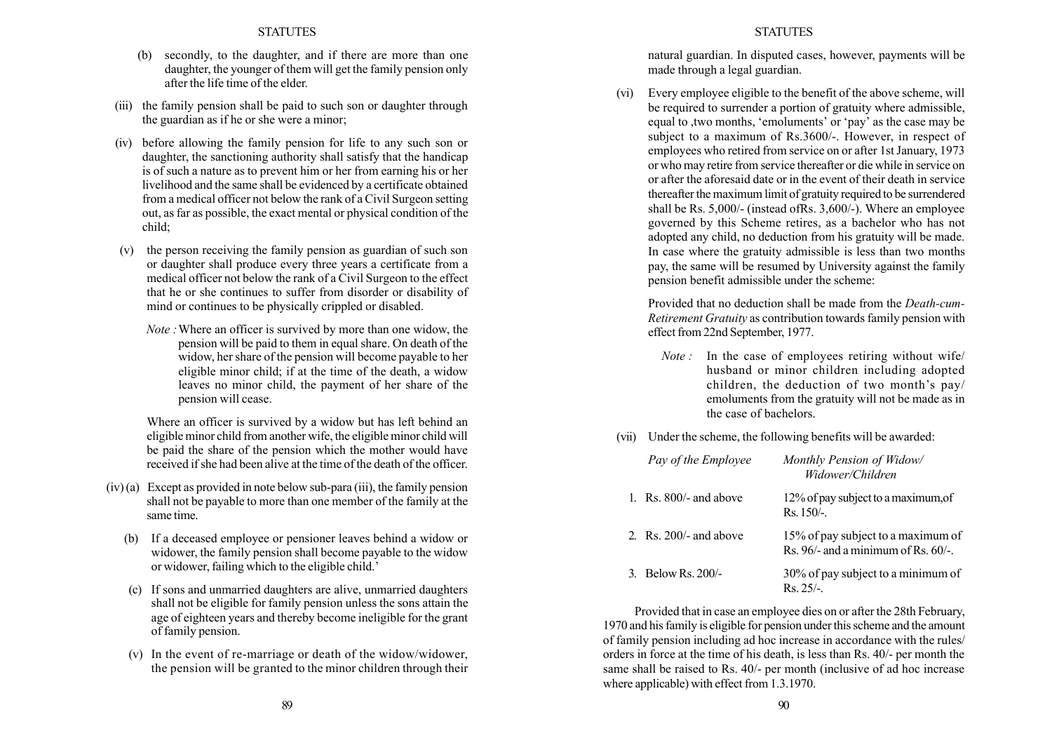(b) secondly, to the daughter, and if there are more than one daughter, the younger of them will get the family pension only after the life time of the elder.

(iii) the family pension shall be paid to such son or daughter through the guardian as if he or she were a minor;

(iv) before allowing the family pension for life to any such son or daughter, the sanctioning authority shall satisfy that the handicap is of such a nature as to prevent him or her from earning his or her livelihood and the same shall be evidenced by a certificate obtained from a medical officer not below the rank of a Civil Surgeon setting out, as far as possible, the exact mental or physical condition of the child;

(v) the person receiving the family pension as guardian of such son or daughter shall produce every three years a certificate from a medical officer not below the rank of a Civil Surgeon to the effect that he or she continues to suffer from disorder or disability of mind or continues to be physically crippled or disabled.

*Note :* Where an officer is survived by more than one widow, the pension will be paid to them in equal share. On death of the widow, her share of the pension will become payable to her eligible minor child; if at the time of the death, a widow leaves no minor child, the payment of her share of the pension will cease.

Where an officer is survived by a widow but has left behind an eligible minor child from another wife, the eligible minor child will be paid the share of the pension which the mother would have received if she had been alive at the time of the death of the officer.

(iv) (a) Except as provided in note below sub-para (iii), the family pension shall not be payable to more than one member of the family at the same time.

(b) If a deceased employee or pensioner leaves behind a widow or widower, the family pension shall become payable to the widow or widower, failing which to the eligible child.'

(c) If sons and unmarried daughters are alive, unmarried daughters shall not be eligible for family pension unless the sons attain the age of eighteen years and thereby become ineligible for the grant of family pension.

(v) In the event of re-marriage or death of the widow/widower, the pension will be granted to the minor children through their natural guardian. In disputed cases, however, payments will be made through a legal guardian.

(vi) Every employee eligible to the benefit of the above scheme, will be required to surrender a portion of gratuity where admissible, equal to ,two months, 'emoluments' or 'pay' as the case may be subject to a maximum of Rs.3600/-. However, in respect of employees who retired from service on or after 1st January, 1973 or who may retire from service thereafter or die while in service on or after the aforesaid date or in the event of their death in service thereafter the maximum limit of gratuity required to be surrendered shall be Rs. 5,000/- (instead ofRs. 3,600/-). Where an employee governed by this Scheme retires, as a bachelor who has not adopted any child, no deduction from his gratuity will be made. In case where the gratuity admissible is less than two months pay, the same will be resumed by University against the family pension benefit admissible under the scheme:

Provided that no deduction shall be made from the *Death-cum-Retirement Gratuity* as contribution towards family pension with effect from 22nd September, 1977.

*Note :* In the case of employees retiring without wife/husband or minor children including adopted children, the deduction of two month's pay/emoluments from the gratuity will not be made as in the case of bachelors.

(vii) Under the scheme, the following benefits will be awarded:

| *Pay of the Employee* | *Monthly Pension of Widow/ Widower/Children* |
|---|---|
| 1. Rs. 800/- and above | 12% of pay subject to a maximum,of Rs. 150/-. |
| 2. Rs. 200/- and above | 15% of pay subject to a maximum of Rs. 96/- and a minimum of Rs. 60/-. |
| 3. Below Rs. 200/- | 30% of pay subject to a minimum of Rs. 25/-. |

Provided that in case an employee dies on or after the 28th February, 1970 and his family is eligible for pension under this scheme and the amount of family pension including ad hoc increase in accordance with the rules/orders in force at the time of his death, is less than Rs. 40/- per month the same shall be raised to Rs. 40/- per month (inclusive of ad hoc increase where applicable) with effect from 1.3.1970.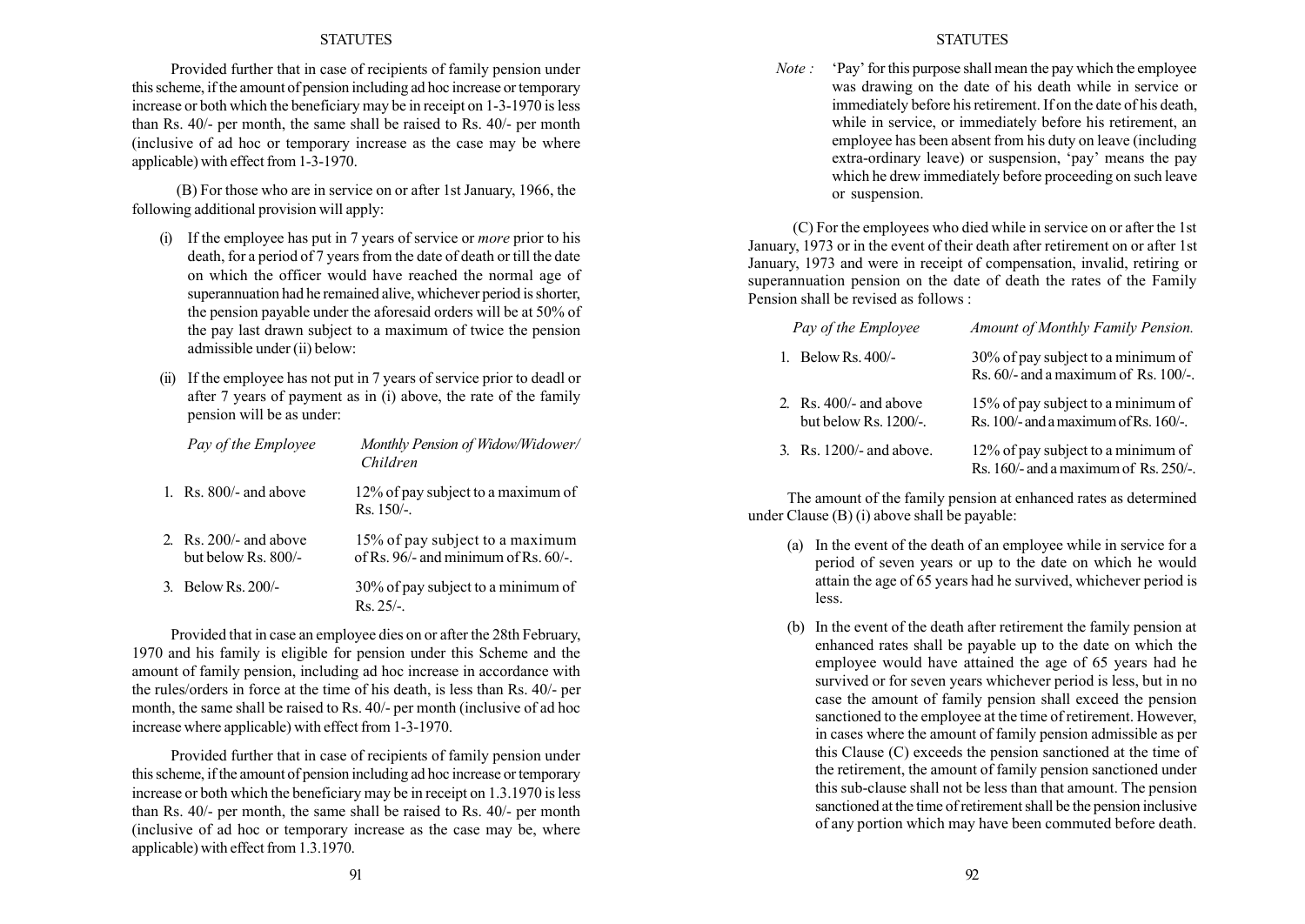Provided further that in case of recipients of family pension under this scheme, if the amount of pension including ad hoc increase or temporary increase or both which the beneficiary may be in receipt on 1-3-1970 is less than Rs. 40/- per month, the same shall be raised to Rs. 40/- per month (inclusive of ad hoc or temporary increase as the case may be where applicable) with effect from 1-3-1970.

(B) For those who are in service on or after 1st January, 1966, the following additional provision will apply:

(i) If the employee has put in 7 years of service or *more* prior to his death, for a period of 7 years from the date of death or till the date on which the officer would have reached the normal age of superannuation had he remained alive, whichever period is shorter, the pension payable under the aforesaid orders will be at 50% of the pay last drawn subject to a maximum of twice the pension admissible under (ii) below:

(ii) If the employee has not put in 7 years of service prior to deadl or after 7 years of payment as in (i) above, the rate of the family pension will be as under:

| *Pay of the Employee* | *Monthly Pension of Widow/Widower/ Children* |
|---|---|
| 1. Rs. 800/- and above | 12% of pay subject to a maximum of Rs. 150/-. |
| 2. Rs. 200/- and above but below Rs. 800/- | 15% of pay subject to a maximum of Rs. 96/- and minimum of Rs. 60/-. |
| 3. Below Rs. 200/- | 30% of pay subject to a minimum of Rs. 25/-. |

Provided that in case an employee dies on or after the 28th February, 1970 and his family is eligible for pension under this Scheme and the amount of family pension, including ad hoc increase in accordance with the rules/orders in force at the time of his death, is less than Rs. 40/- per month, the same shall be raised to Rs. 40/- per month (inclusive of ad hoc increase where applicable) with effect from 1-3-1970.

Provided further that in case of recipients of family pension under this scheme, if the amount of pension including ad hoc increase or temporary increase or both which the beneficiary may be in receipt on 1.3.1970 is less than Rs. 40/- per month, the same shall be raised to Rs. 40/- per month (inclusive of ad hoc or temporary increase as the case may be, where applicable) with effect from 1.3.1970.

*Note :* 'Pay' for this purpose shall mean the pay which the employee was drawing on the date of his death while in service or immediately before his retirement. If on the date of his death, while in service, or immediately before his retirement, an employee has been absent from his duty on leave (including extra-ordinary leave) or suspension, 'pay' means the pay which he drew immediately before proceeding on such leave or suspension.

(C) For the employees who died while in service on or after the 1st January, 1973 or in the event of their death after retirement on or after 1st January, 1973 and were in receipt of compensation, invalid, retiring or superannuation pension on the date of death the rates of the Family Pension shall be revised as follows :

| *Pay of the Employee* | *Amount of Monthly Family Pension.* |
|---|---|
| 1. Below Rs. 400/- | 30% of pay subject to a minimum of Rs. 60/- and a maximum of Rs. 100/-. |
| 2. Rs. 400/- and above but below Rs. 1200/-. | 15% of pay subject to a minimum of Rs. 100/- and a maximum of Rs. 160/-. |
| 3. Rs. 1200/- and above. | 12% of pay subject to a minimum of Rs. 160/- and a maximum of Rs. 250/-. |

The amount of the family pension at enhanced rates as determined under Clause (B) (i) above shall be payable:

(a) In the event of the death of an employee while in service for a period of seven years or up to the date on which he would attain the age of 65 years had he survived, whichever period is less.

(b) In the event of the death after retirement the family pension at enhanced rates shall be payable up to the date on which the employee would have attained the age of 65 years had he survived or for seven years whichever period is less, but in no case the amount of family pension shall exceed the pension sanctioned to the employee at the time of retirement. However, in cases where the amount of family pension admissible as per this Clause (C) exceeds the pension sanctioned at the time of the retirement, the amount of family pension sanctioned under this sub-clause shall not be less than that amount. The pension sanctioned at the time of retirement shall be the pension inclusive of any portion which may have been commuted before death.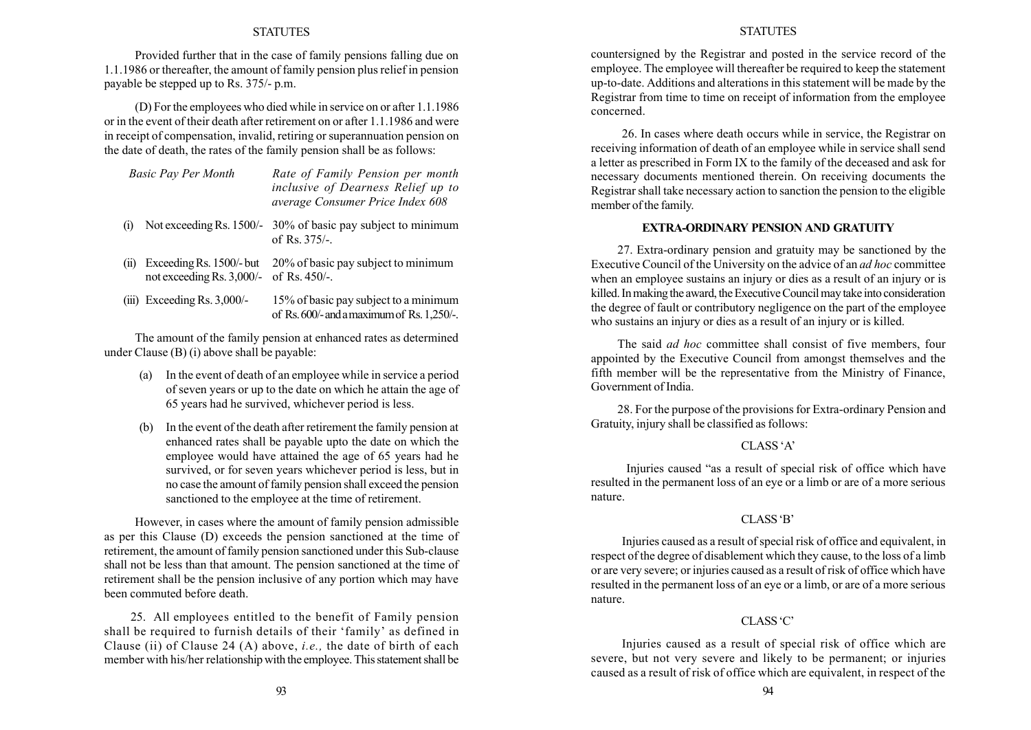Provided further that in the case of family pensions falling due on 1.1.1986 or thereafter, the amount of family pension plus relief in pension payable be stepped up to Rs. 375/- p.m.

(D) For the employees who died while in service on or after 1.1.1986 or in the event of their death after retirement on or after 1.1.1986 and were in receipt of compensation, invalid, retiring or superannuation pension on the date of death, the rates of the family pension shall be as follows:

| *Basic Pay Per Month* | *Rate of Family Pension per month inclusive of Dearness Relief up to average Consumer Price Index 608* |
|---|---|
| (i) Not exceeding Rs. 1500/- | 30% of basic pay subject to minimum of Rs. 375/-. |
| (ii) Exceeding Rs. 1500/- but not exceeding Rs. 3,000/- | 20% of basic pay subject to minimum of Rs. 450/-. |
| (iii) Exceeding Rs. 3,000/- | 15% of basic pay subject to a minimum of Rs. 600/- and a maximum of Rs. 1,250/-. |

The amount of the family pension at enhanced rates as determined under Clause (B) (i) above shall be payable:

(a) In the event of death of an employee while in service a period of seven years or up to the date on which he attain the age of 65 years had he survived, whichever period is less.

(b) In the event of the death after retirement the family pension at enhanced rates shall be payable upto the date on which the employee would have attained the age of 65 years had he survived, or for seven years whichever period is less, but in no case the amount of family pension shall exceed the pension sanctioned to the employee at the time of retirement.

However, in cases where the amount of family pension admissible as per this Clause (D) exceeds the pension sanctioned at the time of retirement, the amount of family pension sanctioned under this Sub-clause shall not be less than that amount. The pension sanctioned at the time of retirement shall be the pension inclusive of any portion which may have been commuted before death.

25. All employees entitled to the benefit of Family pension shall be required to furnish details of their 'family' as defined in Clause (ii) of Clause 24 (A) above, *i.e.,* the date of birth of each member with his/her relationship with the employee. This statement shall be countersigned by the Registrar and posted in the service record of the employee. The employee will thereafter be required to keep the statement up-to-date. Additions and alterations in this statement will be made by the Registrar from time to time on receipt of information from the employee concerned.

26. In cases where death occurs while in service, the Registrar on receiving information of death of an employee while in service shall send a letter as prescribed in Form IX to the family of the deceased and ask for necessary documents mentioned therein. On receiving documents the Registrar shall take necessary action to sanction the pension to the eligible member of the family.

## EXTRA-ORDINARY PENSION AND GRATUITY

27. Extra-ordinary pension and gratuity may be sanctioned by the Executive Council of the University on the advice of an *ad hoc* committee when an employee sustains an injury or dies as a result of an injury or is killed. In making the award, the Executive Council may take into consideration the degree of fault or contributory negligence on the part of the employee who sustains an injury or dies as a result of an injury or is killed.

The said *ad hoc* committee shall consist of five members, four appointed by the Executive Council from amongst themselves and the fifth member will be the representative from the Ministry of Finance, Government of India.

28. For the purpose of the provisions for Extra-ordinary Pension and Gratuity, injury shall be classified as follows:

CLASS 'A'

Injuries caused "as a result of special risk of office which have resulted in the permanent loss of an eye or a limb or are of a more serious nature.

CLASS 'B'

Injuries caused as a result of special risk of office and equivalent, in respect of the degree of disablement which they cause, to the loss of a limb or are very severe; or injuries caused as a result of risk of office which have resulted in the permanent loss of an eye or a limb, or are of a more serious nature.

CLASS 'C'

Injuries caused as a result of special risk of office which are severe, but not very severe and likely to be permanent; or injuries caused as a result of risk of office which are equivalent, in respect of the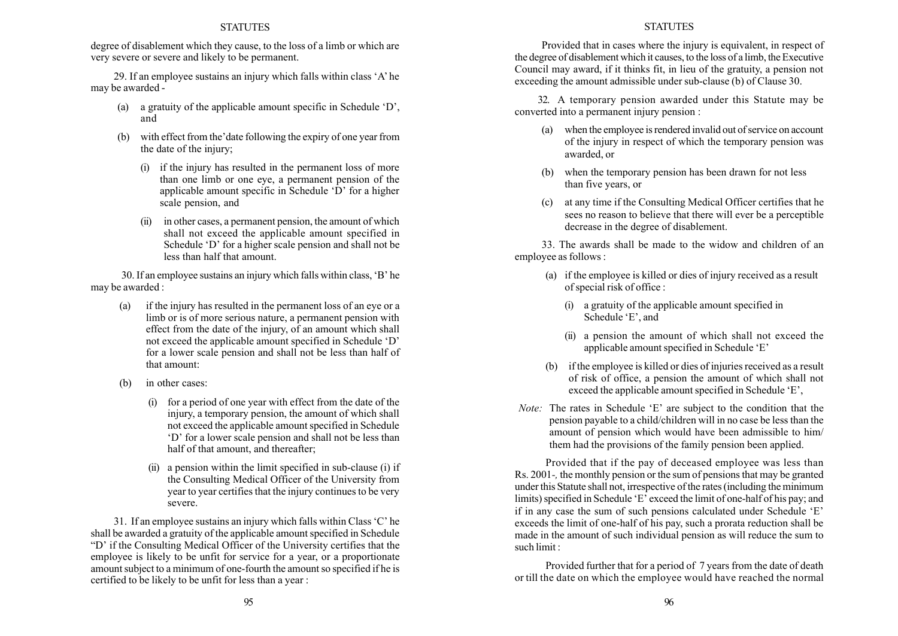degree of disablement which they cause, to the loss of a limb or which are very severe or severe and likely to be permanent.

29. If an employee sustains an injury which falls within class 'A' he may be awarded -

(a) a gratuity of the applicable amount specific in Schedule 'D', and

(b) with effect from the'date following the expiry of one year from the date of the injury;

(i) if the injury has resulted in the permanent loss of more than one limb or one eye, a permanent pension of the applicable amount specific in Schedule 'D' for a higher scale pension, and

(ii) in other cases, a permanent pension, the amount of which shall not exceed the applicable amount specified in Schedule 'D' for a higher scale pension and shall not be less than half that amount.

30. If an employee sustains an injury which falls within class, 'B' he may be awarded :

(a) if the injury has resulted in the permanent loss of an eye or a limb or is of more serious nature, a permanent pension with effect from the date of the injury, of an amount which shall not exceed the applicable amount specified in Schedule 'D' for a lower scale pension and shall not be less than half of that amount:

(b) in other cases:

(i) for a period of one year with effect from the date of the injury, a temporary pension, the amount of which shall not exceed the applicable amount specified in Schedule 'D' for a lower scale pension and shall not be less than half of that amount, and thereafter;

(ii) a pension within the limit specified in sub-clause (i) if the Consulting Medical Officer of the University from year to year certifies that the injury continues to be very severe.

31. If an employee sustains an injury which falls within Class 'C' he shall be awarded a gratuity of the applicable amount specified in Schedule "D" if the Consulting Medical Officer of the University certifies that the employee is likely to be unfit for service for a year, or a proportionate amount subject to a minimum of one-fourth the amount so specified if he is certified to be likely to be unfit for less than a year :

Provided that in cases where the injury is equivalent, in respect of the degree of disablement which it causes, to the loss of a limb, the Executive Council may award, if it thinks fit, in lieu of the gratuity, a pension not exceeding the amount admissible under sub-clause (b) of Clause 30.

32. A temporary pension awarded under this Statute may be converted into a permanent injury pension :

(a) when the employee is rendered invalid out of service on account of the injury in respect of which the temporary pension was awarded, or

(b) when the temporary pension has been drawn for not less than five years, or

(c) at any time if the Consulting Medical Officer certifies that he sees no reason to believe that there will ever be a perceptible decrease in the degree of disablement.

33. The awards shall be made to the widow and children of an employee as follows :

(a) if the employee is killed or dies of injury received as a result of special risk of office :

(i) a gratuity of the applicable amount specified in Schedule 'E', and

(ii) a pension the amount of which shall not exceed the applicable amount specified in Schedule 'E'

(b) if the employee is killed or dies of injuries received as a result of risk of office, a pension the amount of which shall not exceed the applicable amount specified in Schedule 'E',

*Note:* The rates in Schedule 'E' are subject to the condition that the pension payable to a child/children will in no case be less than the amount of pension which would have been admissible to him/them had the provisions of the family pension been applied.

Provided that if the pay of deceased employee was less than Rs. 2001-, the monthly pension or the sum of pensions that may be granted under this Statute shall not, irrespective of the rates (including the minimum limits) specified in Schedule 'E' exceed the limit of one-half of his pay; and if in any case the sum of such pensions calculated under Schedule 'E' exceeds the limit of one-half of his pay, such a prorata reduction shall be made in the amount of such individual pension as will reduce the sum to such limit :

Provided further that for a period of 7 years from the date of death or till the date on which the employee would have reached the normal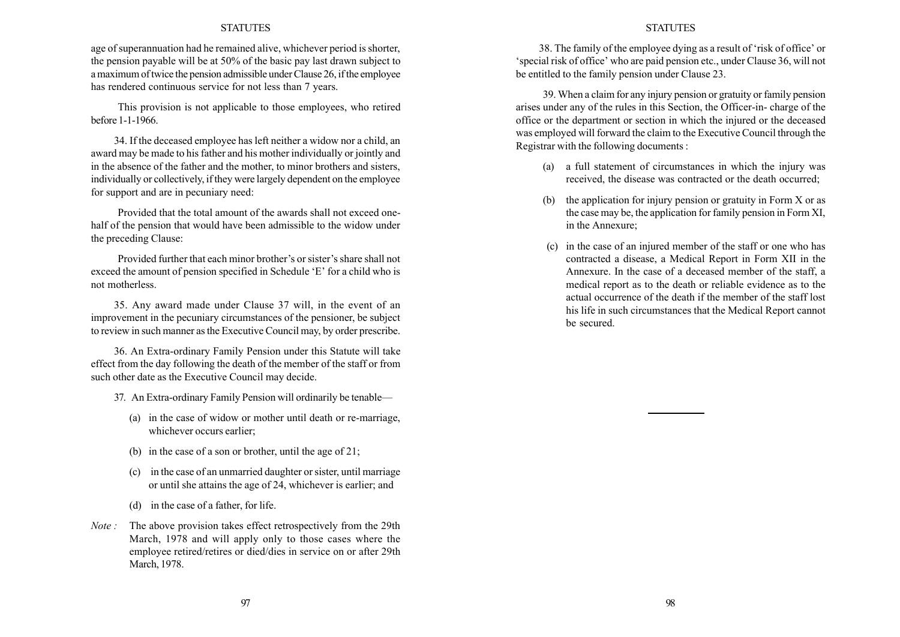age of superannuation had he remained alive, whichever period is shorter, the pension payable will be at 50% of the basic pay last drawn subject to a maximum of twice the pension admissible under Clause 26, if the employee has rendered continuous service for not less than 7 years.

This provision is not applicable to those employees, who retired before 1-1-1966.

34. If the deceased employee has left neither a widow nor a child, an award may be made to his father and his mother individually or jointly and in the absence of the father and the mother, to minor brothers and sisters, individually or collectively, if they were largely dependent on the employee for support and are in pecuniary need:

Provided that the total amount of the awards shall not exceed one-half of the pension that would have been admissible to the widow under the preceding Clause:

Provided further that each minor brother's or sister's share shall not exceed the amount of pension specified in Schedule 'E' for a child who is not motherless.

35. Any award made under Clause 37 will, in the event of an improvement in the pecuniary circumstances of the pensioner, be subject to review in such manner as the Executive Council may, by order prescribe.

36. An Extra-ordinary Family Pension under this Statute will take effect from the day following the death of the member of the staff or from such other date as the Executive Council may decide.

37. An Extra-ordinary Family Pension will ordinarily be tenable—

(a) in the case of widow or mother until death or re-marriage, whichever occurs earlier;

(b) in the case of a son or brother, until the age of 21;

(c) in the case of an unmarried daughter or sister, until marriage or until she attains the age of 24, whichever is earlier; and

(d) in the case of a father, for life.

*Note :* The above provision takes effect retrospectively from the 29th March, 1978 and will apply only to those cases where the employee retired/retires or died/dies in service on or after 29th March, 1978.

38. The family of the employee dying as a result of 'risk of office' or 'special risk of office' who are paid pension etc., under Clause 36, will not be entitled to the family pension under Clause 23.

39. When a claim for any injury pension or gratuity or family pension arises under any of the rules in this Section, the Officer-in- charge of the office or the department or section in which the injured or the deceased was employed will forward the claim to the Executive Council through the Registrar with the following documents :

(a) a full statement of circumstances in which the injury was received, the disease was contracted or the death occurred;

(b) the application for injury pension or gratuity in Form X or as the case may be, the application for family pension in Form XI, in the Annexure;

(c) in the case of an injured member of the staff or one who has contracted a disease, a Medical Report in Form XII in the Annexure. In the case of a deceased member of the staff, a medical report as to the death or reliable evidence as to the actual occurrence of the death if the member of the staff lost his life in such circumstances that the Medical Report cannot be secured.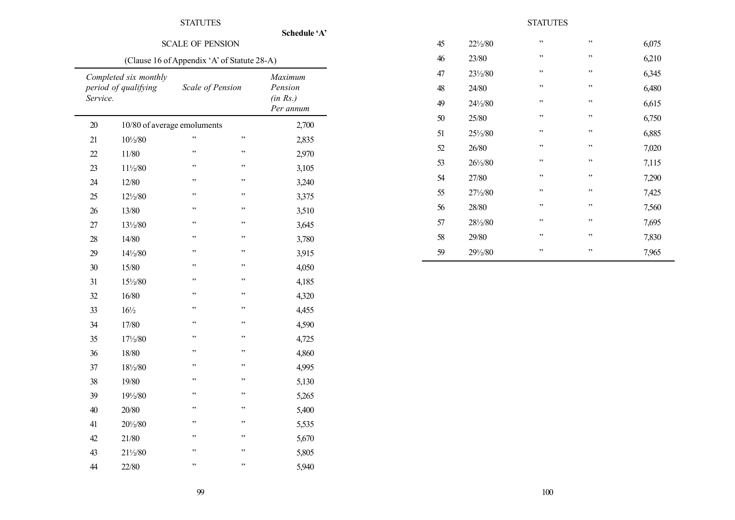**Schedule 'A'**

SCALE OF PENSION

(Clause 16 of Appendix 'A' of Statute 28-A)

| *Completed six monthly period of qualifying Service.* | *Scale of Pension* | | | *Maximum Pension (in Rs.) Per annum* |
|---|---|---|---|---|
| 20 | 10/80 of average emoluments | | | 2,700 |
| 21 | 10½/80 | ” | ” | 2,835 |
| 22 | 11/80 | ” | ” | 2,970 |
| 23 | 11½/80 | ” | ” | 3,105 |
| 24 | 12/80 | ” | ” | 3,240 |
| 25 | 12½/80 | ” | ” | 3,375 |
| 26 | 13/80 | ” | ” | 3,510 |
| 27 | 13½/80 | ” | ” | 3,645 |
| 28 | 14/80 | ” | ” | 3,780 |
| 29 | 14½/80 | ” | ” | 3,915 |
| 30 | 15/80 | ” | ” | 4,050 |
| 31 | 15½/80 | ” | ” | 4,185 |
| 32 | 16/80 | ” | ” | 4,320 |
| 33 | 16½ | ” | ” | 4,455 |
| 34 | 17/80 | ” | ” | 4,590 |
| 35 | 17½/80 | ” | ” | 4,725 |
| 36 | 18/80 | ” | ” | 4,860 |
| 37 | 18½/80 | ” | ” | 4,995 |
| 38 | 19/80 | ” | ” | 5,130 |
| 39 | 19½/80 | ” | ” | 5,265 |
| 40 | 20/80 | ” | ” | 5,400 |
| 41 | 20½/80 | ” | ” | 5,535 |
| 42 | 21/80 | ” | ” | 5,670 |
| 43 | 21½/80 | ” | ” | 5,805 |
| 44 | 22/80 | ” | ” | 5,940 |
| 45 | 22½/80 | ” | ” | 6,075 |
| 46 | 23/80 | ” | ” | 6,210 |
| 47 | 23½/80 | ” | ” | 6,345 |
| 48 | 24/80 | ” | ” | 6,480 |
| 49 | 24½/80 | ” | ” | 6,615 |
| 50 | 25/80 | ” | ” | 6,750 |
| 51 | 25½/80 | ” | ” | 6,885 |
| 52 | 26/80 | ” | ” | 7,020 |
| 53 | 26½/80 | ” | ” | 7,115 |
| 54 | 27/80 | ” | ” | 7,290 |
| 55 | 27½/80 | ” | ” | 7,425 |
| 56 | 28/80 | ” | ” | 7,560 |
| 57 | 28½/80 | ” | ” | 7,695 |
| 58 | 29/80 | ” | ” | 7,830 |
| 59 | 29½/80 | ” | ” | 7,965 |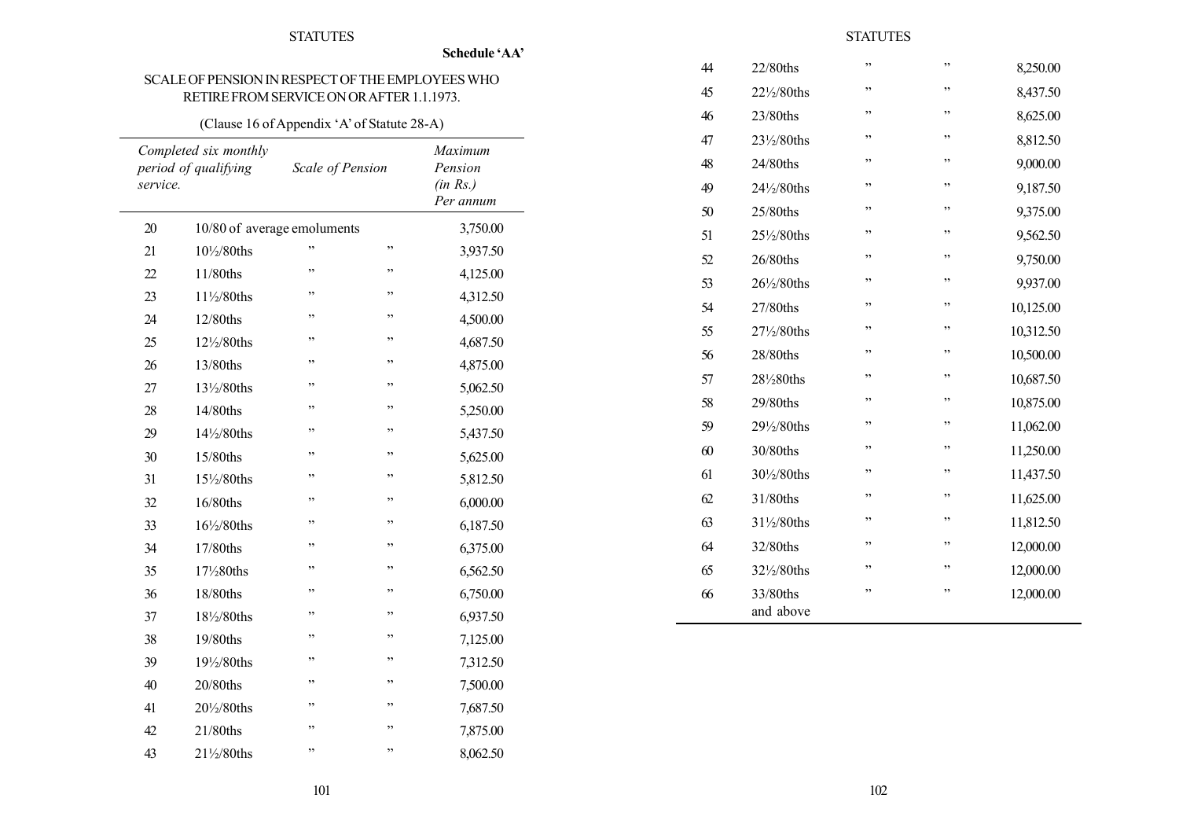**Schedule 'AA'**

## SCALE OF PENSION IN RESPECT OF THE EMPLOYEES WHO RETIRE FROM SERVICE ON OR AFTER 1.1.1973.

(Clause 16 of Appendix 'A' of Statute 28-A)

| *Completed six monthly period of qualifying service.* | *Scale of Pension* | | | *Maximum Pension (in Rs.) Per annum* |
|---|---|---|---|---|
| 20 | 10/80 of average emoluments | | | 3,750.00 |
| 21 | 10½/80ths | ” | ” | 3,937.50 |
| 22 | 11/80ths | ” | ” | 4,125.00 |
| 23 | 11½/80ths | ” | ” | 4,312.50 |
| 24 | 12/80ths | ” | ” | 4,500.00 |
| 25 | 12½/80ths | ” | ” | 4,687.50 |
| 26 | 13/80ths | ” | ” | 4,875.00 |
| 27 | 13½/80ths | ” | ” | 5,062.50 |
| 28 | 14/80ths | ” | ” | 5,250.00 |
| 29 | 14½/80ths | ” | ” | 5,437.50 |
| 30 | 15/80ths | ” | ” | 5,625.00 |
| 31 | 15½/80ths | ” | ” | 5,812.50 |
| 32 | 16/80ths | ” | ” | 6,000.00 |
| 33 | 16½/80ths | ” | ” | 6,187.50 |
| 34 | 17/80ths | ” | ” | 6,375.00 |
| 35 | 17½80ths | ” | ” | 6,562.50 |
| 36 | 18/80ths | ” | ” | 6,750.00 |
| 37 | 18½/80ths | ” | ” | 6,937.50 |
| 38 | 19/80ths | ” | ” | 7,125.00 |
| 39 | 19½/80ths | ” | ” | 7,312.50 |
| 40 | 20/80ths | ” | ” | 7,500.00 |
| 41 | 20½/80ths | ” | ” | 7,687.50 |
| 42 | 21/80ths | ” | ” | 7,875.00 |
| 43 | 21½/80ths | ” | ” | 8,062.50 |
| 44 | 22/80ths | ” | ” | 8,250.00 |
| 45 | 22½/80ths | ” | ” | 8,437.50 |
| 46 | 23/80ths | ” | ” | 8,625.00 |
| 47 | 23½/80ths | ” | ” | 8,812.50 |
| 48 | 24/80ths | ” | ” | 9,000.00 |
| 49 | 24½/80ths | ” | ” | 9,187.50 |
| 50 | 25/80ths | ” | ” | 9,375.00 |
| 51 | 25½/80ths | ” | ” | 9,562.50 |
| 52 | 26/80ths | ” | ” | 9,750.00 |
| 53 | 26½/80ths | ” | ” | 9,937.00 |
| 54 | 27/80ths | ” | ” | 10,125.00 |
| 55 | 27½/80ths | ” | ” | 10,312.50 |
| 56 | 28/80ths | ” | ” | 10,500.00 |
| 57 | 28½80ths | ” | ” | 10,687.50 |
| 58 | 29/80ths | ” | ” | 10,875.00 |
| 59 | 29½/80ths | ” | ” | 11,062.00 |
| 60 | 30/80ths | ” | ” | 11,250.00 |
| 61 | 30½/80ths | ” | ” | 11,437.50 |
| 62 | 31/80ths | ” | ” | 11,625.00 |
| 63 | 31½/80ths | ” | ” | 11,812.50 |
| 64 | 32/80ths | ” | ” | 12,000.00 |
| 65 | 32½/80ths | ” | ” | 12,000.00 |
| 66 | 33/80ths and above | ” | ” | 12,000.00 |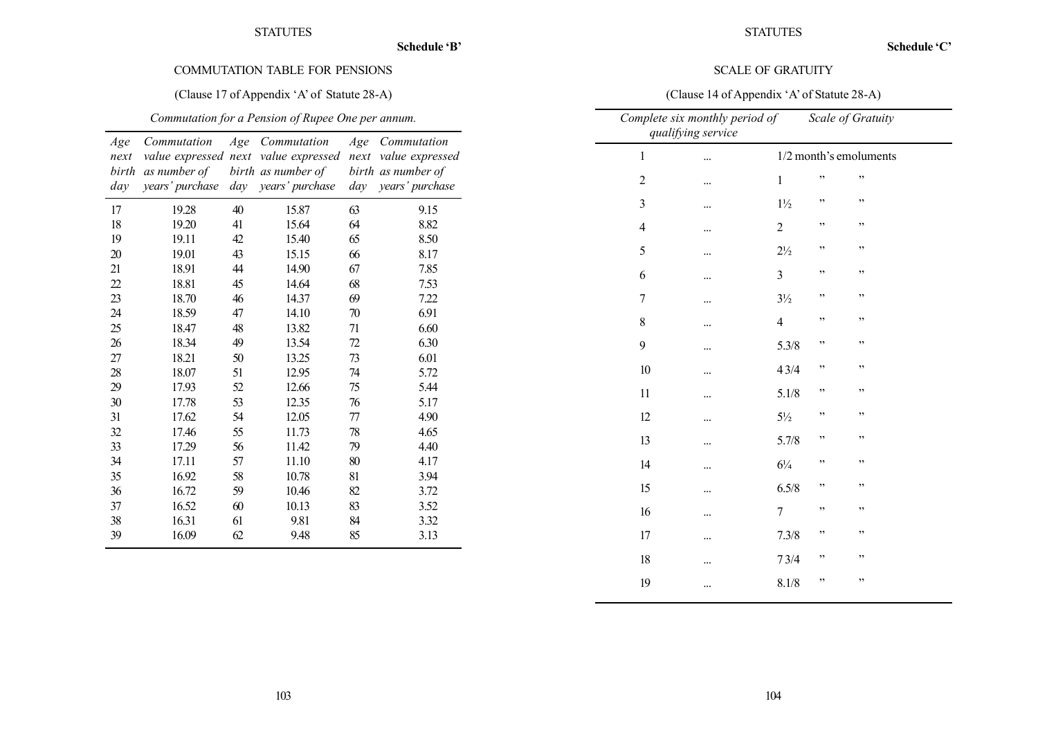**Schedule 'B'**

## COMMUTATION TABLE FOR PENSIONS

(Clause 17 of Appendix 'A' of Statute 28-A)

*Commutation for a Pension of Rupee One per annum.*

| *Age next birth day* | *Commutation value expressed as number of years' purchase* | *Age next birth day* | *Commutation value expressed as number of years' purchase* | *Age next birth day* | *Commutation value expressed as number of years' purchase* |
|---|---|---|---|---|---|
| 17 | 19.28 | 40 | 15.87 | 63 | 9.15 |
| 18 | 19.20 | 41 | 15.64 | 64 | 8.82 |
| 19 | 19.11 | 42 | 15.40 | 65 | 8.50 |
| 20 | 19.01 | 43 | 15.15 | 66 | 8.17 |
| 21 | 18.91 | 44 | 14.90 | 67 | 7.85 |
| 22 | 18.81 | 45 | 14.64 | 68 | 7.53 |
| 23 | 18.70 | 46 | 14.37 | 69 | 7.22 |
| 24 | 18.59 | 47 | 14.10 | 70 | 6.91 |
| 25 | 18.47 | 48 | 13.82 | 71 | 6.60 |
| 26 | 18.34 | 49 | 13.54 | 72 | 6.30 |
| 27 | 18.21 | 50 | 13.25 | 73 | 6.01 |
| 28 | 18.07 | 51 | 12.95 | 74 | 5.72 |
| 29 | 17.93 | 52 | 12.66 | 75 | 5.44 |
| 30 | 17.78 | 53 | 12.35 | 76 | 5.17 |
| 31 | 17.62 | 54 | 12.05 | 77 | 4.90 |
| 32 | 17.46 | 55 | 11.73 | 78 | 4.65 |
| 33 | 17.29 | 56 | 11.42 | 79 | 4.40 |
| 34 | 17.11 | 57 | 11.10 | 80 | 4.17 |
| 35 | 16.92 | 58 | 10.78 | 81 | 3.94 |
| 36 | 16.72 | 59 | 10.46 | 82 | 3.72 |
| 37 | 16.52 | 60 | 10.13 | 83 | 3.52 |
| 38 | 16.31 | 61 | 9.81 | 84 | 3.32 |
| 39 | 16.09 | 62 | 9.48 | 85 | 3.13 |

**Schedule 'C'**

## SCALE OF GRATUITY

(Clause 14 of Appendix 'A' of Statute 28-A)

| *Complete six monthly period of qualifying service* | | *Scale of Gratuity* | | |
|---|---|---|---|---|
| 1 | ... | 1/2 month's emoluments | | |
| 2 | ... | 1 | " | " |
| 3 | ... | 1½ | " | " |
| 4 | ... | 2 | " | " |
| 5 | ... | 2½ | " | " |
| 6 | ... | 3 | " | " |
| 7 | ... | 3½ | " | " |
| 8 | ... | 4 | " | " |
| 9 | ... | 5.3/8 | " | " |
| 10 | ... | 4 3/4 | " | " |
| 11 | ... | 5.1/8 | " | " |
| 12 | ... | 5½ | " | " |
| 13 | ... | 5.7/8 | " | " |
| 14 | ... | 6¼ | " | " |
| 15 | ... | 6.5/8 | " | " |
| 16 | ... | 7 | " | " |
| 17 | ... | 7.3/8 | " | " |
| 18 | ... | 7 3/4 | " | " |
| 19 | ... | 8.1/8 | " | " |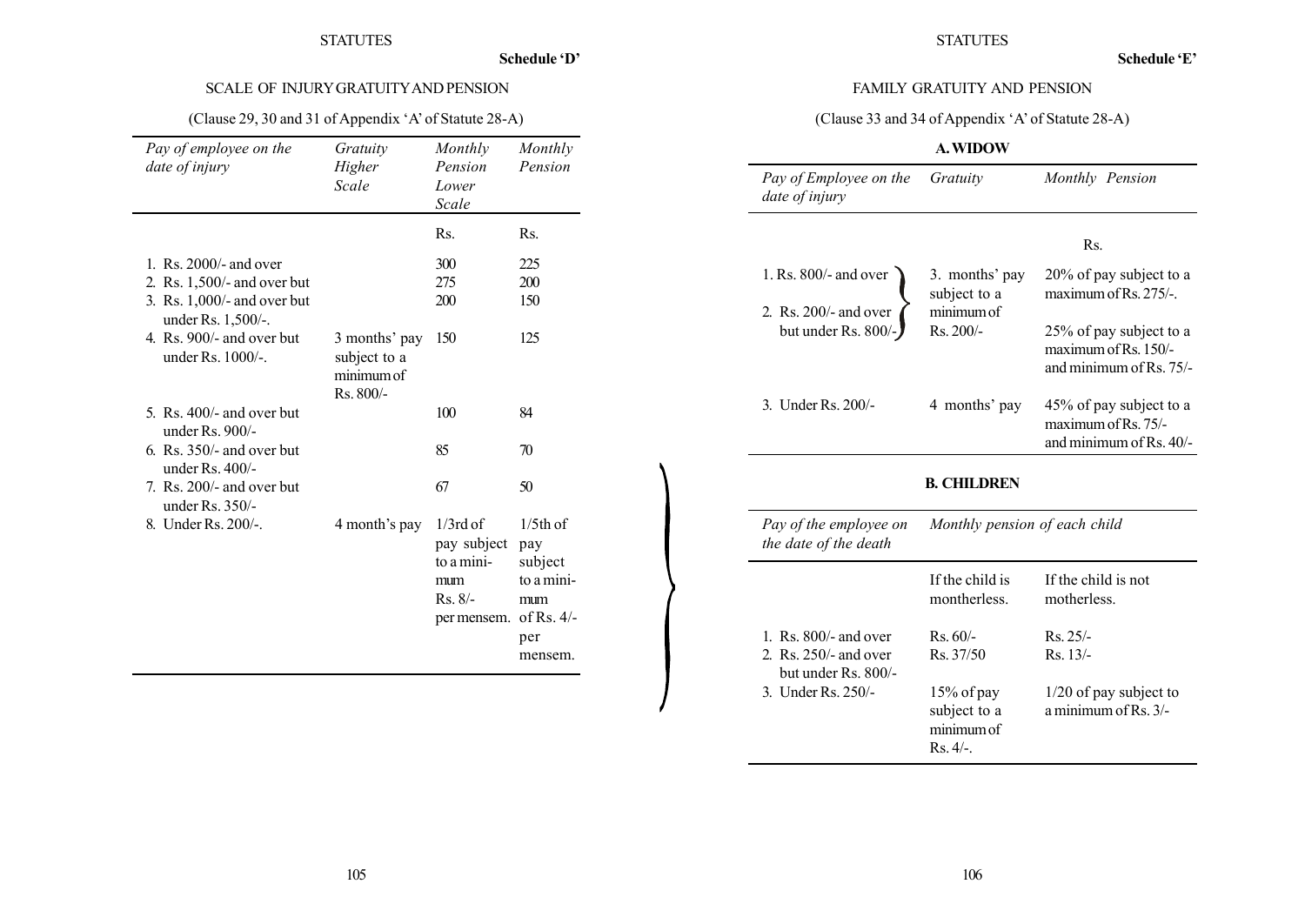**Schedule 'D'**

## SCALE OF INJURY GRATUITY AND PENSION

(Clause 29, 30 and 31 of Appendix 'A' of Statute 28-A)

| *Pay of employee on the date of injury* | *Gratuity Higher Scale* | *Monthly Pension Lower Scale* | *Monthly Pension* |
|---|---|---|---|
| | | Rs. | Rs. |
| 1. Rs. 2000/- and over | | 300 | 225 |
| 2. Rs. 1,500/- and over but | | 275 | 200 |
| 3. Rs. 1,000/- and over but under Rs. 1,500/-. | | 200 | 150 |
| 4. Rs. 900/- and over but under Rs. 1000/-. | 3 months' pay subject to a minimum of Rs. 800/- | 150 | 125 |
| 5. Rs. 400/- and over but under Rs. 900/- | | 100 | 84 |
| 6. Rs. 350/- and over but under Rs. 400/- | | 85 | 70 |
| 7. Rs. 200/- and over but under Rs. 350/- | | 67 | 50 |
| 8. Under Rs. 200/-. | 4 month's pay | 1/3rd of pay subject to a minimum Rs. 8/- per mensem. | 1/5th of pay subject to a minimum of Rs. 4/- per mensem. |

**Schedule 'E'**

## FAMILY GRATUITY AND PENSION

(Clause 33 and 34 of Appendix 'A' of Statute 28-A)

### A. WIDOW

| *Pay of Employee on the date of injury* | *Gratuity* | *Monthly Pension* |
|---|---|---|
| | | Rs. |
| 1. Rs. 800/- and over | 3. months' pay subject to a minimum of Rs. 200/- | 20% of pay subject to a maximum of Rs. 275/-. |
| 2. Rs. 200/- and over but under Rs. 800/- | | 25% of pay subject to a maximum of Rs. 150/- and minimum of Rs. 75/- |
| 3. Under Rs. 200/- | 4 months' pay | 45% of pay subject to a maximum of Rs. 75/- and minimum of Rs. 40/- |

### B. CHILDREN

| *Pay of the employee on the date of the death* | *Monthly pension of each child* | |
|---|---|---|
| | If the child is montherless. | If the child is not motherless. |
| 1. Rs. 800/- and over | Rs. 60/- | Rs. 25/- |
| 2. Rs. 250/- and over but under Rs. 800/- | Rs. 37/50 | Rs. 13/- |
| 3. Under Rs. 250/- | 15% of pay subject to a minimum of Rs. 4/-. | 1/20 of pay subject to a minimum of Rs. 3/- |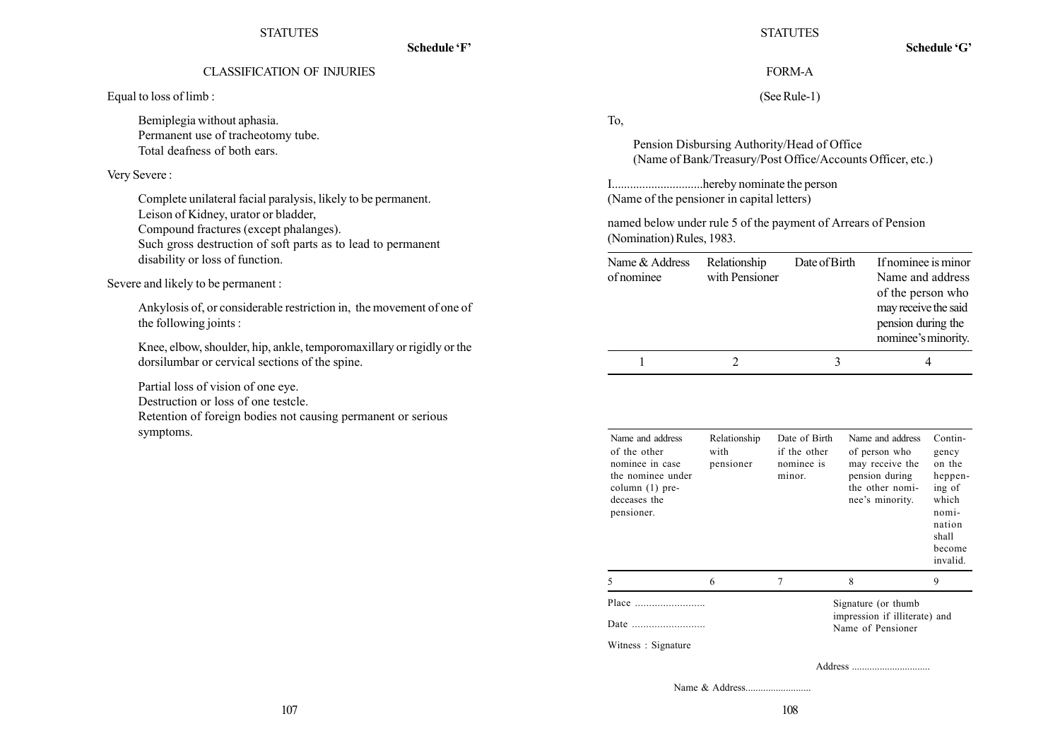**Schedule 'F'**

## CLASSIFICATION OF INJURIES

Equal to loss of limb :

Bemiplegia without aphasia.
Permanent use of tracheotomy tube.
Total deafness of both ears.

Very Severe :

Complete unilateral facial paralysis, likely to be permanent.
Leison of Kidney, urator or bladder,
Compound fractures (except phalanges).
Such gross destruction of soft parts as to lead to permanent disability or loss of function.

Severe and likely to be permanent :

Ankylosis of, or considerable restriction in, the movement of one of the following joints :

Knee, elbow, shoulder, hip, ankle, temporomaxillary or rigidly or the dorsilumbar or cervical sections of the spine.

Partial loss of vision of one eye.
Destruction or loss of one testcle.
Retention of foreign bodies not causing permanent or serious symptoms.

**Schedule 'G'**

## FORM-A

(See Rule-1)

To,

Pension Disbursing Authority/Head of Office
(Name of Bank/Treasury/Post Office/Accounts Officer, etc.)

I..............................hereby nominate the person
(Name of the pensioner in capital letters)

named below under rule 5 of the payment of Arrears of Pension (Nomination) Rules, 1983.

| Name & Address of nominee | Relationship with Pensioner | Date of Birth | If nominee is minor Name and address of the person who may receive the said pension during the nominee's minority. |
|---|---|---|---|
| 1 | 2 | 3 | 4 |

| Name and address of the other nominee in case the nominee under column (1) pre-deceases the pensioner. | Relationship with pensioner | Date of Birth if the other nominee is minor. | Name and address of person who may receive the pension during the other nominee's minority. | Contingency on the heppening of which nomination shall become invalid. |
|---|---|---|---|---|
| 5 | 6 | 7 | 8 | 9 |

Place .........................

Date ..........................

Signature (or thumb impression if illiterate) and Name of Pensioner

Witness : Signature

Address ...............................

Name & Address..........................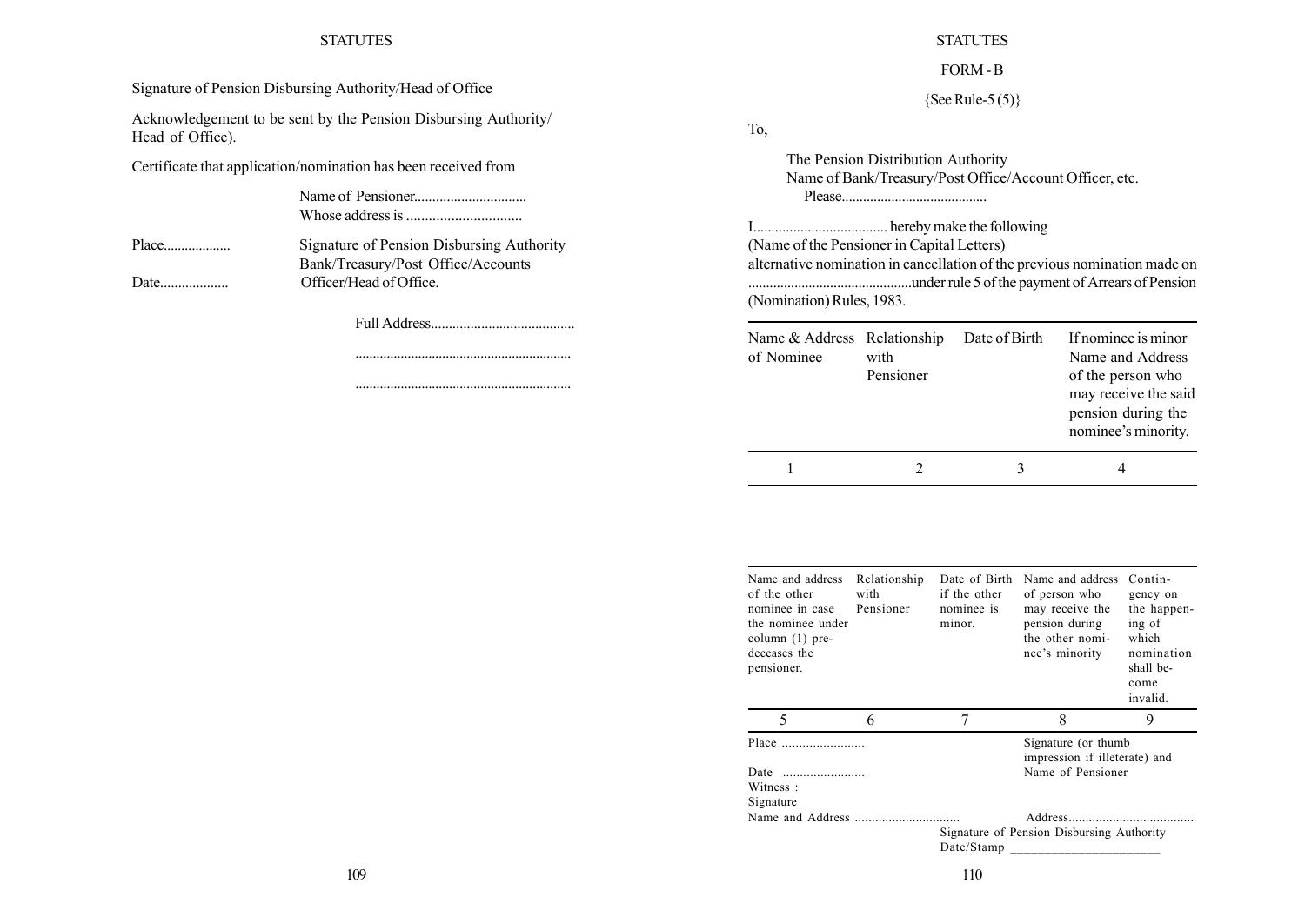Signature of Pension Disbursing Authority/Head of Office

Acknowledgement to be sent by the Pension Disbursing Authority/ Head of Office).

Certificate that application/nomination has been received from

Name of Pensioner...............................
Whose address is ...............................

Place...................  Signature of Pension Disbursing Authority Bank/Treasury/Post Office/Accounts

Date...................  Officer/Head of Office.

Full Address........................................

.............................................................

.............................................................

FORM - B

{See Rule-5 (5)}

To,

The Pension Distribution Authority
Name of Bank/Treasury/Post Office/Account Officer, etc.
Please.........................................

I..................................... hereby make the following
(Name of the Pensioner in Capital Letters)
alternative nomination in cancellation of the previous nomination made on .............................................under rule 5 of the payment of Arrears of Pension (Nomination) Rules, 1983.

| Name & Address of Nominee | Relationship with Pensioner | Date of Birth | If nominee is minor Name and Address of the person who may receive the said pension during the nominee's minority. |
|---|---|---|---|
| 1 | 2 | 3 | 4 |

| Name and address of the other nominee in case the nominee under column (1) predeceases the pensioner. | Relationship with Pensioner | Date of Birth if the other nominee is minor. | Name and address of person who may receive the pension during the other nominee's minority | Contingency on the happening of which nomination shall become invalid. |
|---|---|---|---|---|
| 5 | 6 | 7 | 8 | 9 |

Place ........................  Signature (or thumb impression if illeterate) and

Date ........................  Name of Pensioner

Witness :

Signature

Name and Address ..............................  Address....................................

Signature of Pension Disbursing Authority

Date/Stamp ______________________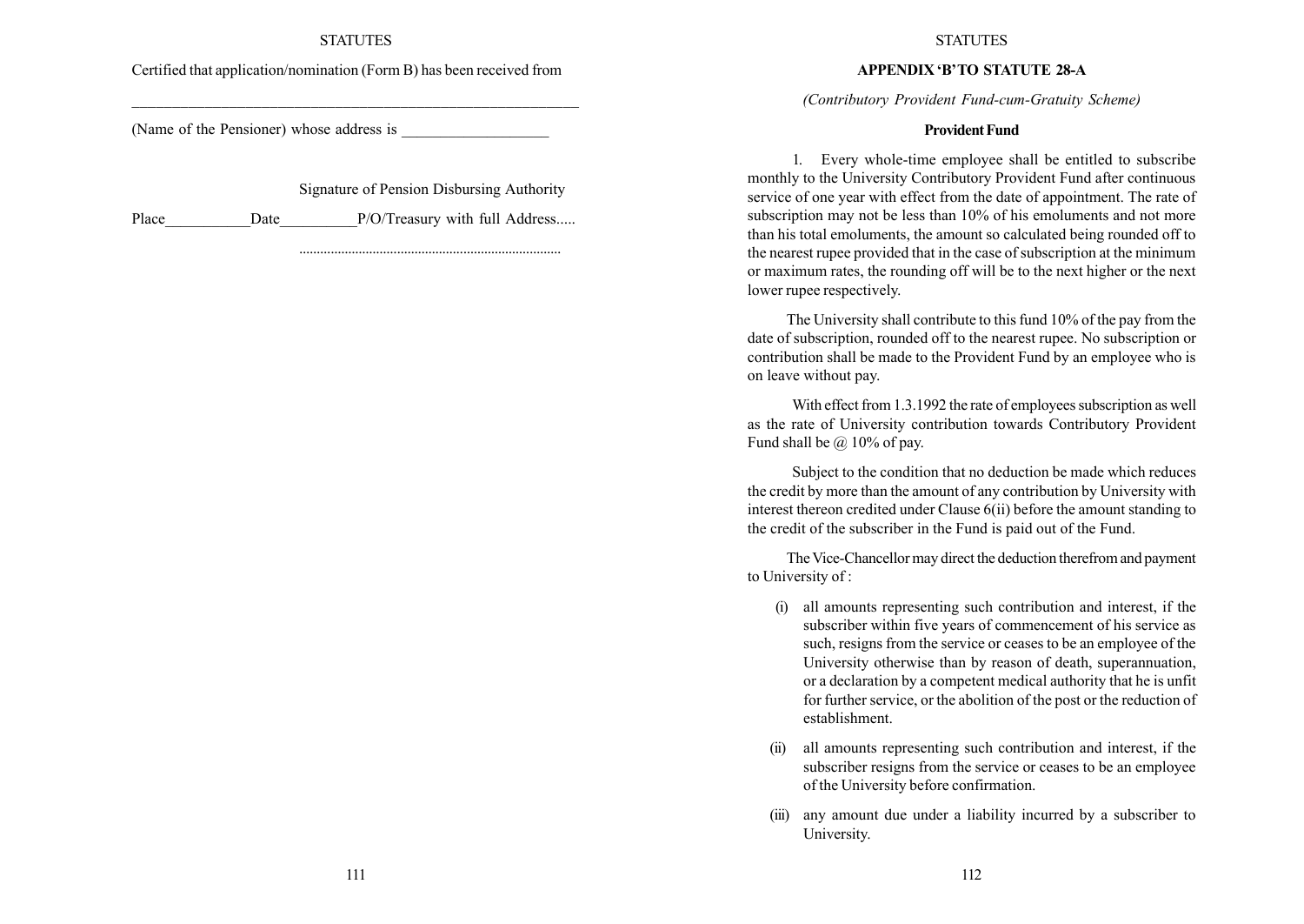Certified that application/nomination (Form B) has been received from

\_\_\_\_\_\_\_\_\_\_\_\_\_\_\_\_\_\_\_\_\_\_\_\_\_\_\_\_\_\_\_\_\_\_\_\_\_\_\_\_\_\_\_\_\_\_\_\_\_\_\_\_\_\_

(Name of the Pensioner) whose address is \_\_\_\_\_\_\_\_\_\_\_\_\_\_\_\_\_\_\_

Signature of Pension Disbursing Authority

Place\_\_\_\_\_\_\_\_\_\_\_Date\_\_\_\_\_\_\_\_\_\_P/O/Treasury with full Address.....

..........................................................................

## APPENDIX 'B' TO STATUTE 28-A

*(Contributory Provident Fund-cum-Gratuity Scheme)*

### Provident Fund

1. Every whole-time employee shall be entitled to subscribe monthly to the University Contributory Provident Fund after continuous service of one year with effect from the date of appointment. The rate of subscription may not be less than 10% of his emoluments and not more than his total emoluments, the amount so calculated being rounded off to the nearest rupee provided that in the case of subscription at the minimum or maximum rates, the rounding off will be to the next higher or the next lower rupee respectively.

The University shall contribute to this fund 10% of the pay from the date of subscription, rounded off to the nearest rupee. No subscription or contribution shall be made to the Provident Fund by an employee who is on leave without pay.

With effect from 1.3.1992 the rate of employees subscription as well as the rate of University contribution towards Contributory Provident Fund shall be @ 10% of pay.

Subject to the condition that no deduction be made which reduces the credit by more than the amount of any contribution by University with interest thereon credited under Clause 6(ii) before the amount standing to the credit of the subscriber in the Fund is paid out of the Fund.

The Vice-Chancellor may direct the deduction therefrom and payment to University of :

(i) all amounts representing such contribution and interest, if the subscriber within five years of commencement of his service as such, resigns from the service or ceases to be an employee of the University otherwise than by reason of death, superannuation, or a declaration by a competent medical authority that he is unfit for further service, or the abolition of the post or the reduction of establishment.

(ii) all amounts representing such contribution and interest, if the subscriber resigns from the service or ceases to be an employee of the University before confirmation.

(iii) any amount due under a liability incurred by a subscriber to University.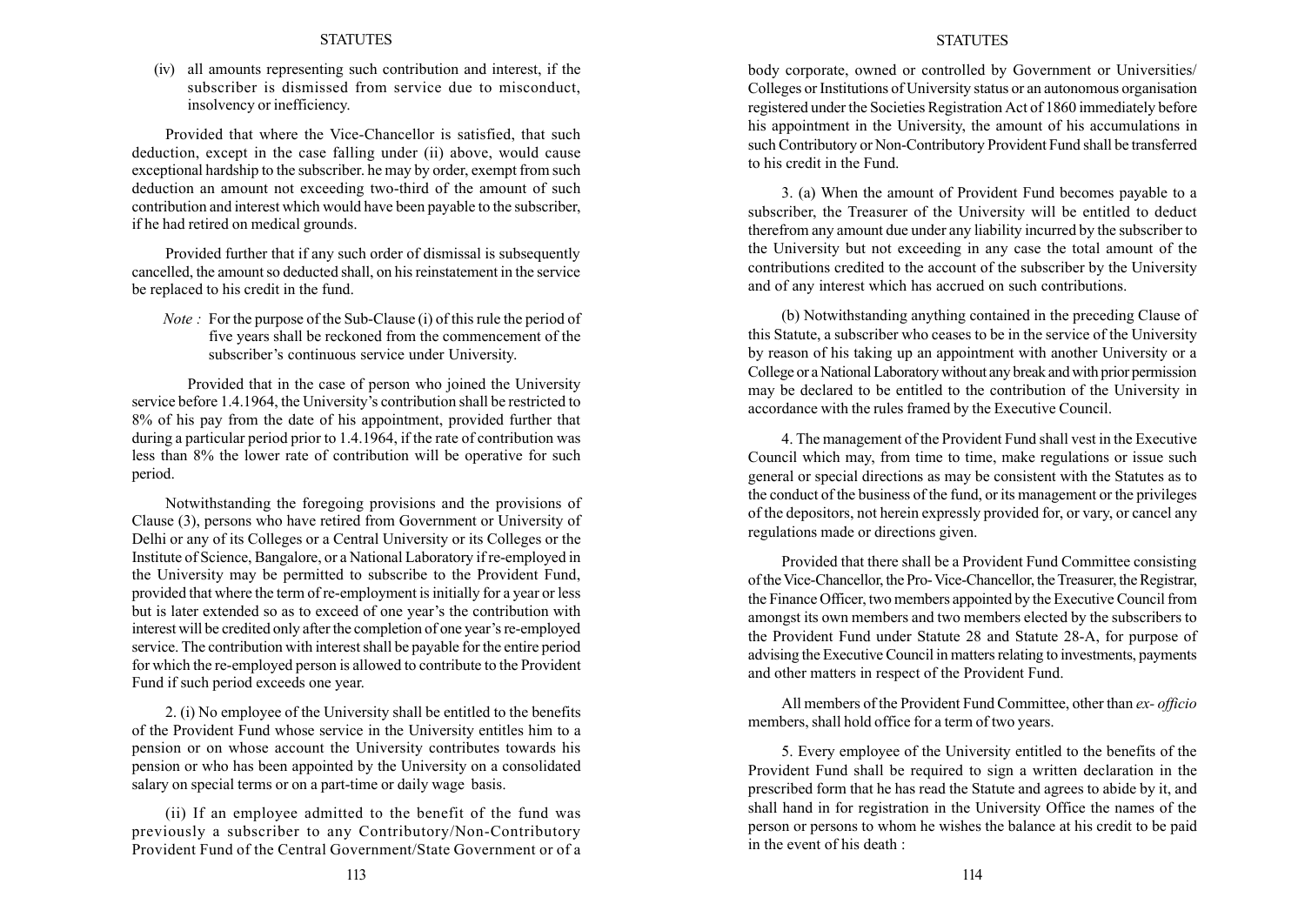(iv) all amounts representing such contribution and interest, if the subscriber is dismissed from service due to misconduct, insolvency or inefficiency.

Provided that where the Vice-Chancellor is satisfied, that such deduction, except in the case falling under (ii) above, would cause exceptional hardship to the subscriber. he may by order, exempt from such deduction an amount not exceeding two-third of the amount of such contribution and interest which would have been payable to the subscriber, if he had retired on medical grounds.

Provided further that if any such order of dismissal is subsequently cancelled, the amount so deducted shall, on his reinstatement in the service be replaced to his credit in the fund.

*Note :* For the purpose of the Sub-Clause (i) of this rule the period of five years shall be reckoned from the commencement of the subscriber's continuous service under University.

Provided that in the case of person who joined the University service before 1.4.1964, the University's contribution shall be restricted to 8% of his pay from the date of his appointment, provided further that during a particular period prior to 1.4.1964, if the rate of contribution was less than 8% the lower rate of contribution will be operative for such period.

Notwithstanding the foregoing provisions and the provisions of Clause (3), persons who have retired from Government or University of Delhi or any of its Colleges or a Central University or its Colleges or the Institute of Science, Bangalore, or a National Laboratory if re-employed in the University may be permitted to subscribe to the Provident Fund, provided that where the term of re-employment is initially for a year or less but is later extended so as to exceed of one year's the contribution with interest will be credited only after the completion of one year's re-employed service. The contribution with interest shall be payable for the entire period for which the re-employed person is allowed to contribute to the Provident Fund if such period exceeds one year.

2. (i) No employee of the University shall be entitled to the benefits of the Provident Fund whose service in the University entitles him to a pension or on whose account the University contributes towards his pension or who has been appointed by the University on a consolidated salary on special terms or on a part-time or daily wage basis.

(ii) If an employee admitted to the benefit of the fund was previously a subscriber to any Contributory/Non-Contributory Provident Fund of the Central Government/State Government or of a body corporate, owned or controlled by Government or Universities/ Colleges or Institutions of University status or an autonomous organisation registered under the Societies Registration Act of 1860 immediately before his appointment in the University, the amount of his accumulations in such Contributory or Non-Contributory Provident Fund shall be transferred to his credit in the Fund.

3. (a) When the amount of Provident Fund becomes payable to a subscriber, the Treasurer of the University will be entitled to deduct therefrom any amount due under any liability incurred by the subscriber to the University but not exceeding in any case the total amount of the contributions credited to the account of the subscriber by the University and of any interest which has accrued on such contributions.

(b) Notwithstanding anything contained in the preceding Clause of this Statute, a subscriber who ceases to be in the service of the University by reason of his taking up an appointment with another University or a College or a National Laboratory without any break and with prior permission may be declared to be entitled to the contribution of the University in accordance with the rules framed by the Executive Council.

4. The management of the Provident Fund shall vest in the Executive Council which may, from time to time, make regulations or issue such general or special directions as may be consistent with the Statutes as to the conduct of the business of the fund, or its management or the privileges of the depositors, not herein expressly provided for, or vary, or cancel any regulations made or directions given.

Provided that there shall be a Provident Fund Committee consisting of the Vice-Chancellor, the Pro- Vice-Chancellor, the Treasurer, the Registrar, the Finance Officer, two members appointed by the Executive Council from amongst its own members and two members elected by the subscribers to the Provident Fund under Statute 28 and Statute 28-A, for purpose of advising the Executive Council in matters relating to investments, payments and other matters in respect of the Provident Fund.

All members of the Provident Fund Committee, other than *ex- officio* members, shall hold office for a term of two years.

5. Every employee of the University entitled to the benefits of the Provident Fund shall be required to sign a written declaration in the prescribed form that he has read the Statute and agrees to abide by it, and shall hand in for registration in the University Office the names of the person or persons to whom he wishes the balance at his credit to be paid in the event of his death :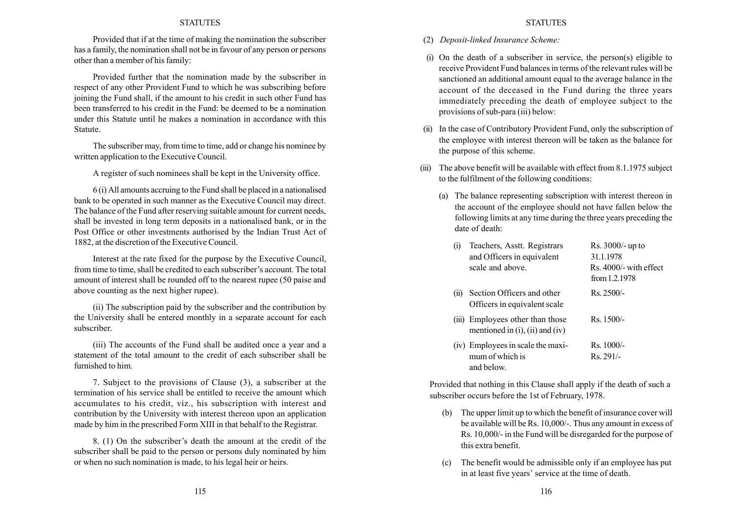Provided that if at the time of making the nomination the subscriber has a family, the nomination shall not be in favour of any person or persons other than a member of his family:

Provided further that the nomination made by the subscriber in respect of any other Provident Fund to which he was subscribing before joining the Fund shall, if the amount to his credit in such other Fund has been transferred to his credit in the Fund: be deemed to be a nomination under this Statute until he makes a nomination in accordance with this Statute.

The subscriber may, from time to time, add or change his nominee by written application to the Executive Council.

A register of such nominees shall be kept in the University office.

6 (i) All amounts accruing to the Fund shall be placed in a nationalised bank to be operated in such manner as the Executive Council may direct. The balance of the Fund after reserving suitable amount for current needs, shall be invested in long term deposits in a nationalised bank, or in the Post Office or other investments authorised by the Indian Trust Act of 1882, at the discretion of the Executive Council.

Interest at the rate fixed for the purpose by the Executive Council, from time to time, shall be credited to each subscriber's account. The total amount of interest shall be rounded off to the nearest rupee (50 paise and above counting as the next higher rupee).

(ii) The subscription paid by the subscriber and the contribution by the University shall be entered monthly in a separate account for each subscriber.

(iii) The accounts of the Fund shall be audited once a year and a statement of the total amount to the credit of each subscriber shall be furnished to him.

7. Subject to the provisions of Clause (3), a subscriber at the termination of his service shall be entitled to receive the amount which accumulates to his credit, viz., his subscription with interest and contribution by the University with interest thereon upon an application made by him in the prescribed Form XIII in that behalf to the Registrar.

8. (1) On the subscriber's death the amount at the credit of the subscriber shall be paid to the person or persons duly nominated by him or when no such nomination is made, to his legal heir or heirs.

(2) *Deposit-linked Insurance Scheme:*

(i) On the death of a subscriber in service, the person(s) eligible to receive Provident Fund balances in terms of the relevant rules will be sanctioned an additional amount equal to the average balance in the account of the deceased in the Fund during the three years immediately preceding the death of employee subject to the provisions of sub-para (iii) below:

(ii) In the case of Contributory Provident Fund, only the subscription of the employee with interest thereon will be taken as the balance for the purpose of this scheme.

(iii) The above benefit will be available with effect from 8.1.1975 subject to the fulfilment of the following conditions:

(a) The balance representing subscription with interest thereon in the account of the employee should not have fallen below the following limits at any time during the three years preceding the date of death:

| | | |
|---|---|---|
| (i) | Teachers, Asstt. Registrars and Officers in equivalent scale and above. | Rs. 3000/- up to 31.1.1978<br>Rs. 4000/- with effect from 1.2.1978 |
| (ii) | Section Officers and other Officers in equivalent scale | Rs. 2500/- |
| (iii) | Employees other than those mentioned in (i), (ii) and (iv) | Rs. 1500/- |
| (iv) | Employees in scale the maximum of which is Rs. 291/- and below. | Rs. 1000/- |

Provided that nothing in this Clause shall apply if the death of such a subscriber occurs before the 1st of February, 1978.

(b) The upper limit up to which the benefit of insurance cover will be available will be Rs. 10,000/-. Thus any amount in excess of Rs. 10,000/- in the Fund will be disregarded for the purpose of this extra benefit.

(c) The benefit would be admissible only if an employee has put in at least five years' service at the time of death.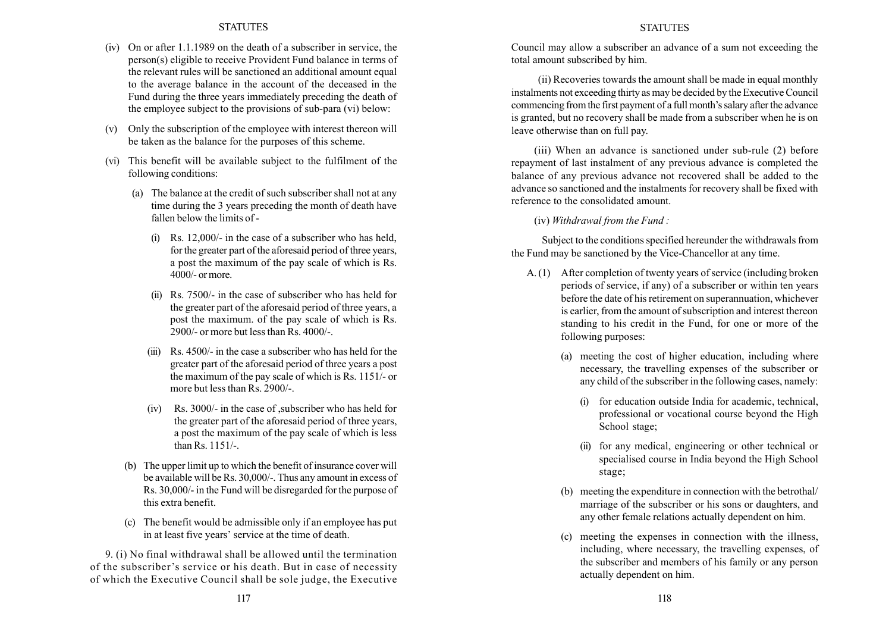(iv) On or after 1.1.1989 on the death of a subscriber in service, the person(s) eligible to receive Provident Fund balance in terms of the relevant rules will be sanctioned an additional amount equal to the average balance in the account of the deceased in the Fund during the three years immediately preceding the death of the employee subject to the provisions of sub-para (vi) below:

(v) Only the subscription of the employee with interest thereon will be taken as the balance for the purposes of this scheme.

(vi) This benefit will be available subject to the fulfilment of the following conditions:

(a) The balance at the credit of such subscriber shall not at any time during the 3 years preceding the month of death have fallen below the limits of -

(i) Rs. 12,000/- in the case of a subscriber who has held, for the greater part of the aforesaid period of three years, a post the maximum of the pay scale of which is Rs. 4000/- or more.

(ii) Rs. 7500/- in the case of subscriber who has held for the greater part of the aforesaid period of three years, a post the maximum. of the pay scale of which is Rs. 2900/- or more but less than Rs. 4000/-.

(iii) Rs. 4500/- in the case a subscriber who has held for the greater part of the aforesaid period of three years a post the maximum of the pay scale of which is Rs. 1151/- or more but less than Rs. 2900/-.

(iv) Rs. 3000/- in the case of ,subscriber who has held for the greater part of the aforesaid period of three years, a post the maximum of the pay scale of which is less than Rs. 1151/-.

(b) The upper limit up to which the benefit of insurance cover will be available will be Rs. 30,000/-. Thus any amount in excess of Rs. 30,000/- in the Fund will be disregarded for the purpose of this extra benefit.

(c) The benefit would be admissible only if an employee has put in at least five years' service at the time of death.

9. (i) No final withdrawal shall be allowed until the termination of the subscriber's service or his death. But in case of necessity of which the Executive Council shall be sole judge, the Executive Council may allow a subscriber an advance of a sum not exceeding the total amount subscribed by him.

(ii) Recoveries towards the amount shall be made in equal monthly instalments not exceeding thirty as may be decided by the Executive Council commencing from the first payment of a full month's salary after the advance is granted, but no recovery shall be made from a subscriber when he is on leave otherwise than on full pay.

(iii) When an advance is sanctioned under sub-rule (2) before repayment of last instalment of any previous advance is completed the balance of any previous advance not recovered shall be added to the advance so sanctioned and the instalments for recovery shall be fixed with reference to the consolidated amount.

(iv) *Withdrawal from the Fund :*

Subject to the conditions specified hereunder the withdrawals from the Fund may be sanctioned by the Vice-Chancellor at any time.

A. (1) After completion of twenty years of service (including broken periods of service, if any) of a subscriber or within ten years before the date of his retirement on superannuation, whichever is earlier, from the amount of subscription and interest thereon standing to his credit in the Fund, for one or more of the following purposes:

(a) meeting the cost of higher education, including where necessary, the travelling expenses of the subscriber or any child of the subscriber in the following cases, namely:

(i) for education outside India for academic, technical, professional or vocational course beyond the High School stage;

(ii) for any medical, engineering or other technical or specialised course in India beyond the High School stage;

(b) meeting the expenditure in connection with the betrothal/ marriage of the subscriber or his sons or daughters, and any other female relations actually dependent on him.

(c) meeting the expenses in connection with the illness, including, where necessary, the travelling expenses, of the subscriber and members of his family or any person actually dependent on him.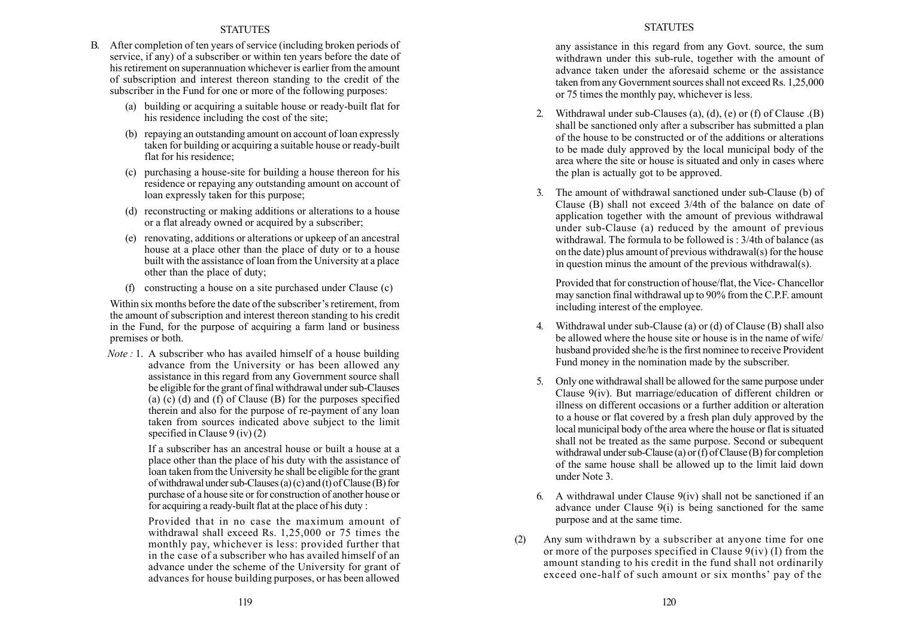B. After completion of ten years of service (including broken periods of service, if any) of a subscriber or within ten years before the date of his retirement on superannuation whichever is earlier from the amount of subscription and interest thereon standing to the credit of the subscriber in the Fund for one or more of the following purposes:

   (a) building or acquiring a suitable house or ready-built flat for his residence including the cost of the site;

   (b) repaying an outstanding amount on account of loan expressly taken for building or acquiring a suitable house or ready-built flat for his residence;

   (c) purchasing a house-site for building a house thereon for his residence or repaying any outstanding amount on account of loan expressly taken for this purpose;

   (d) reconstructing or making additions or alterations to a house or a flat already owned or acquired by a subscriber;

   (e) renovating, additions or alterations or upkeep of an ancestral house at a place other than the place of duty or to a house built with the assistance of loan from the University at a place other than the place of duty;

   (f) constructing a house on a site purchased under Clause (c)

   Within six months before the date of the subscriber's retirement, from the amount of subscription and interest thereon standing to his credit in the Fund, for the purpose of acquiring a farm land or business premises or both.

*Note :* 1. A subscriber who has availed himself of a house building advance from the University or has been allowed any assistance in this regard from any Government source shall be eligible for the grant of final withdrawal under sub-Clauses (a) (c) (d) and (f) of Clause (B) for the purposes specified therein and also for the purpose of re-payment of any loan taken from sources indicated above subject to the limit specified in Clause 9 (iv) (2)

If a subscriber has an ancestral house or built a house at a place other than the place of his duty with the assistance of loan taken from the University he shall be eligible for the grant of withdrawal under sub-Clauses (a) (c) and (t) of Clause (B) for purchase of a house site or for construction of another house or for acquiring a ready-built flat at the place of his duty :

Provided that in no case the maximum amount of withdrawal shall exceed Rs. 1,25,000 or 75 times the monthly pay, whichever is less: provided further that in the case of a subscriber who has availed himself of an advance under the scheme of the University for grant of advances for house building purposes, or has been allowed any assistance in this regard from any Govt. source, the sum withdrawn under this sub-rule, together with the amount of advance taken under the aforesaid scheme or the assistance taken from any Government sources shall not exceed Rs. 1,25,000 or 75 times the monthly pay, whichever is less.

2. Withdrawal under sub-Clauses (a), (d), (e) or (f) of Clause .(B) shall be sanctioned only after a subscriber has submitted a plan of the house to be constructed or of the additions or alterations to be made duly approved by the local municipal body of the area where the site or house is situated and only in cases where the plan is actually got to be approved.

3. The amount of withdrawal sanctioned under sub-Clause (b) of Clause (B) shall not exceed 3/4th of the balance on date of application together with the amount of previous withdrawal under sub-Clause (a) reduced by the amount of previous withdrawal. The formula to be followed is : 3/4th of balance (as on the date) plus amount of previous withdrawal(s) for the house in question minus the amount of the previous withdrawal(s).

   Provided that for construction of house/flat, the Vice- Chancellor may sanction final withdrawal up to 90% from the C.P.F. amount including interest of the employee.

4. Withdrawal under sub-Clause (a) or (d) of Clause (B) shall also be allowed where the house site or house is in the name of wife/husband provided she/he is the first nominee to receive Provident Fund money in the nomination made by the subscriber.

5. Only one withdrawal shall be allowed for the same purpose under Clause 9(iv). But marriage/education of different children or illness on different occasions or a further addition or alteration to a house or flat covered by a fresh plan duly approved by the local municipal body of the area where the house or flat is situated shall not be treated as the same purpose. Second or subequent withdrawal under sub-Clause (a) or (f) of Clause (B) for completion of the same house shall be allowed up to the limit laid down under Note 3.

6. A withdrawal under Clause 9(iv) shall not be sanctioned if an advance under Clause 9(i) is being sanctioned for the same purpose and at the same time.

(2) Any sum withdrawn by a subscriber at anyone time for one or more of the purposes specified in Clause 9(iv) (I) from the amount standing to his credit in the fund shall not ordinarily exceed one-half of such amount or six months' pay of the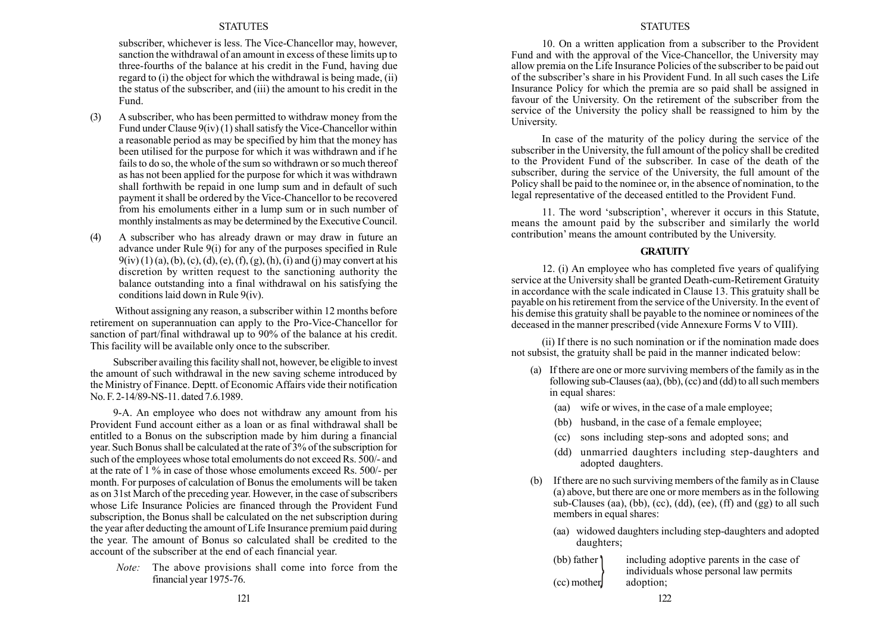subscriber, whichever is less. The Vice-Chancellor may, however, sanction the withdrawal of an amount in excess of these limits up to three-fourths of the balance at his credit in the Fund, having due regard to (i) the object for which the withdrawal is being made, (ii) the status of the subscriber, and (iii) the amount to his credit in the Fund.

(3) A subscriber, who has been permitted to withdraw money from the Fund under Clause 9(iv) (1) shall satisfy the Vice-Chancellor within a reasonable period as may be specified by him that the money has been utilised for the purpose for which it was withdrawn and if he fails to do so, the whole of the sum so withdrawn or so much thereof as has not been applied for the purpose for which it was withdrawn shall forthwith be repaid in one lump sum and in default of such payment it shall be ordered by the Vice-Chancellor to be recovered from his emoluments either in a lump sum or in such number of monthly instalments as may be determined by the Executive Council.

(4) A subscriber who has already drawn or may draw in future an advance under Rule 9(i) for any of the purposes specified in Rule 9(iv) (1) (a), (b), (c), (d), (e), (f), (g), (h), (i) and (j) may convert at his discretion by written request to the sanctioning authority the balance outstanding into a final withdrawal on his satisfying the conditions laid down in Rule 9(iv).

Without assigning any reason, a subscriber within 12 months before retirement on superannuation can apply to the Pro-Vice-Chancellor for sanction of part/final withdrawal up to 90% of the balance at his credit. This facility will be available only once to the subscriber.

Subscriber availing this facility shall not, however, be eligible to invest the amount of such withdrawal in the new saving scheme introduced by the Ministry of Finance. Deptt. of Economic Affairs vide their notification No. F. 2-14/89-NS-11. dated 7.6.1989.

9-A. An employee who does not withdraw any amount from his Provident Fund account either as a loan or as final withdrawal shall be entitled to a Bonus on the subscription made by him during a financial year. Such Bonus shall be calculated at the rate of 3% of the subscription for such of the employees whose total emoluments do not exceed Rs. 500/- and at the rate of 1 % in case of those whose emoluments exceed Rs. 500/- per month. For purposes of calculation of Bonus the emoluments will be taken as on 31st March of the preceding year. However, in the case of subscribers whose Life Insurance Policies are financed through the Provident Fund subscription, the Bonus shall be calculated on the net subscription during the year after deducting the amount of Life Insurance premium paid during the year. The amount of Bonus so calculated shall be credited to the account of the subscriber at the end of each financial year.

*Note:* The above provisions shall come into force from the financial year 1975-76.

10. On a written application from a subscriber to the Provident Fund and with the approval of the Vice-Chancellor, the University may allow premia on the Life Insurance Policies of the subscriber to be paid out of the subscriber's share in his Provident Fund. In all such cases the Life Insurance Policy for which the premia are so paid shall be assigned in favour of the University. On the retirement of the subscriber from the service of the University the policy shall be reassigned to him by the University.

In case of the maturity of the policy during the service of the subscriber in the University, the full amount of the policy shall be credited to the Provident Fund of the subscriber. In case of the death of the subscriber, during the service of the University, the full amount of the Policy shall be paid to the nominee or, in the absence of nomination, to the legal representative of the deceased entitled to the Provident Fund.

11. The word 'subscription', wherever it occurs in this Statute, means the amount paid by the subscriber and similarly the world contribution' means the amount contributed by the University.

**GRATUITY**

12. (i) An employee who has completed five years of qualifying service at the University shall be granted Death-cum-Retirement Gratuity in accordance with the scale indicated in Clause 13. This gratuity shall be payable on his retirement from the service of the University. In the event of his demise this gratuity shall be payable to the nominee or nominees of the deceased in the manner prescribed (vide Annexure Forms V to VIII).

(ii) If there is no such nomination or if the nomination made does not subsist, the gratuity shall be paid in the manner indicated below:

(a) If there are one or more surviving members of the family as in the following sub-Clauses (aa), (bb), (cc) and (dd) to all such members in equal shares:

- (aa) wife or wives, in the case of a male employee;
- (bb) husband, in the case of a female employee;
- (cc) sons including step-sons and adopted sons; and
- (dd) unmarried daughters including step-daughters and adopted daughters.

(b) If there are no such surviving members of the family as in Clause (a) above, but there are one or more members as in the following sub-Clauses (aa), (bb), (cc), (dd), (ee), (ff) and (gg) to all such members in equal shares:

- (aa) widowed daughters including step-daughters and adopted daughters;
- (bb) father
- (cc) mother

} including adoptive parents in the case of individuals whose personal law permits adoption;